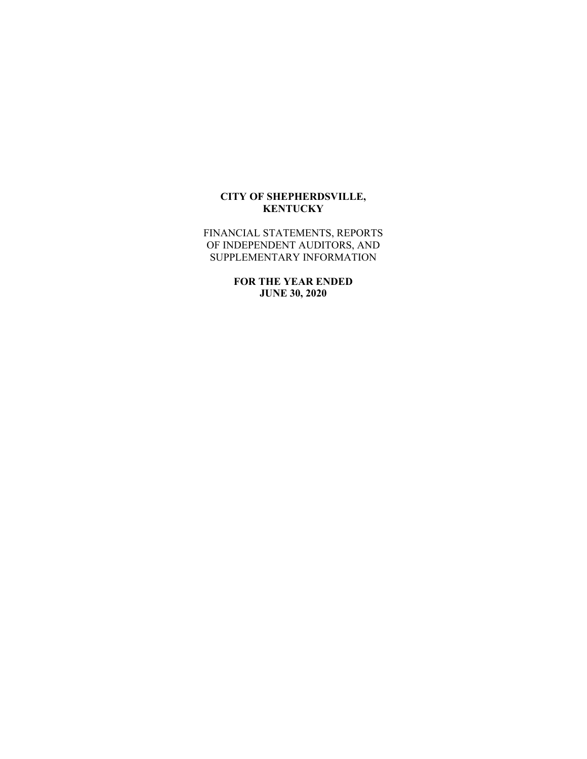**CITY OF SHEPHERDSVILLE,
KENTUCKY**

FINANCIAL STATEMENTS, REPORTS
OF INDEPENDENT AUDITORS, AND
SUPPLEMENTARY INFORMATION

**FOR THE YEAR ENDED
JUNE 30, 2020**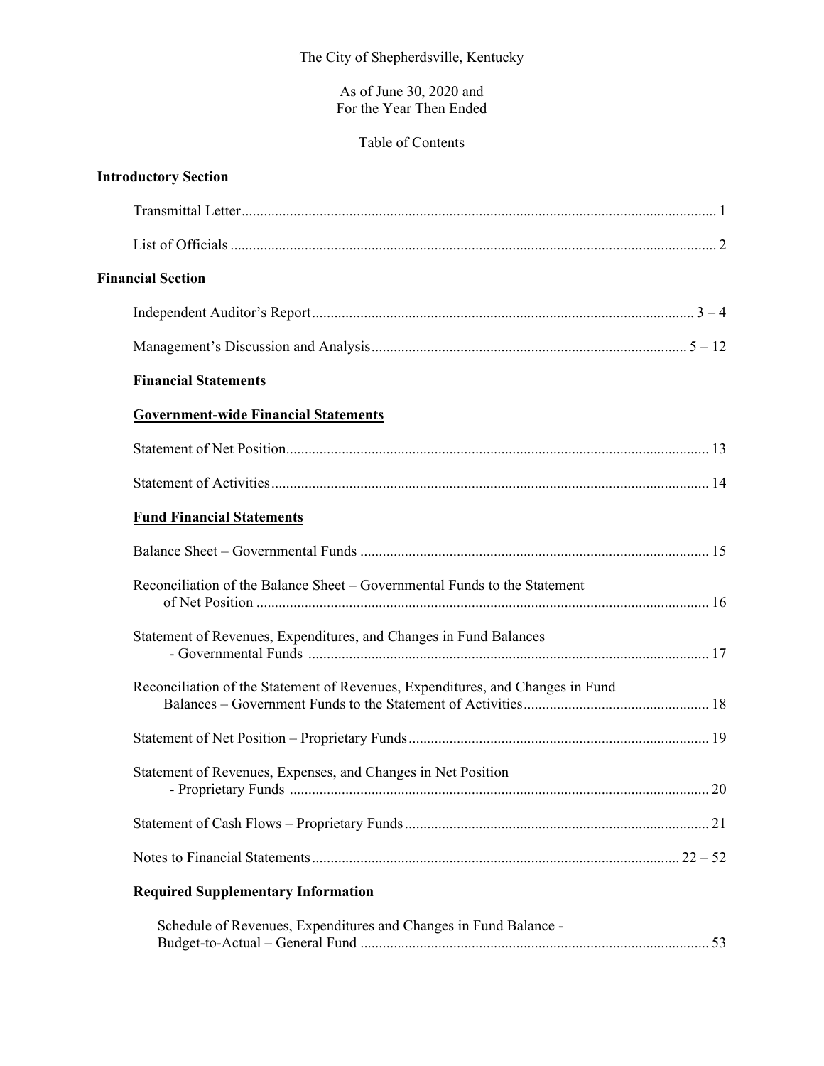The City of Shepherdsville, Kentucky

As of June 30, 2020 and
For the Year Then Ended

Table of Contents

## Introductory Section

Transmittal Letter ............................................................ 1

List of Officials ............................................................ 2

## Financial Section

Independent Auditor's Report ............................................................ 3 – 4

Management's Discussion and Analysis ............................................................ 5 – 12

### Financial Statements

#### Government-wide Financial Statements

Statement of Net Position ............................................................ 13

Statement of Activities ............................................................ 14

#### Fund Financial Statements

Balance Sheet – Governmental Funds ............................................................ 15

Reconciliation of the Balance Sheet – Governmental Funds to the Statement of Net Position ............................................................ 16

Statement of Revenues, Expenditures, and Changes in Fund Balances - Governmental Funds ............................................................ 17

Reconciliation of the Statement of Revenues, Expenditures, and Changes in Fund Balances – Government Funds to the Statement of Activities ............................................................ 18

Statement of Net Position – Proprietary Funds ............................................................ 19

Statement of Revenues, Expenses, and Changes in Net Position - Proprietary Funds ............................................................ 20

Statement of Cash Flows – Proprietary Funds ............................................................ 21

Notes to Financial Statements ............................................................ 22 – 52

### Required Supplementary Information

Schedule of Revenues, Expenditures and Changes in Fund Balance - Budget-to-Actual – General Fund ............................................................ 53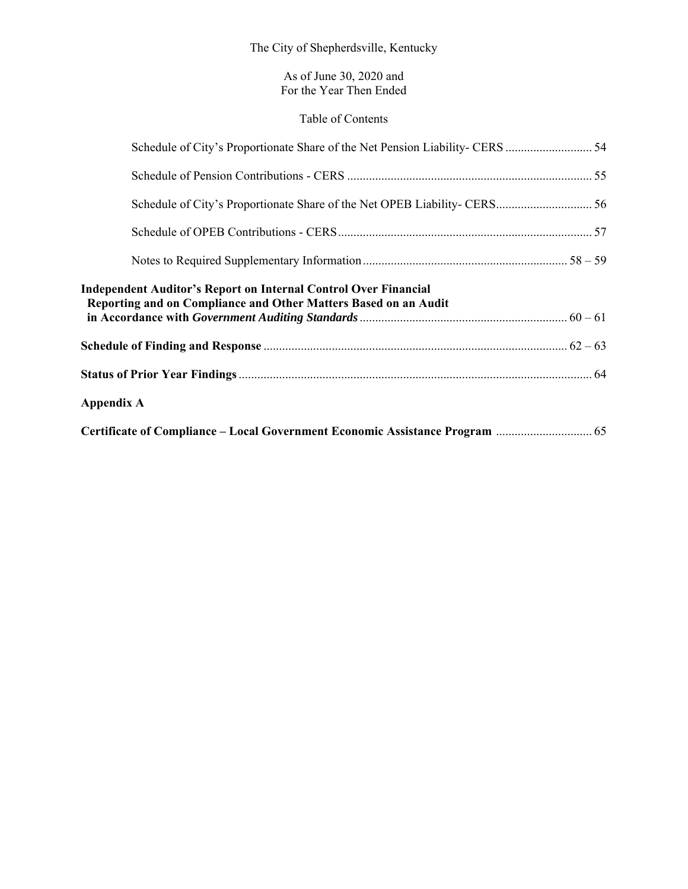The City of Shepherdsville, Kentucky

As of June 30, 2020 and
For the Year Then Ended

Table of Contents

| | |
|---|---|
| Schedule of City's Proportionate Share of the Net Pension Liability- CERS | 54 |
| Schedule of Pension Contributions - CERS | 55 |
| Schedule of City's Proportionate Share of the Net OPEB Liability- CERS | 56 |
| Schedule of OPEB Contributions - CERS | 57 |
| Notes to Required Supplementary Information | 58 – 59 |
| **Independent Auditor's Report on Internal Control Over Financial Reporting and on Compliance and Other Matters Based on an Audit in Accordance with *Government Auditing Standards*** | 60 – 61 |
| **Schedule of Finding and Response** | 62 – 63 |
| **Status of Prior Year Findings** | 64 |
| **Appendix A** | |
| **Certificate of Compliance – Local Government Economic Assistance Program** | 65 |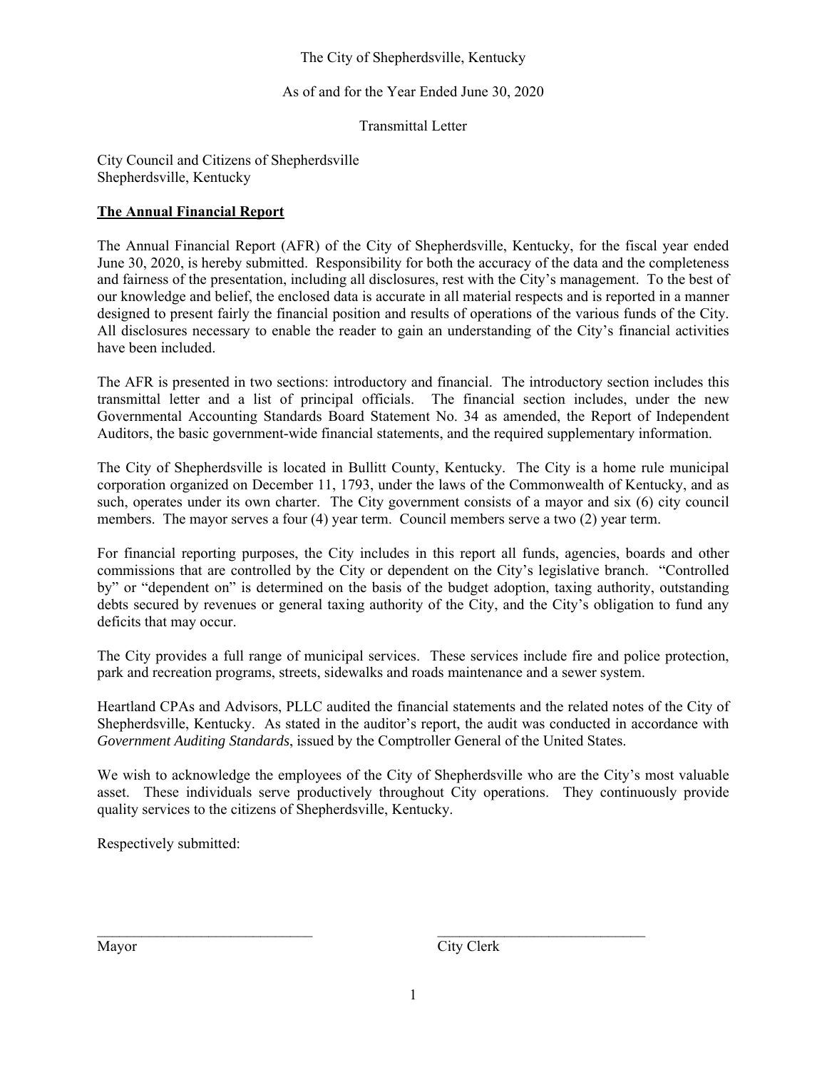The City of Shepherdsville, Kentucky

As of and for the Year Ended June 30, 2020

Transmittal Letter

City Council and Citizens of Shepherdsville
Shepherdsville, Kentucky

**The Annual Financial Report**

The Annual Financial Report (AFR) of the City of Shepherdsville, Kentucky, for the fiscal year ended June 30, 2020, is hereby submitted. Responsibility for both the accuracy of the data and the completeness and fairness of the presentation, including all disclosures, rest with the City's management. To the best of our knowledge and belief, the enclosed data is accurate in all material respects and is reported in a manner designed to present fairly the financial position and results of operations of the various funds of the City. All disclosures necessary to enable the reader to gain an understanding of the City's financial activities have been included.

The AFR is presented in two sections: introductory and financial. The introductory section includes this transmittal letter and a list of principal officials. The financial section includes, under the new Governmental Accounting Standards Board Statement No. 34 as amended, the Report of Independent Auditors, the basic government-wide financial statements, and the required supplementary information.

The City of Shepherdsville is located in Bullitt County, Kentucky. The City is a home rule municipal corporation organized on December 11, 1793, under the laws of the Commonwealth of Kentucky, and as such, operates under its own charter. The City government consists of a mayor and six (6) city council members. The mayor serves a four (4) year term. Council members serve a two (2) year term.

For financial reporting purposes, the City includes in this report all funds, agencies, boards and other commissions that are controlled by the City or dependent on the City's legislative branch. "Controlled by" or "dependent on" is determined on the basis of the budget adoption, taxing authority, outstanding debts secured by revenues or general taxing authority of the City, and the City's obligation to fund any deficits that may occur.

The City provides a full range of municipal services. These services include fire and police protection, park and recreation programs, streets, sidewalks and roads maintenance and a sewer system.

Heartland CPAs and Advisors, PLLC audited the financial statements and the related notes of the City of Shepherdsville, Kentucky. As stated in the auditor's report, the audit was conducted in accordance with *Government Auditing Standards*, issued by the Comptroller General of the United States.

We wish to acknowledge the employees of the City of Shepherdsville who are the City's most valuable asset. These individuals serve productively throughout City operations. They continuously provide quality services to the citizens of Shepherdsville, Kentucky.

Respectively submitted:

______________________________ ______________________________
Mayor City Clerk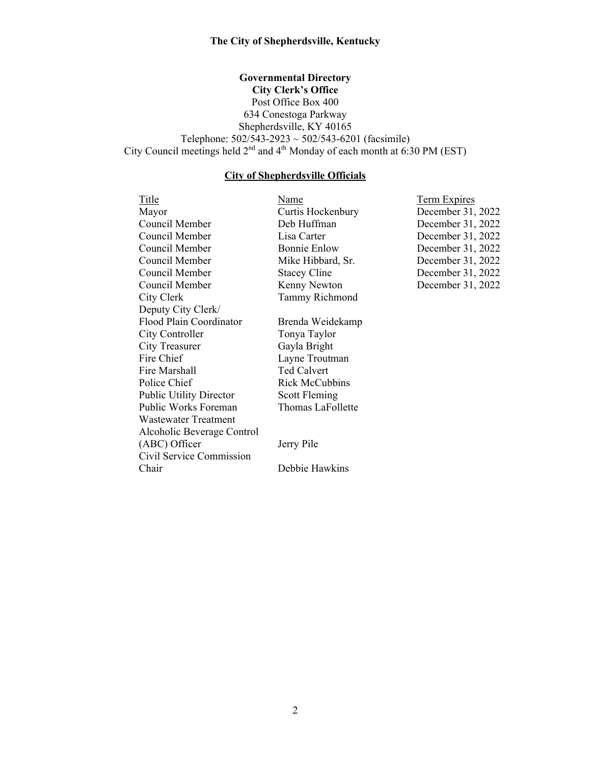**The City of Shepherdsville, Kentucky**

**Governmental Directory**
**City Clerk's Office**
Post Office Box 400
634 Conestoga Parkway
Shepherdsville, KY 40165
Telephone: 502/543-2923 ~ 502/543-6201 (facsimile)
City Council meetings held 2nd and 4th Monday of each month at 6:30 PM (EST)

## City of Shepherdsville Officials

| Title | Name | Term Expires |
|---|---|---|
| Mayor | Curtis Hockenbury | December 31, 2022 |
| Council Member | Deb Huffman | December 31, 2022 |
| Council Member | Lisa Carter | December 31, 2022 |
| Council Member | Bonnie Enlow | December 31, 2022 |
| Council Member | Mike Hibbard, Sr. | December 31, 2022 |
| Council Member | Stacey Cline | December 31, 2022 |
| Council Member | Kenny Newton | December 31, 2022 |
| City Clerk | Tammy Richmond | |
| Deputy City Clerk/ Flood Plain Coordinator | Brenda Weidekamp | |
| City Controller | Tonya Taylor | |
| City Treasurer | Gayla Bright | |
| Fire Chief | Layne Troutman | |
| Fire Marshall | Ted Calvert | |
| Police Chief | Rick McCubbins | |
| Public Utility Director | Scott Fleming | |
| Public Works Foreman | Thomas LaFollette | |
| Wastewater Treatment | | |
| Alcoholic Beverage Control (ABC) Officer | Jerry Pile | |
| Civil Service Commission Chair | Debbie Hawkins | |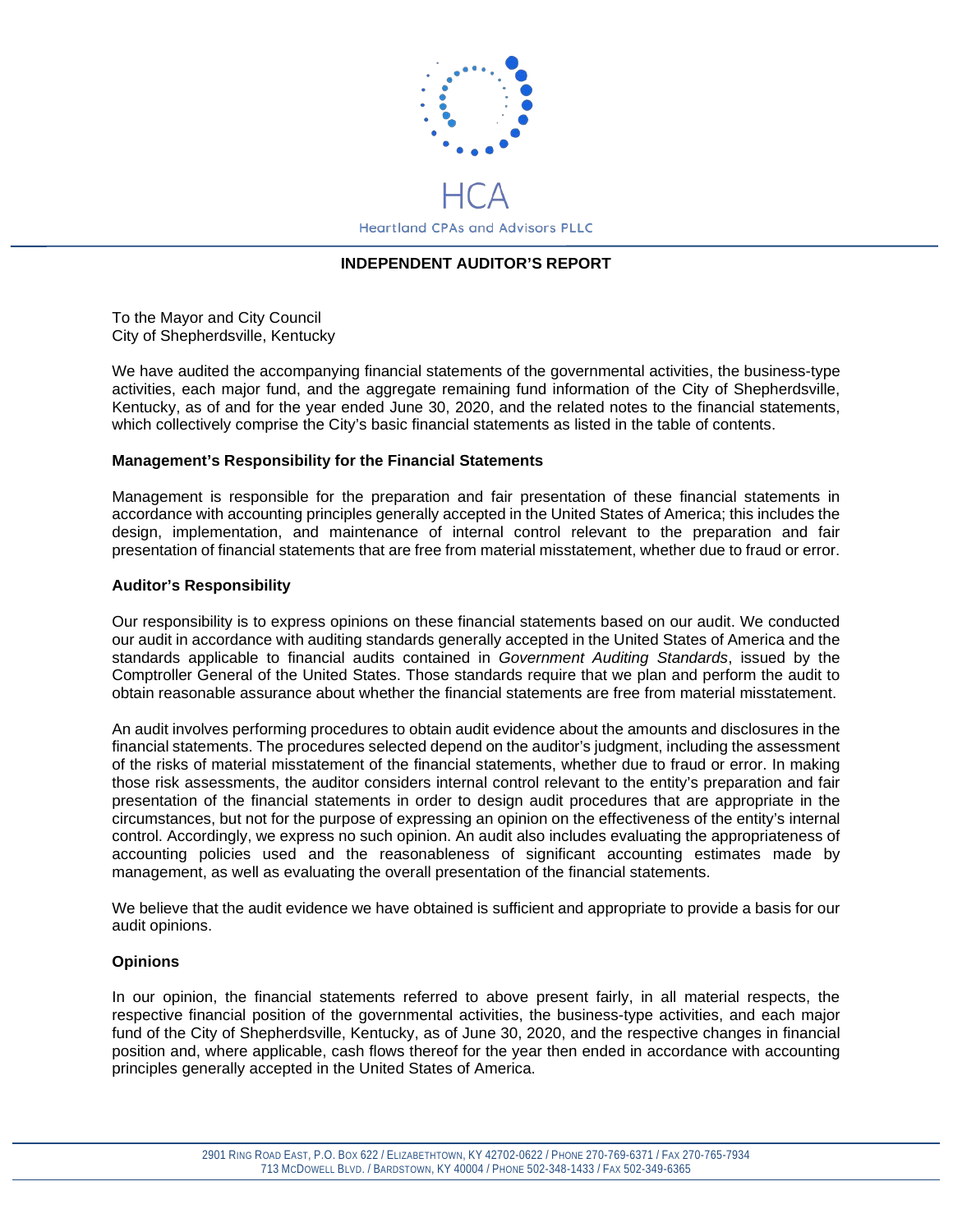HCA

Heartland CPAs and Advisors PLLC

## INDEPENDENT AUDITOR'S REPORT

To the Mayor and City Council
City of Shepherdsville, Kentucky

We have audited the accompanying financial statements of the governmental activities, the business-type activities, each major fund, and the aggregate remaining fund information of the City of Shepherdsville, Kentucky, as of and for the year ended June 30, 2020, and the related notes to the financial statements, which collectively comprise the City's basic financial statements as listed in the table of contents.

### Management's Responsibility for the Financial Statements

Management is responsible for the preparation and fair presentation of these financial statements in accordance with accounting principles generally accepted in the United States of America; this includes the design, implementation, and maintenance of internal control relevant to the preparation and fair presentation of financial statements that are free from material misstatement, whether due to fraud or error.

### Auditor's Responsibility

Our responsibility is to express opinions on these financial statements based on our audit. We conducted our audit in accordance with auditing standards generally accepted in the United States of America and the standards applicable to financial audits contained in *Government Auditing Standards*, issued by the Comptroller General of the United States. Those standards require that we plan and perform the audit to obtain reasonable assurance about whether the financial statements are free from material misstatement.

An audit involves performing procedures to obtain audit evidence about the amounts and disclosures in the financial statements. The procedures selected depend on the auditor's judgment, including the assessment of the risks of material misstatement of the financial statements, whether due to fraud or error. In making those risk assessments, the auditor considers internal control relevant to the entity's preparation and fair presentation of the financial statements in order to design audit procedures that are appropriate in the circumstances, but not for the purpose of expressing an opinion on the effectiveness of the entity's internal control. Accordingly, we express no such opinion. An audit also includes evaluating the appropriateness of accounting policies used and the reasonableness of significant accounting estimates made by management, as well as evaluating the overall presentation of the financial statements.

We believe that the audit evidence we have obtained is sufficient and appropriate to provide a basis for our audit opinions.

### Opinions

In our opinion, the financial statements referred to above present fairly, in all material respects, the respective financial position of the governmental activities, the business-type activities, and each major fund of the City of Shepherdsville, Kentucky, as of June 30, 2020, and the respective changes in financial position and, where applicable, cash flows thereof for the year then ended in accordance with accounting principles generally accepted in the United States of America.

2901 Ring Road East, P.O. Box 622 / Elizabethtown, KY 42702-0622 / Phone 270-769-6371 / Fax 270-765-7934
713 McDowell Blvd. / Bardstown, KY 40004 / Phone 502-348-1433 / Fax 502-349-6365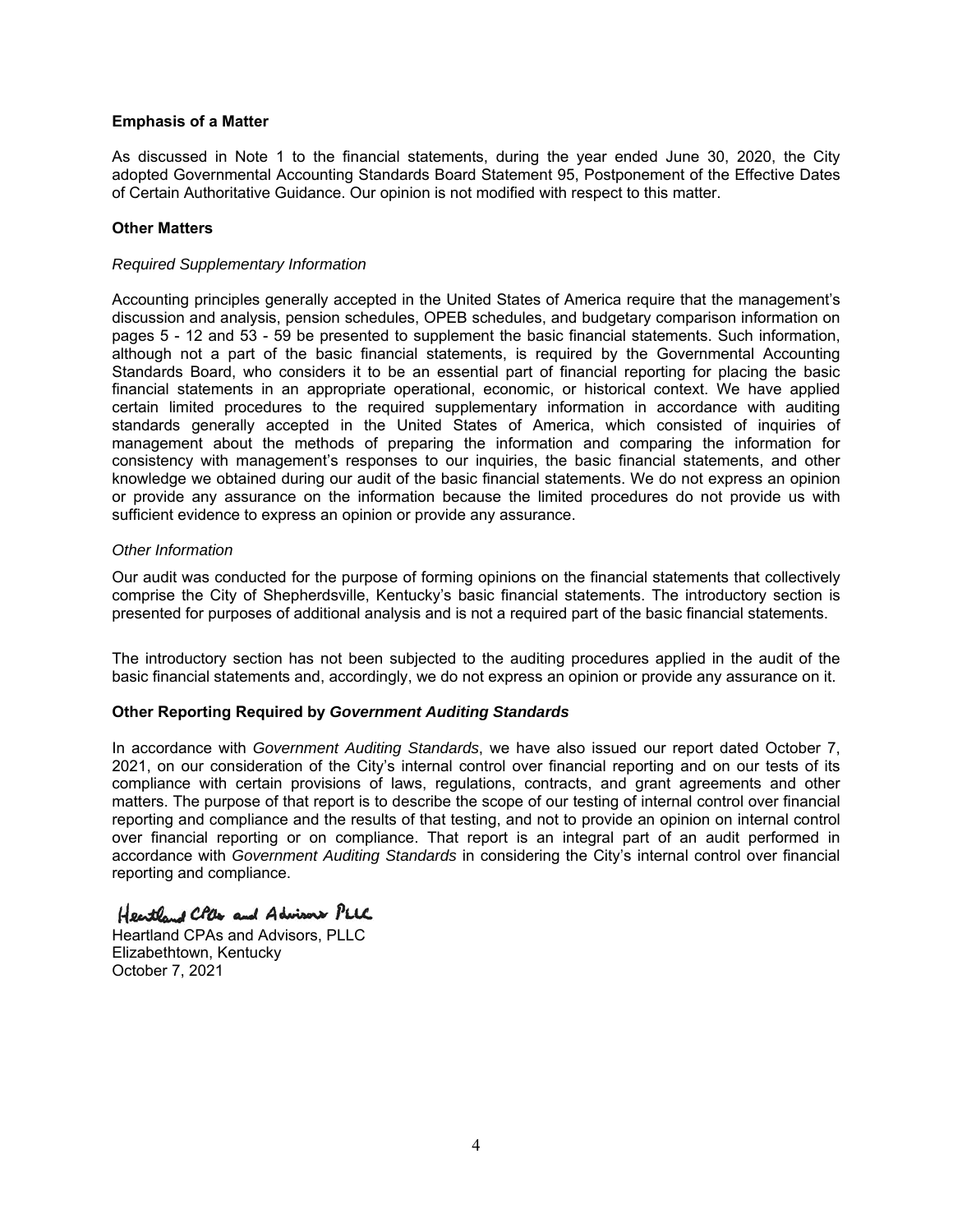**Emphasis of a Matter**

As discussed in Note 1 to the financial statements, during the year ended June 30, 2020, the City adopted Governmental Accounting Standards Board Statement 95, Postponement of the Effective Dates of Certain Authoritative Guidance. Our opinion is not modified with respect to this matter.

**Other Matters**

*Required Supplementary Information*

Accounting principles generally accepted in the United States of America require that the management's discussion and analysis, pension schedules, OPEB schedules, and budgetary comparison information on pages 5 - 12 and 53 - 59 be presented to supplement the basic financial statements. Such information, although not a part of the basic financial statements, is required by the Governmental Accounting Standards Board, who considers it to be an essential part of financial reporting for placing the basic financial statements in an appropriate operational, economic, or historical context. We have applied certain limited procedures to the required supplementary information in accordance with auditing standards generally accepted in the United States of America, which consisted of inquiries of management about the methods of preparing the information and comparing the information for consistency with management's responses to our inquiries, the basic financial statements, and other knowledge we obtained during our audit of the basic financial statements. We do not express an opinion or provide any assurance on the information because the limited procedures do not provide us with sufficient evidence to express an opinion or provide any assurance.

*Other Information*

Our audit was conducted for the purpose of forming opinions on the financial statements that collectively comprise the City of Shepherdsville, Kentucky's basic financial statements. The introductory section is presented for purposes of additional analysis and is not a required part of the basic financial statements.

The introductory section has not been subjected to the auditing procedures applied in the audit of the basic financial statements and, accordingly, we do not express an opinion or provide any assurance on it.

**Other Reporting Required by *Government Auditing Standards***

In accordance with *Government Auditing Standards*, we have also issued our report dated October 7, 2021, on our consideration of the City's internal control over financial reporting and on our tests of its compliance with certain provisions of laws, regulations, contracts, and grant agreements and other matters. The purpose of that report is to describe the scope of our testing of internal control over financial reporting and compliance and the results of that testing, and not to provide an opinion on internal control over financial reporting or on compliance. That report is an integral part of an audit performed in accordance with *Government Auditing Standards* in considering the City's internal control over financial reporting and compliance.

Heartland CPAs and Advisors PLLC

Heartland CPAs and Advisors, PLLC
Elizabethtown, Kentucky
October 7, 2021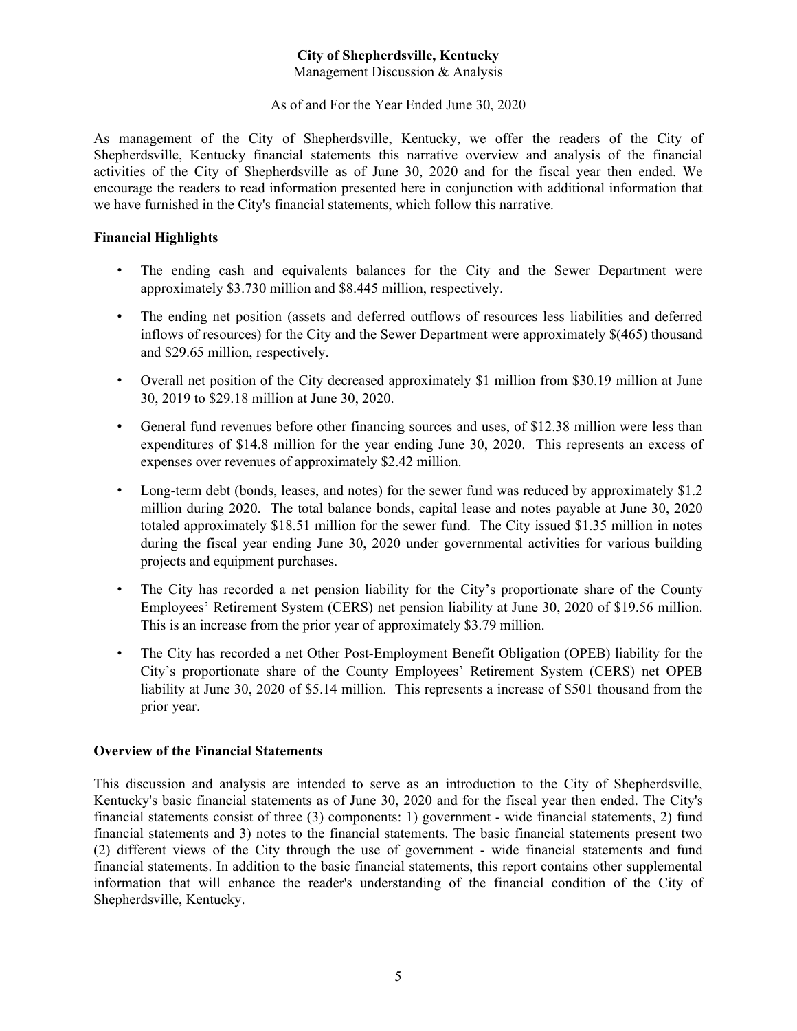# City of Shepherdsville, Kentucky

Management Discussion & Analysis

As of and For the Year Ended June 30, 2020

As management of the City of Shepherdsville, Kentucky, we offer the readers of the City of Shepherdsville, Kentucky financial statements this narrative overview and analysis of the financial activities of the City of Shepherdsville as of June 30, 2020 and for the fiscal year then ended. We encourage the readers to read information presented here in conjunction with additional information that we have furnished in the City's financial statements, which follow this narrative.

## Financial Highlights

- The ending cash and equivalents balances for the City and the Sewer Department were approximately $3.730 million and $8.445 million, respectively.
- The ending net position (assets and deferred outflows of resources less liabilities and deferred inflows of resources) for the City and the Sewer Department were approximately $(465) thousand and $29.65 million, respectively.
- Overall net position of the City decreased approximately $1 million from $30.19 million at June 30, 2019 to $29.18 million at June 30, 2020.
- General fund revenues before other financing sources and uses, of $12.38 million were less than expenditures of $14.8 million for the year ending June 30, 2020. This represents an excess of expenses over revenues of approximately $2.42 million.
- Long-term debt (bonds, leases, and notes) for the sewer fund was reduced by approximately $1.2 million during 2020. The total balance bonds, capital lease and notes payable at June 30, 2020 totaled approximately $18.51 million for the sewer fund. The City issued $1.35 million in notes during the fiscal year ending June 30, 2020 under governmental activities for various building projects and equipment purchases.
- The City has recorded a net pension liability for the City's proportionate share of the County Employees' Retirement System (CERS) net pension liability at June 30, 2020 of $19.56 million. This is an increase from the prior year of approximately $3.79 million.
- The City has recorded a net Other Post-Employment Benefit Obligation (OPEB) liability for the City's proportionate share of the County Employees' Retirement System (CERS) net OPEB liability at June 30, 2020 of $5.14 million. This represents a increase of $501 thousand from the prior year.

## Overview of the Financial Statements

This discussion and analysis are intended to serve as an introduction to the City of Shepherdsville, Kentucky's basic financial statements as of June 30, 2020 and for the fiscal year then ended. The City's financial statements consist of three (3) components: 1) government - wide financial statements, 2) fund financial statements and 3) notes to the financial statements. The basic financial statements present two (2) different views of the City through the use of government - wide financial statements and fund financial statements. In addition to the basic financial statements, this report contains other supplemental information that will enhance the reader's understanding of the financial condition of the City of Shepherdsville, Kentucky.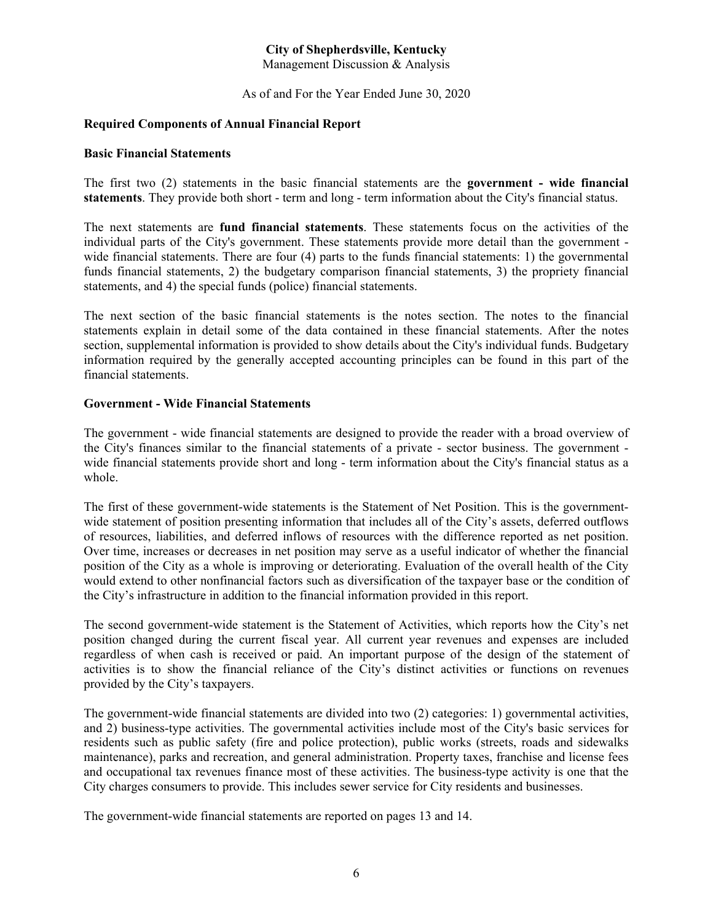**City of Shepherdsville, Kentucky**
Management Discussion & Analysis

As of and For the Year Ended June 30, 2020

### Required Components of Annual Financial Report

### Basic Financial Statements

The first two (2) statements in the basic financial statements are the **government - wide financial statements**. They provide both short - term and long - term information about the City's financial status.

The next statements are **fund financial statements**. These statements focus on the activities of the individual parts of the City's government. These statements provide more detail than the government - wide financial statements. There are four (4) parts to the funds financial statements: 1) the governmental funds financial statements, 2) the budgetary comparison financial statements, 3) the propriety financial statements, and 4) the special funds (police) financial statements.

The next section of the basic financial statements is the notes section. The notes to the financial statements explain in detail some of the data contained in these financial statements. After the notes section, supplemental information is provided to show details about the City's individual funds. Budgetary information required by the generally accepted accounting principles can be found in this part of the financial statements.

### Government - Wide Financial Statements

The government - wide financial statements are designed to provide the reader with a broad overview of the City's finances similar to the financial statements of a private - sector business. The government - wide financial statements provide short and long - term information about the City's financial status as a whole.

The first of these government-wide statements is the Statement of Net Position. This is the government-wide statement of position presenting information that includes all of the City's assets, deferred outflows of resources, liabilities, and deferred inflows of resources with the difference reported as net position. Over time, increases or decreases in net position may serve as a useful indicator of whether the financial position of the City as a whole is improving or deteriorating. Evaluation of the overall health of the City would extend to other nonfinancial factors such as diversification of the taxpayer base or the condition of the City's infrastructure in addition to the financial information provided in this report.

The second government-wide statement is the Statement of Activities, which reports how the City's net position changed during the current fiscal year. All current year revenues and expenses are included regardless of when cash is received or paid. An important purpose of the design of the statement of activities is to show the financial reliance of the City's distinct activities or functions on revenues provided by the City's taxpayers.

The government-wide financial statements are divided into two (2) categories: 1) governmental activities, and 2) business-type activities. The governmental activities include most of the City's basic services for residents such as public safety (fire and police protection), public works (streets, roads and sidewalks maintenance), parks and recreation, and general administration. Property taxes, franchise and license fees and occupational tax revenues finance most of these activities. The business-type activity is one that the City charges consumers to provide. This includes sewer service for City residents and businesses.

The government-wide financial statements are reported on pages 13 and 14.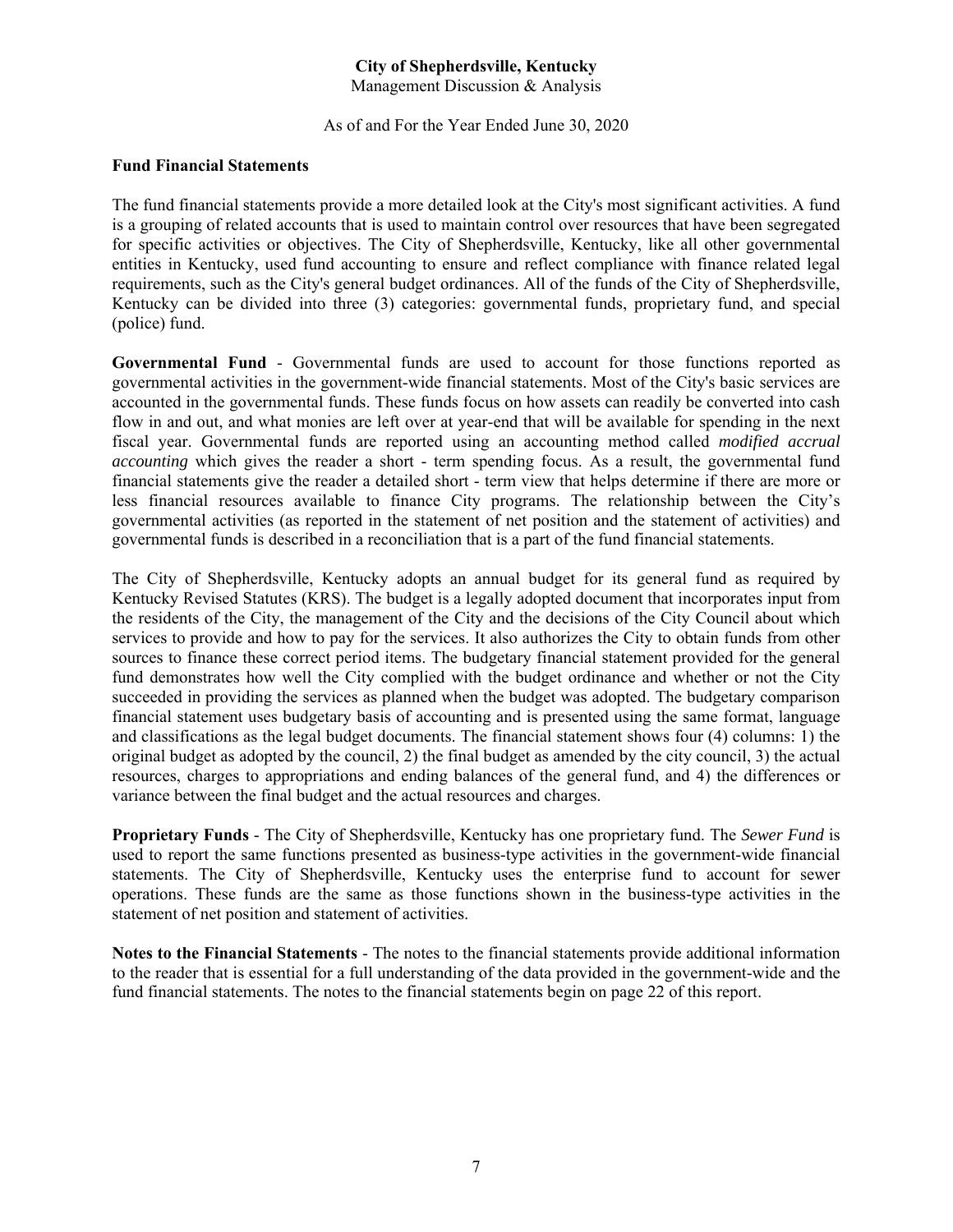**City of Shepherdsville, Kentucky**
Management Discussion & Analysis

As of and For the Year Ended June 30, 2020

### Fund Financial Statements

The fund financial statements provide a more detailed look at the City's most significant activities. A fund is a grouping of related accounts that is used to maintain control over resources that have been segregated for specific activities or objectives. The City of Shepherdsville, Kentucky, like all other governmental entities in Kentucky, used fund accounting to ensure and reflect compliance with finance related legal requirements, such as the City's general budget ordinances. All of the funds of the City of Shepherdsville, Kentucky can be divided into three (3) categories: governmental funds, proprietary fund, and special (police) fund.

**Governmental Fund** - Governmental funds are used to account for those functions reported as governmental activities in the government-wide financial statements. Most of the City's basic services are accounted in the governmental funds. These funds focus on how assets can readily be converted into cash flow in and out, and what monies are left over at year-end that will be available for spending in the next fiscal year. Governmental funds are reported using an accounting method called *modified accrual accounting* which gives the reader a short - term spending focus. As a result, the governmental fund financial statements give the reader a detailed short - term view that helps determine if there are more or less financial resources available to finance City programs. The relationship between the City's governmental activities (as reported in the statement of net position and the statement of activities) and governmental funds is described in a reconciliation that is a part of the fund financial statements.

The City of Shepherdsville, Kentucky adopts an annual budget for its general fund as required by Kentucky Revised Statutes (KRS). The budget is a legally adopted document that incorporates input from the residents of the City, the management of the City and the decisions of the City Council about which services to provide and how to pay for the services. It also authorizes the City to obtain funds from other sources to finance these correct period items. The budgetary financial statement provided for the general fund demonstrates how well the City complied with the budget ordinance and whether or not the City succeeded in providing the services as planned when the budget was adopted. The budgetary comparison financial statement uses budgetary basis of accounting and is presented using the same format, language and classifications as the legal budget documents. The financial statement shows four (4) columns: 1) the original budget as adopted by the council, 2) the final budget as amended by the city council, 3) the actual resources, charges to appropriations and ending balances of the general fund, and 4) the differences or variance between the final budget and the actual resources and charges.

**Proprietary Funds** - The City of Shepherdsville, Kentucky has one proprietary fund. The *Sewer Fund* is used to report the same functions presented as business-type activities in the government-wide financial statements. The City of Shepherdsville, Kentucky uses the enterprise fund to account for sewer operations. These funds are the same as those functions shown in the business-type activities in the statement of net position and statement of activities.

**Notes to the Financial Statements** - The notes to the financial statements provide additional information to the reader that is essential for a full understanding of the data provided in the government-wide and the fund financial statements. The notes to the financial statements begin on page 22 of this report.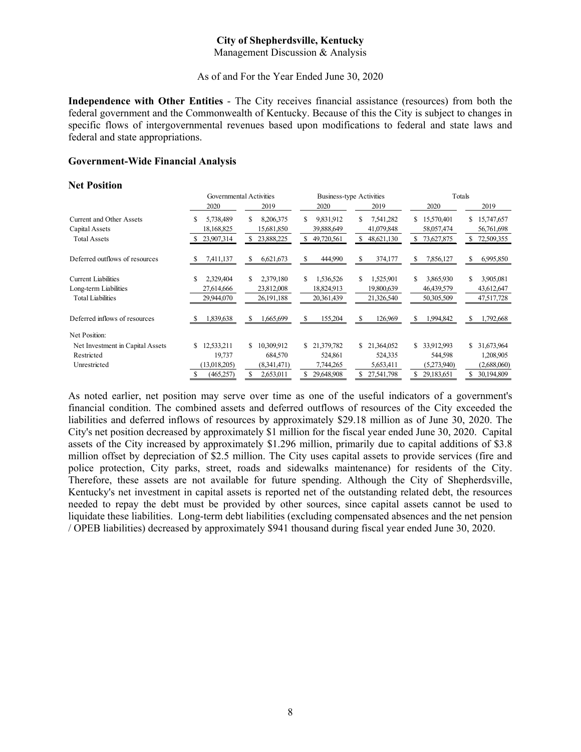**Independence with Other Entities** - The City receives financial assistance (resources) from both the federal government and the Commonwealth of Kentucky. Because of this the City is subject to changes in specific flows of intergovernmental revenues based upon modifications to federal and state laws and federal and state appropriations.

## Government-Wide Financial Analysis

### Net Position

| | Governmental Activities | | Business-type Activities | | Totals | |
|---|---|---|---|---|---|---|
| | 2020 | 2019 | 2020 | 2019 | 2020 | 2019 |
| Current and Other Assets | $ 5,738,489 | $ 8,206,375 | $ 9,831,912 | $ 7,541,282 | $ 15,570,401 | $ 15,747,657 |
| Capital Assets | 18,168,825 | 15,681,850 | 39,888,649 | 41,079,848 | 58,057,474 | 56,761,698 |
| Total Assets | $ 23,907,314 | $ 23,888,225 | $ 49,720,561 | $ 48,621,130 | $ 73,627,875 | $ 72,509,355 |
| Deferred outflows of resources | $ 7,411,137 | $ 6,621,673 | $ 444,990 | $ 374,177 | $ 7,856,127 | $ 6,995,850 |
| Current Liabilities | $ 2,329,404 | $ 2,379,180 | $ 1,536,526 | $ 1,525,901 | $ 3,865,930 | $ 3,905,081 |
| Long-term Liabilities | 27,614,666 | 23,812,008 | 18,824,913 | 19,800,639 | 46,439,579 | 43,612,647 |
| Total Liabilities | 29,944,070 | 26,191,188 | 20,361,439 | 21,326,540 | 50,305,509 | 47,517,728 |
| Deferred inflows of resources | $ 1,839,638 | $ 1,665,699 | $ 155,204 | $ 126,969 | $ 1,994,842 | $ 1,792,668 |
| Net Position: | | | | | | |
| Net Investment in Capital Assets | $ 12,533,211 | $ 10,309,912 | $ 21,379,782 | $ 21,364,052 | $ 33,912,993 | $ 31,673,964 |
| Restricted | 19,737 | 684,570 | 524,861 | 524,335 | 544,598 | 1,208,905 |
| Unrestricted | (13,018,205) | (8,341,471) | 7,744,265 | 5,653,411 | (5,273,940) | (2,688,060) |
| | $ (465,257) | $ 2,653,011 | $ 29,648,908 | $ 27,541,798 | $ 29,183,651 | $ 30,194,809 |

As noted earlier, net position may serve over time as one of the useful indicators of a government's financial condition. The combined assets and deferred outflows of resources of the City exceeded the liabilities and deferred inflows of resources by approximately $29.18 million as of June 30, 2020. The City's net position decreased by approximately $1 million for the fiscal year ended June 30, 2020. Capital assets of the City increased by approximately $1.296 million, primarily due to capital additions of $3.8 million offset by depreciation of $2.5 million. The City uses capital assets to provide services (fire and police protection, City parks, street, roads and sidewalks maintenance) for residents of the City. Therefore, these assets are not available for future spending. Although the City of Shepherdsville, Kentucky's net investment in capital assets is reported net of the outstanding related debt, the resources needed to repay the debt must be provided by other sources, since capital assets cannot be used to liquidate these liabilities. Long-term debt liabilities (excluding compensated absences and the net pension / OPEB liabilities) decreased by approximately $941 thousand during fiscal year ended June 30, 2020.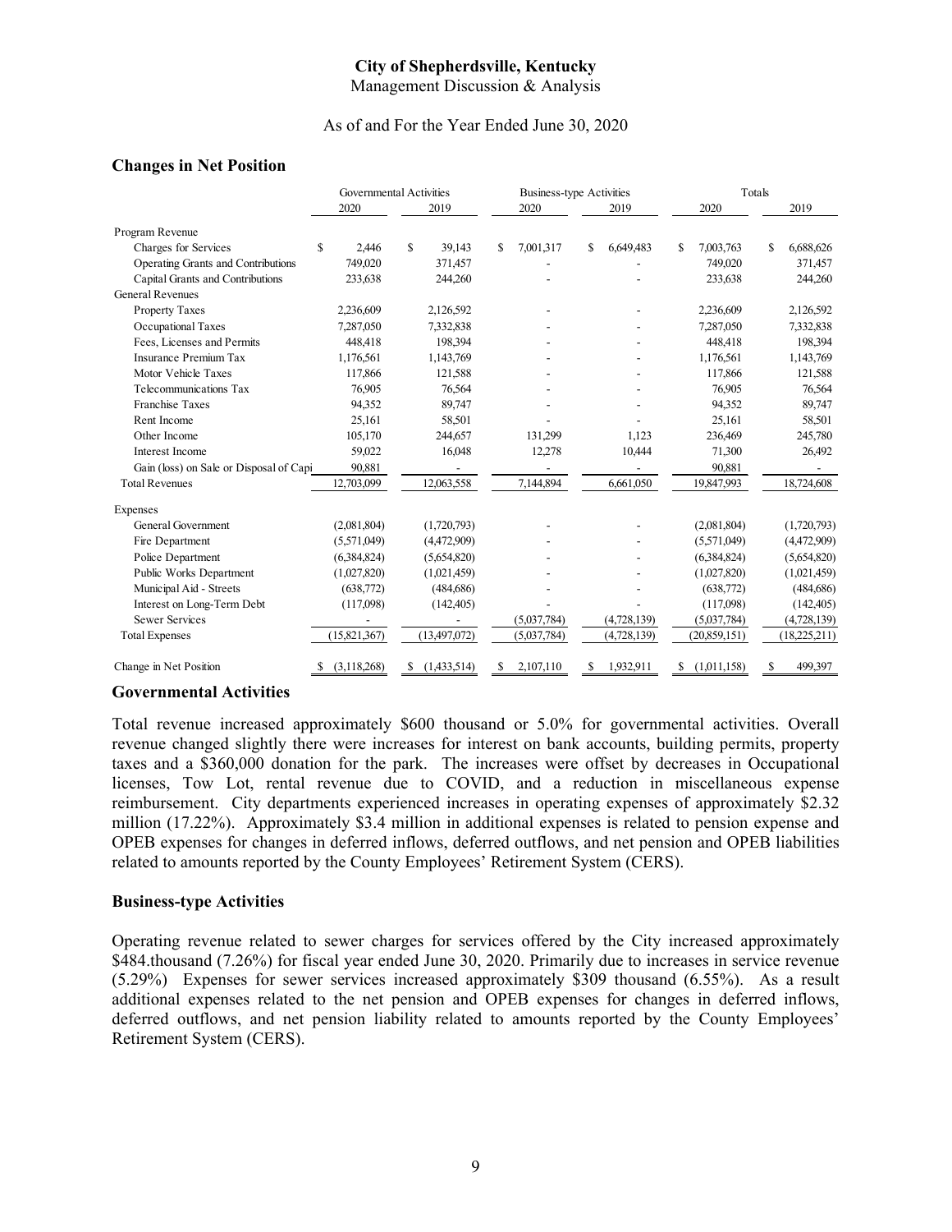# City of Shepherdsville, Kentucky

Management Discussion & Analysis

As of and For the Year Ended June 30, 2020

## Changes in Net Position

| | Governmental Activities | | Business-type Activities | | Totals | |
|---|---|---|---|---|---|---|
| | 2020 | 2019 | 2020 | 2019 | 2020 | 2019 |
| Program Revenue | | | | | | |
| Charges for Services | $ 2,446 | $ 39,143 | $ 7,001,317 | $ 6,649,483 | $ 7,003,763 | $ 6,688,626 |
| Operating Grants and Contributions | 749,020 | 371,457 | - | - | 749,020 | 371,457 |
| Capital Grants and Contributions | 233,638 | 244,260 | - | - | 233,638 | 244,260 |
| General Revenues | | | | | | |
| Property Taxes | 2,236,609 | 2,126,592 | - | - | 2,236,609 | 2,126,592 |
| Occupational Taxes | 7,287,050 | 7,332,838 | - | - | 7,287,050 | 7,332,838 |
| Fees, Licenses and Permits | 448,418 | 198,394 | - | - | 448,418 | 198,394 |
| Insurance Premium Tax | 1,176,561 | 1,143,769 | - | - | 1,176,561 | 1,143,769 |
| Motor Vehicle Taxes | 117,866 | 121,588 | - | - | 117,866 | 121,588 |
| Telecommunications Tax | 76,905 | 76,564 | - | - | 76,905 | 76,564 |
| Franchise Taxes | 94,352 | 89,747 | - | - | 94,352 | 89,747 |
| Rent Income | 25,161 | 58,501 | - | - | 25,161 | 58,501 |
| Other Income | 105,170 | 244,657 | 131,299 | 1,123 | 236,469 | 245,780 |
| Interest Income | 59,022 | 16,048 | 12,278 | 10,444 | 71,300 | 26,492 |
| Gain (loss) on Sale or Disposal of Capi | 90,881 | - | - | - | 90,881 | - |
| Total Revenues | 12,703,099 | 12,063,558 | 7,144,894 | 6,661,050 | 19,847,993 | 18,724,608 |
| Expenses | | | | | | |
| General Government | (2,081,804) | (1,720,793) | - | - | (2,081,804) | (1,720,793) |
| Fire Department | (5,571,049) | (4,472,909) | - | - | (5,571,049) | (4,472,909) |
| Police Department | (6,384,824) | (5,654,820) | - | - | (6,384,824) | (5,654,820) |
| Public Works Department | (1,027,820) | (1,021,459) | - | - | (1,027,820) | (1,021,459) |
| Municipal Aid - Streets | (638,772) | (484,686) | - | - | (638,772) | (484,686) |
| Interest on Long-Term Debt | (117,098) | (142,405) | - | - | (117,098) | (142,405) |
| Sewer Services | - | - | (5,037,784) | (4,728,139) | (5,037,784) | (4,728,139) |
| Total Expenses | (15,821,367) | (13,497,072) | (5,037,784) | (4,728,139) | (20,859,151) | (18,225,211) |
| Change in Net Position | $ (3,118,268) | $ (1,433,514) | $ 2,107,110 | $ 1,932,911 | $ (1,011,158) | $ 499,397 |

### Governmental Activities

Total revenue increased approximately $600 thousand or 5.0% for governmental activities. Overall revenue changed slightly there were increases for interest on bank accounts, building permits, property taxes and a $360,000 donation for the park. The increases were offset by decreases in Occupational licenses, Tow Lot, rental revenue due to COVID, and a reduction in miscellaneous expense reimbursement. City departments experienced increases in operating expenses of approximately $2.32 million (17.22%). Approximately $3.4 million in additional expenses is related to pension expense and OPEB expenses for changes in deferred inflows, deferred outflows, and net pension and OPEB liabilities related to amounts reported by the County Employees' Retirement System (CERS).

### Business-type Activities

Operating revenue related to sewer charges for services offered by the City increased approximately $484.thousand (7.26%) for fiscal year ended June 30, 2020. Primarily due to increases in service revenue (5.29%) Expenses for sewer services increased approximately $309 thousand (6.55%). As a result additional expenses related to the net pension and OPEB expenses for changes in deferred inflows, deferred outflows, and net pension liability related to amounts reported by the County Employees' Retirement System (CERS).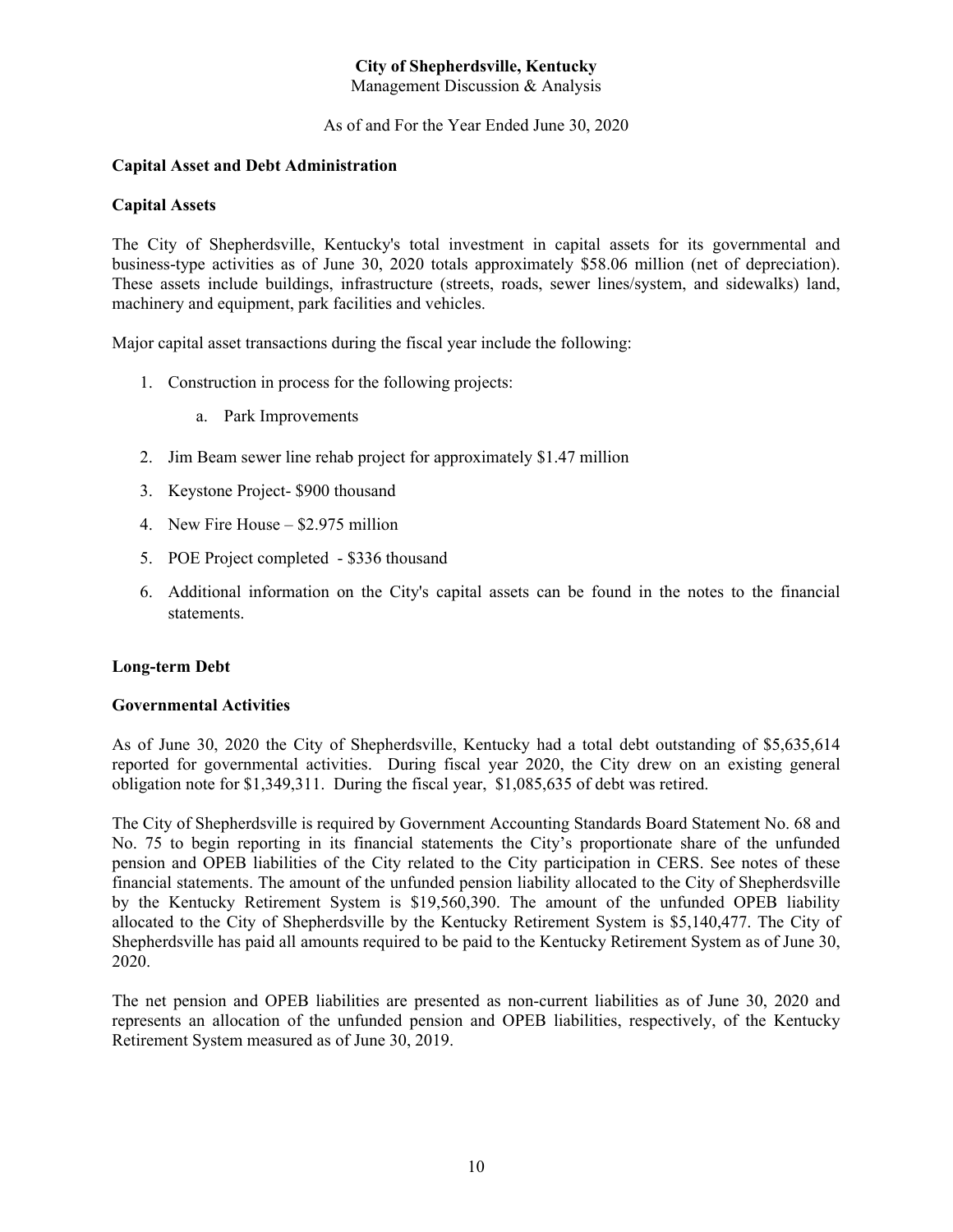## Capital Asset and Debt Administration

### Capital Assets

The City of Shepherdsville, Kentucky's total investment in capital assets for its governmental and business-type activities as of June 30, 2020 totals approximately $58.06 million (net of depreciation). These assets include buildings, infrastructure (streets, roads, sewer lines/system, and sidewalks) land, machinery and equipment, park facilities and vehicles.

Major capital asset transactions during the fiscal year include the following:

1. Construction in process for the following projects:
    a. Park Improvements
2. Jim Beam sewer line rehab project for approximately $1.47 million
3. Keystone Project- $900 thousand
4. New Fire House – $2.975 million
5. POE Project completed - $336 thousand
6. Additional information on the City's capital assets can be found in the notes to the financial statements.

### Long-term Debt

#### Governmental Activities

As of June 30, 2020 the City of Shepherdsville, Kentucky had a total debt outstanding of $5,635,614 reported for governmental activities. During fiscal year 2020, the City drew on an existing general obligation note for $1,349,311. During the fiscal year, $1,085,635 of debt was retired.

The City of Shepherdsville is required by Government Accounting Standards Board Statement No. 68 and No. 75 to begin reporting in its financial statements the City's proportionate share of the unfunded pension and OPEB liabilities of the City related to the City participation in CERS. See notes of these financial statements. The amount of the unfunded pension liability allocated to the City of Shepherdsville by the Kentucky Retirement System is $19,560,390. The amount of the unfunded OPEB liability allocated to the City of Shepherdsville by the Kentucky Retirement System is $5,140,477. The City of Shepherdsville has paid all amounts required to be paid to the Kentucky Retirement System as of June 30, 2020.

The net pension and OPEB liabilities are presented as non-current liabilities as of June 30, 2020 and represents an allocation of the unfunded pension and OPEB liabilities, respectively, of the Kentucky Retirement System measured as of June 30, 2019.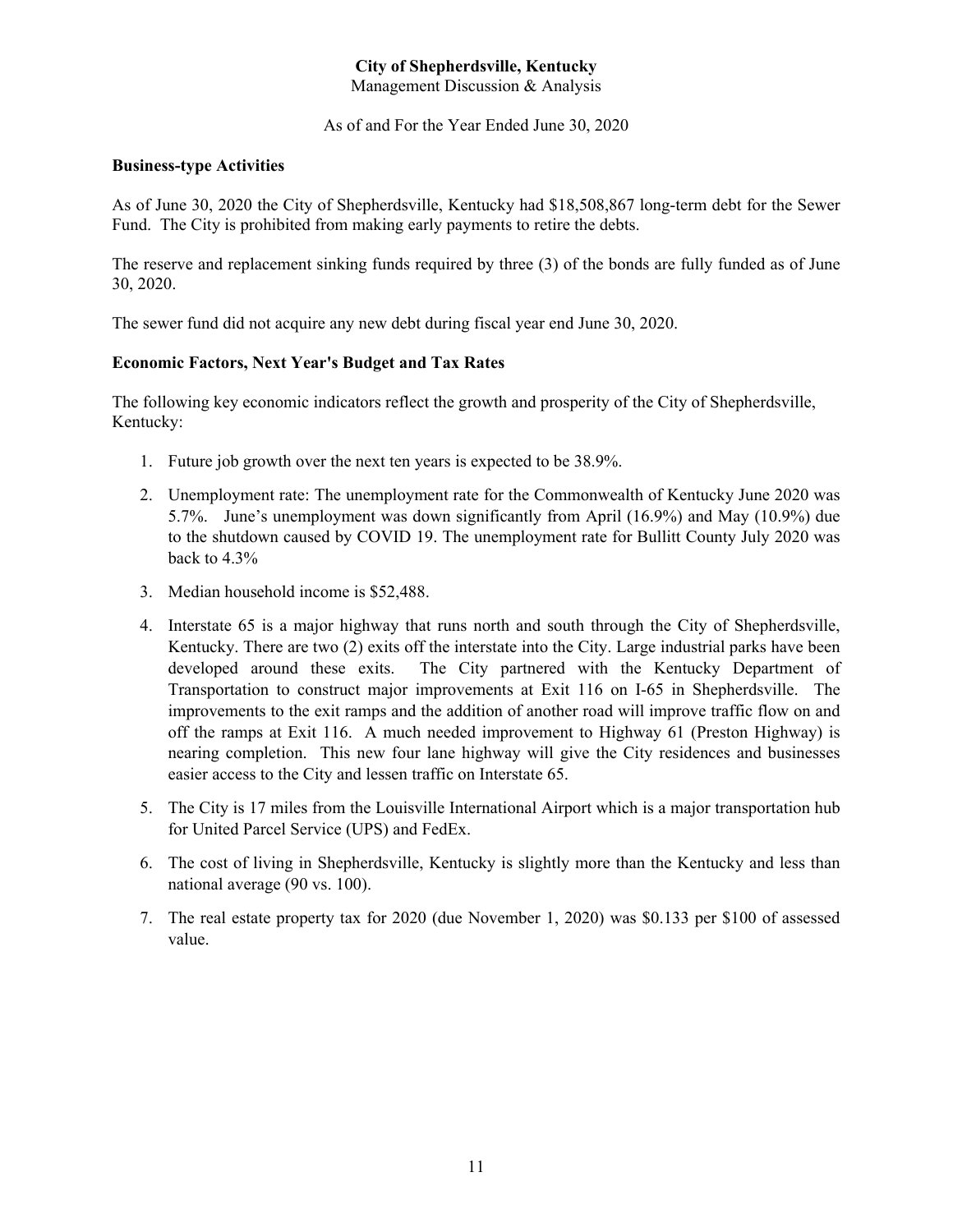**City of Shepherdsville, Kentucky**
Management Discussion & Analysis

As of and For the Year Ended June 30, 2020

### Business-type Activities

As of June 30, 2020 the City of Shepherdsville, Kentucky had $18,508,867 long-term debt for the Sewer Fund. The City is prohibited from making early payments to retire the debts.

The reserve and replacement sinking funds required by three (3) of the bonds are fully funded as of June 30, 2020.

The sewer fund did not acquire any new debt during fiscal year end June 30, 2020.

### Economic Factors, Next Year's Budget and Tax Rates

The following key economic indicators reflect the growth and prosperity of the City of Shepherdsville, Kentucky:

1. Future job growth over the next ten years is expected to be 38.9%.
2. Unemployment rate: The unemployment rate for the Commonwealth of Kentucky June 2020 was 5.7%. June's unemployment was down significantly from April (16.9%) and May (10.9%) due to the shutdown caused by COVID 19. The unemployment rate for Bullitt County July 2020 was back to 4.3%
3. Median household income is $52,488.
4. Interstate 65 is a major highway that runs north and south through the City of Shepherdsville, Kentucky. There are two (2) exits off the interstate into the City. Large industrial parks have been developed around these exits. The City partnered with the Kentucky Department of Transportation to construct major improvements at Exit 116 on I-65 in Shepherdsville. The improvements to the exit ramps and the addition of another road will improve traffic flow on and off the ramps at Exit 116. A much needed improvement to Highway 61 (Preston Highway) is nearing completion. This new four lane highway will give the City residences and businesses easier access to the City and lessen traffic on Interstate 65.
5. The City is 17 miles from the Louisville International Airport which is a major transportation hub for United Parcel Service (UPS) and FedEx.
6. The cost of living in Shepherdsville, Kentucky is slightly more than the Kentucky and less than national average (90 vs. 100).
7. The real estate property tax for 2020 (due November 1, 2020) was $0.133 per $100 of assessed value.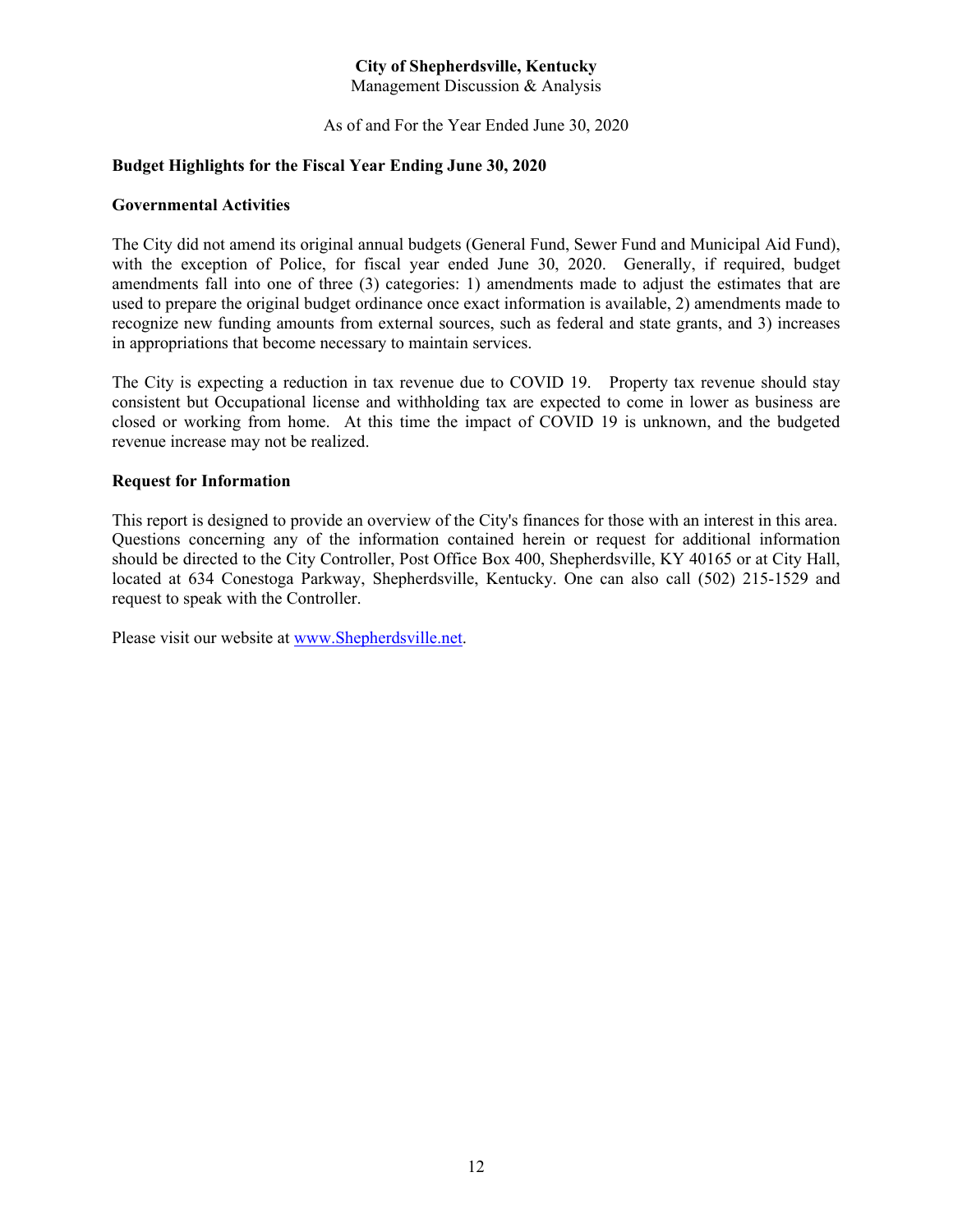**City of Shepherdsville, Kentucky**
Management Discussion & Analysis

As of and For the Year Ended June 30, 2020

### Budget Highlights for the Fiscal Year Ending June 30, 2020

### Governmental Activities

The City did not amend its original annual budgets (General Fund, Sewer Fund and Municipal Aid Fund), with the exception of Police, for fiscal year ended June 30, 2020. Generally, if required, budget amendments fall into one of three (3) categories: 1) amendments made to adjust the estimates that are used to prepare the original budget ordinance once exact information is available, 2) amendments made to recognize new funding amounts from external sources, such as federal and state grants, and 3) increases in appropriations that become necessary to maintain services.

The City is expecting a reduction in tax revenue due to COVID 19. Property tax revenue should stay consistent but Occupational license and withholding tax are expected to come in lower as business are closed or working from home. At this time the impact of COVID 19 is unknown, and the budgeted revenue increase may not be realized.

### Request for Information

This report is designed to provide an overview of the City's finances for those with an interest in this area. Questions concerning any of the information contained herein or request for additional information should be directed to the City Controller, Post Office Box 400, Shepherdsville, KY 40165 or at City Hall, located at 634 Conestoga Parkway, Shepherdsville, Kentucky. One can also call (502) 215-1529 and request to speak with the Controller.

Please visit our website at [www.Shepherdsville.net](http://www.Shepherdsville.net).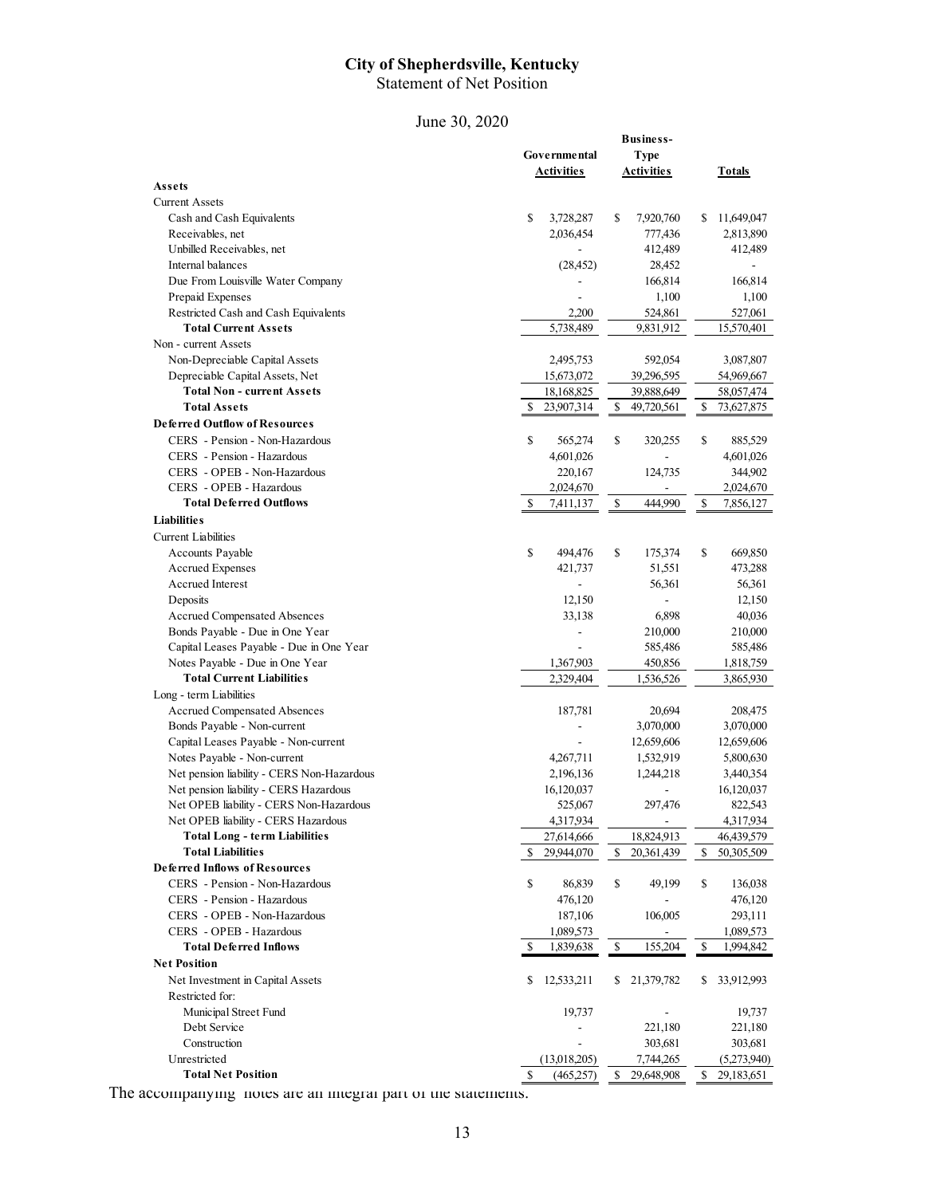# City of Shepherdsville, Kentucky

Statement of Net Position

June 30, 2020

| | Governmental Activities | Business-Type Activities | Totals |
|---|---|---|---|
| **Assets** | | | |
| Current Assets | | | |
| Cash and Cash Equivalents | $ 3,728,287 | $ 7,920,760 | $ 11,649,047 |
| Receivables, net | 2,036,454 | 777,436 | 2,813,890 |
| Unbilled Receivables, net | - | 412,489 | 412,489 |
| Internal balances | (28,452) | 28,452 | - |
| Due From Louisville Water Company | - | 166,814 | 166,814 |
| Prepaid Expenses | - | 1,100 | 1,100 |
| Restricted Cash and Cash Equivalents | 2,200 | 524,861 | 527,061 |
| **Total Current Assets** | 5,738,489 | 9,831,912 | 15,570,401 |
| Non - current Assets | | | |
| Non-Depreciable Capital Assets | 2,495,753 | 592,054 | 3,087,807 |
| Depreciable Capital Assets, Net | 15,673,072 | 39,296,595 | 54,969,667 |
| **Total Non - current Assets** | 18,168,825 | 39,888,649 | 58,057,474 |
| **Total Assets** | $ 23,907,314 | $ 49,720,561 | $ 73,627,875 |
| **Deferred Outflow of Resources** | | | |
| CERS - Pension - Non-Hazardous | $ 565,274 | $ 320,255 | $ 885,529 |
| CERS - Pension - Hazardous | 4,601,026 | - | 4,601,026 |
| CERS - OPEB - Non-Hazardous | 220,167 | 124,735 | 344,902 |
| CERS - OPEB - Hazardous | 2,024,670 | - | 2,024,670 |
| **Total Deferred Outflows** | $ 7,411,137 | $ 444,990 | $ 7,856,127 |
| **Liabilities** | | | |
| Current Liabilities | | | |
| Accounts Payable | $ 494,476 | $ 175,374 | $ 669,850 |
| Accrued Expenses | 421,737 | 51,551 | 473,288 |
| Accrued Interest | - | 56,361 | 56,361 |
| Deposits | 12,150 | - | 12,150 |
| Accrued Compensated Absences | 33,138 | 6,898 | 40,036 |
| Bonds Payable - Due in One Year | - | 210,000 | 210,000 |
| Capital Leases Payable - Due in One Year | - | 585,486 | 585,486 |
| Notes Payable - Due in One Year | 1,367,903 | 450,856 | 1,818,759 |
| **Total Current Liabilities** | 2,329,404 | 1,536,526 | 3,865,930 |
| Long - term Liabilities | | | |
| Accrued Compensated Absences | 187,781 | 20,694 | 208,475 |
| Bonds Payable - Non-current | - | 3,070,000 | 3,070,000 |
| Capital Leases Payable - Non-current | - | 12,659,606 | 12,659,606 |
| Notes Payable - Non-current | 4,267,711 | 1,532,919 | 5,800,630 |
| Net pension liability - CERS Non-Hazardous | 2,196,136 | 1,244,218 | 3,440,354 |
| Net pension liability - CERS Hazardous | 16,120,037 | - | 16,120,037 |
| Net OPEB liability - CERS Non-Hazardous | 525,067 | 297,476 | 822,543 |
| Net OPEB liability - CERS Hazardous | 4,317,934 | - | 4,317,934 |
| **Total Long - term Liabilities** | 27,614,666 | 18,824,913 | 46,439,579 |
| **Total Liabilities** | $ 29,944,070 | $ 20,361,439 | $ 50,305,509 |
| **Deferred Inflows of Resources** | | | |
| CERS - Pension - Non-Hazardous | $ 86,839 | $ 49,199 | $ 136,038 |
| CERS - Pension - Hazardous | 476,120 | - | 476,120 |
| CERS - OPEB - Non-Hazardous | 187,106 | 106,005 | 293,111 |
| CERS - OPEB - Hazardous | 1,089,573 | - | 1,089,573 |
| **Total Deferred Inflows** | $ 1,839,638 | $ 155,204 | $ 1,994,842 |
| **Net Position** | | | |
| Net Investment in Capital Assets | $ 12,533,211 | $ 21,379,782 | $ 33,912,993 |
| Restricted for: | | | |
| Municipal Street Fund | 19,737 | - | 19,737 |
| Debt Service | - | 221,180 | 221,180 |
| Construction | - | 303,681 | 303,681 |
| Unrestricted | (13,018,205) | 7,744,265 | (5,273,940) |
| **Total Net Position** | $ (465,257) | $ 29,648,908 | $ 29,183,651 |

The accompanying notes are an integral part of the statements.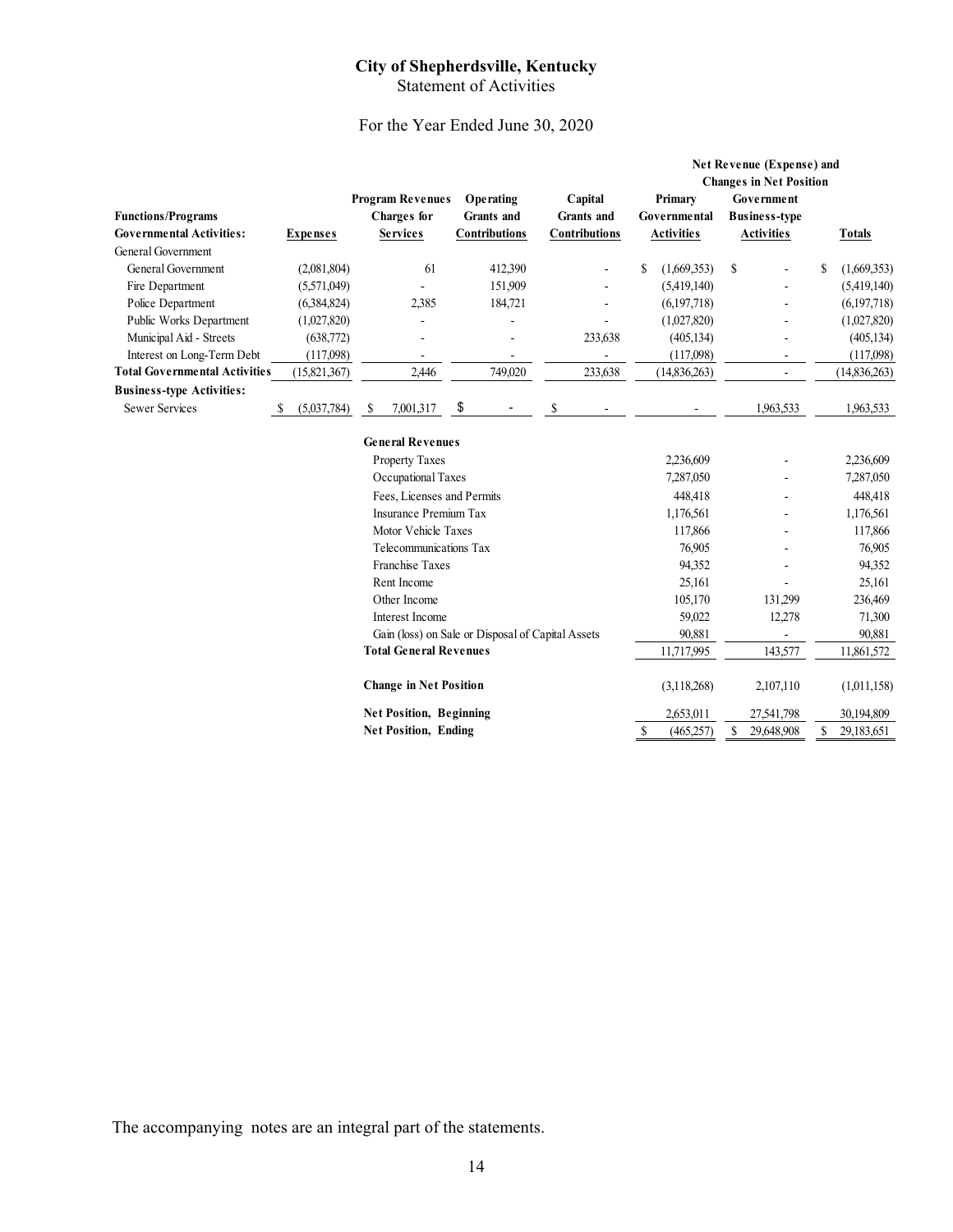# City of Shepherdsville, Kentucky

Statement of Activities

For the Year Ended June 30, 2020

| Functions/Programs | Expenses | Program Revenues Charges for Services | Operating Grants and Contributions | Capital Grants and Contributions | Net Revenue (Expense) and Changes in Net Position — Primary Governmental Activities | Government Business-type Activities | Totals |
|---|---|---|---|---|---|---|---|
| **Governmental Activities:** | | | | | | | |
| General Government | | | | | | | |
| General Government | (2,081,804) | 61 | 412,390 | - | $ (1,669,353) | $ - | $ (1,669,353) |
| Fire Department | (5,571,049) | - | 151,909 | - | (5,419,140) | - | (5,419,140) |
| Police Department | (6,384,824) | 2,385 | 184,721 | - | (6,197,718) | - | (6,197,718) |
| Public Works Department | (1,027,820) | - | - | - | (1,027,820) | - | (1,027,820) |
| Municipal Aid - Streets | (638,772) | - | - | 233,638 | (405,134) | - | (405,134) |
| Interest on Long-Term Debt | (117,098) | - | - | - | (117,098) | - | (117,098) |
| **Total Governmental Activities** | (15,821,367) | 2,446 | 749,020 | 233,638 | (14,836,263) | - | (14,836,263) |
| **Business-type Activities:** | | | | | | | |
| Sewer Services | $ (5,037,784) | $ 7,001,317 | $ - | $ - | - | 1,963,533 | 1,963,533 |
| | | **General Revenues** | | | | | |
| | | Property Taxes | | | 2,236,609 | - | 2,236,609 |
| | | Occupational Taxes | | | 7,287,050 | - | 7,287,050 |
| | | Fees, Licenses and Permits | | | 448,418 | - | 448,418 |
| | | Insurance Premium Tax | | | 1,176,561 | - | 1,176,561 |
| | | Motor Vehicle Taxes | | | 117,866 | - | 117,866 |
| | | Telecommunications Tax | | | 76,905 | - | 76,905 |
| | | Franchise Taxes | | | 94,352 | - | 94,352 |
| | | Rent Income | | | 25,161 | - | 25,161 |
| | | Other Income | | | 105,170 | 131,299 | 236,469 |
| | | Interest Income | | | 59,022 | 12,278 | 71,300 |
| | | Gain (loss) on Sale or Disposal of Capital Assets | | | 90,881 | - | 90,881 |
| | | **Total General Revenues** | | | 11,717,995 | 143,577 | 11,861,572 |
| | | **Change in Net Position** | | | (3,118,268) | 2,107,110 | (1,011,158) |
| | | **Net Position, Beginning** | | | 2,653,011 | 27,541,798 | 30,194,809 |
| | | **Net Position, Ending** | | | $ (465,257) | $ 29,648,908 | $ 29,183,651 |

The accompanying notes are an integral part of the statements.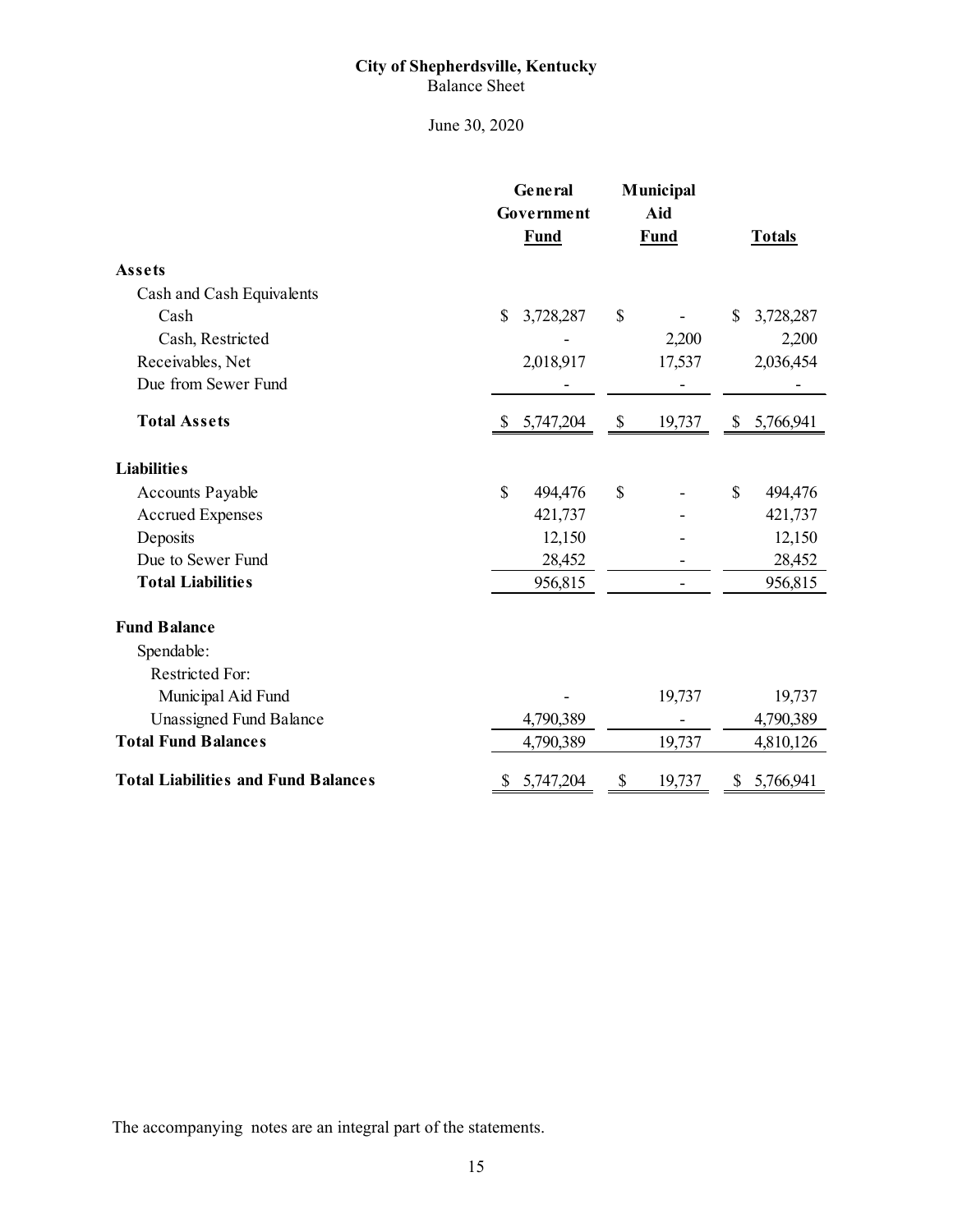# City of Shepherdsville, Kentucky

Balance Sheet

June 30, 2020

| | General Government Fund | Municipal Aid Fund | Totals |
|---|---|---|---|
| **Assets** | | | |
| Cash and Cash Equivalents | | | |
| Cash | $ 3,728,287 | $ - | $ 3,728,287 |
| Cash, Restricted | - | 2,200 | 2,200 |
| Receivables, Net | 2,018,917 | 17,537 | 2,036,454 |
| Due from Sewer Fund | - | - | - |
| **Total Assets** | $ 5,747,204 | $ 19,737 | $ 5,766,941 |
| **Liabilities** | | | |
| Accounts Payable | $ 494,476 | $ - | $ 494,476 |
| Accrued Expenses | 421,737 | - | 421,737 |
| Deposits | 12,150 | - | 12,150 |
| Due to Sewer Fund | 28,452 | - | 28,452 |
| **Total Liabilities** | 956,815 | - | 956,815 |
| **Fund Balance** | | | |
| Spendable: | | | |
| Restricted For: | | | |
| Municipal Aid Fund | - | 19,737 | 19,737 |
| Unassigned Fund Balance | 4,790,389 | - | 4,790,389 |
| **Total Fund Balances** | 4,790,389 | 19,737 | 4,810,126 |
| **Total Liabilities and Fund Balances** | $ 5,747,204 | $ 19,737 | $ 5,766,941 |

The accompanying notes are an integral part of the statements.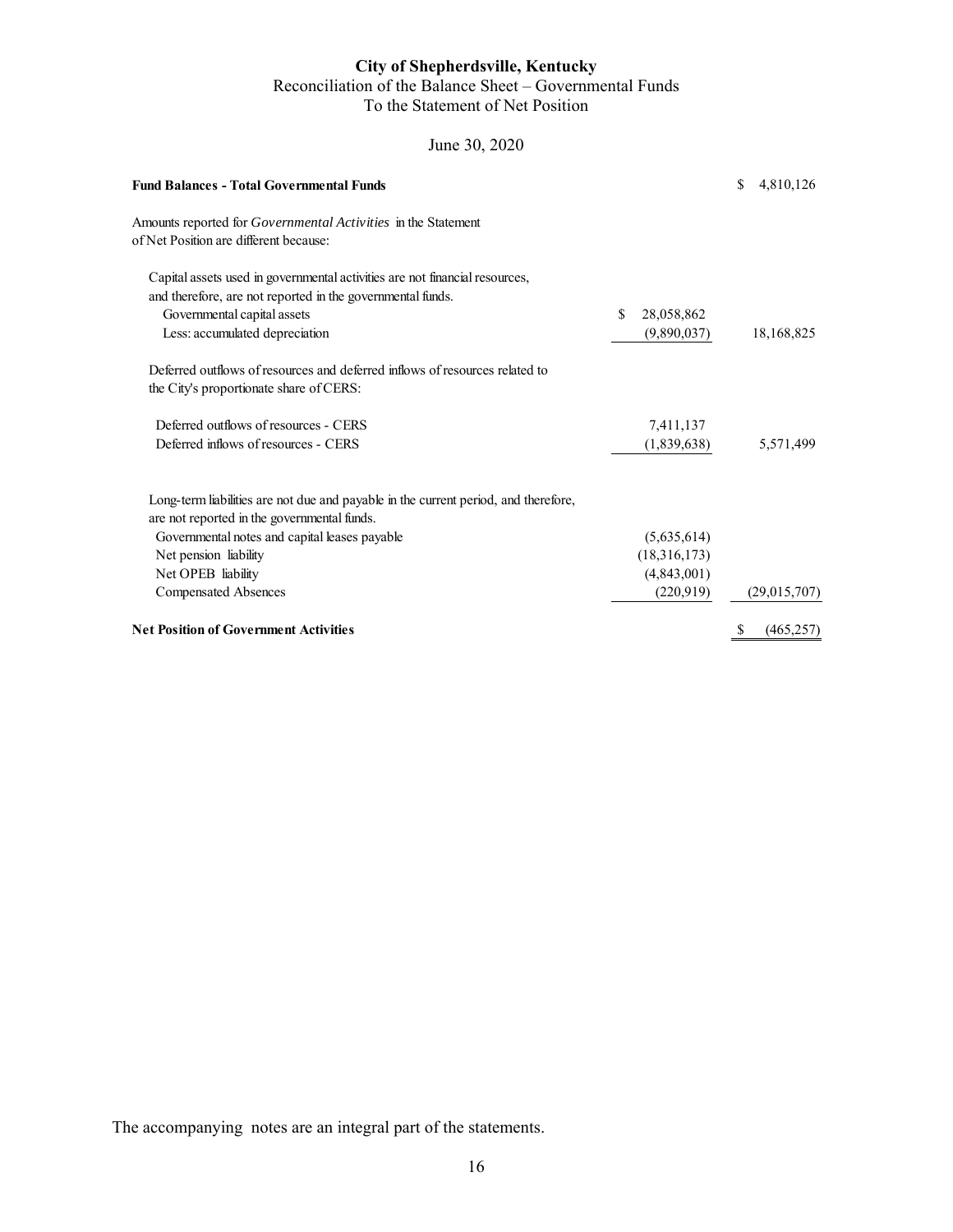**City of Shepherdsville, Kentucky**

Reconciliation of the Balance Sheet – Governmental Funds
To the Statement of Net Position

June 30, 2020

| | | |
|---|---|---|
| **Fund Balances - Total Governmental Funds** | | $ 4,810,126 |
| Amounts reported for *Governmental Activities* in the Statement of Net Position are different because: | | |
| Capital assets used in governmental activities are not financial resources, and therefore, are not reported in the governmental funds. | | |
| Governmental capital assets | $ 28,058,862 | |
| Less: accumulated depreciation | (9,890,037) | 18,168,825 |
| Deferred outflows of resources and deferred inflows of resources related to the City's proportionate share of CERS: | | |
| Deferred outflows of resources - CERS | 7,411,137 | |
| Deferred inflows of resources - CERS | (1,839,638) | 5,571,499 |
| Long-term liabilities are not due and payable in the current period, and therefore, are not reported in the governmental funds. | | |
| Governmental notes and capital leases payable | (5,635,614) | |
| Net pension liability | (18,316,173) | |
| Net OPEB liability | (4,843,001) | |
| Compensated Absences | (220,919) | (29,015,707) |
| **Net Position of Government Activities** | | $ (465,257) |

The accompanying notes are an integral part of the statements.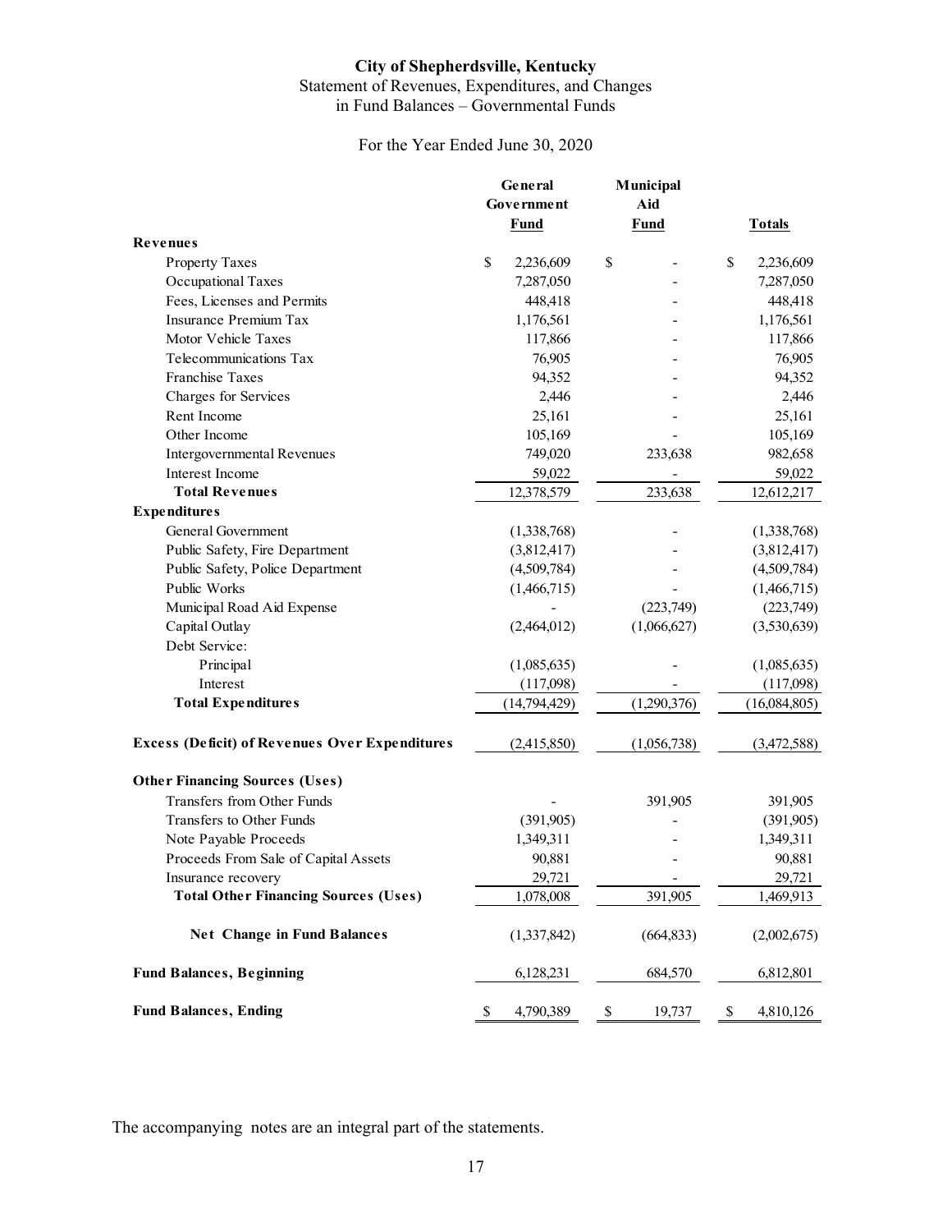# City of Shepherdsville, Kentucky

## Statement of Revenues, Expenditures, and Changes in Fund Balances – Governmental Funds

For the Year Ended June 30, 2020

| | General Government Fund | Municipal Aid Fund | Totals |
|---|---|---|---|
| **Revenues** | | | |
| Property Taxes | $ 2,236,609 | $ - | $ 2,236,609 |
| Occupational Taxes | 7,287,050 | - | 7,287,050 |
| Fees, Licenses and Permits | 448,418 | - | 448,418 |
| Insurance Premium Tax | 1,176,561 | - | 1,176,561 |
| Motor Vehicle Taxes | 117,866 | - | 117,866 |
| Telecommunications Tax | 76,905 | - | 76,905 |
| Franchise Taxes | 94,352 | - | 94,352 |
| Charges for Services | 2,446 | - | 2,446 |
| Rent Income | 25,161 | - | 25,161 |
| Other Income | 105,169 | - | 105,169 |
| Intergovernmental Revenues | 749,020 | 233,638 | 982,658 |
| Interest Income | 59,022 | - | 59,022 |
| **Total Revenues** | 12,378,579 | 233,638 | 12,612,217 |
| **Expenditures** | | | |
| General Government | (1,338,768) | - | (1,338,768) |
| Public Safety, Fire Department | (3,812,417) | - | (3,812,417) |
| Public Safety, Police Department | (4,509,784) | - | (4,509,784) |
| Public Works | (1,466,715) | - | (1,466,715) |
| Municipal Road Aid Expense | - | (223,749) | (223,749) |
| Capital Outlay | (2,464,012) | (1,066,627) | (3,530,639) |
| Debt Service: | | | |
| Principal | (1,085,635) | - | (1,085,635) |
| Interest | (117,098) | - | (117,098) |
| **Total Expenditures** | (14,794,429) | (1,290,376) | (16,084,805) |
| **Excess (Deficit) of Revenues Over Expenditures** | (2,415,850) | (1,056,738) | (3,472,588) |
| **Other Financing Sources (Uses)** | | | |
| Transfers from Other Funds | - | 391,905 | 391,905 |
| Transfers to Other Funds | (391,905) | - | (391,905) |
| Note Payable Proceeds | 1,349,311 | - | 1,349,311 |
| Proceeds From Sale of Capital Assets | 90,881 | - | 90,881 |
| Insurance recovery | 29,721 | - | 29,721 |
| **Total Other Financing Sources (Uses)** | 1,078,008 | 391,905 | 1,469,913 |
| **Net Change in Fund Balances** | (1,337,842) | (664,833) | (2,002,675) |
| **Fund Balances, Beginning** | 6,128,231 | 684,570 | 6,812,801 |
| **Fund Balances, Ending** | $ 4,790,389 | $ 19,737 | $ 4,810,126 |

The accompanying notes are an integral part of the statements.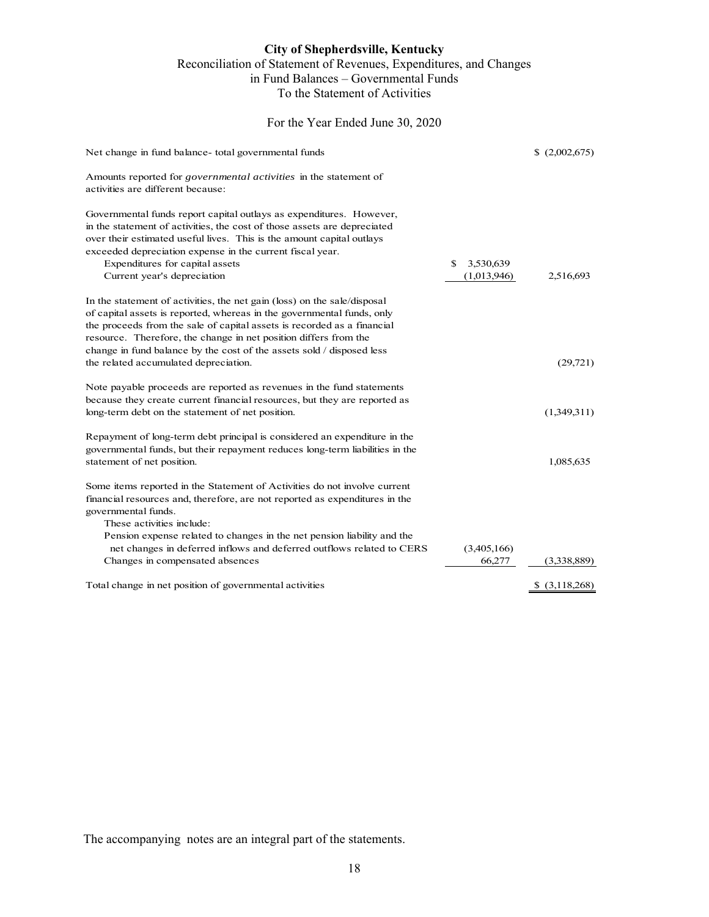**City of Shepherdsville, Kentucky**

Reconciliation of Statement of Revenues, Expenditures, and Changes in Fund Balances – Governmental Funds To the Statement of Activities

For the Year Ended June 30, 2020

| | | |
|---|---|---|
| Net change in fund balance- total governmental funds | | $ (2,002,675) |
| Amounts reported for *governmental activities* in the statement of activities are different because: | | |
| Governmental funds report capital outlays as expenditures. However, in the statement of activities, the cost of those assets are depreciated over their estimated useful lives. This is the amount capital outlays exceeded depreciation expense in the current fiscal year. | | |
| Expenditures for capital assets | $ 3,530,639 | |
| Current year's depreciation | (1,013,946) | 2,516,693 |
| In the statement of activities, the net gain (loss) on the sale/disposal of capital assets is reported, whereas in the governmental funds, only the proceeds from the sale of capital assets is recorded as a financial resource. Therefore, the change in net position differs from the change in fund balance by the cost of the assets sold / disposed less the related accumulated depreciation. | | (29,721) |
| Note payable proceeds are reported as revenues in the fund statements because they create current financial resources, but they are reported as long-term debt on the statement of net position. | | (1,349,311) |
| Repayment of long-term debt principal is considered an expenditure in the governmental funds, but their repayment reduces long-term liabilities in the statement of net position. | | 1,085,635 |
| Some items reported in the Statement of Activities do not involve current financial resources and, therefore, are not reported as expenditures in the governmental funds. These activities include: | | |
| Pension expense related to changes in the net pension liability and the net changes in deferred inflows and deferred outflows related to CERS | (3,405,166) | |
| Changes in compensated absences | 66,277 | (3,338,889) |
| Total change in net position of governmental activities | | $ (3,118,268) |

The accompanying notes are an integral part of the statements.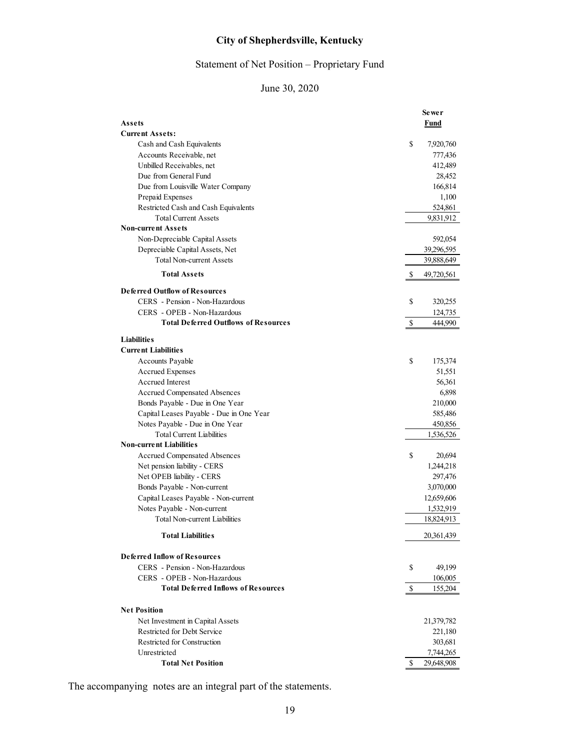# City of Shepherdsville, Kentucky

## Statement of Net Position – Proprietary Fund

### June 30, 2020

| Assets | Sewer Fund |
|---|---|
| **Current Assets:** | |
| Cash and Cash Equivalents | $ 7,920,760 |
| Accounts Receivable, net | 777,436 |
| Unbilled Receivables, net | 412,489 |
| Due from General Fund | 28,452 |
| Due from Louisville Water Company | 166,814 |
| Prepaid Expenses | 1,100 |
| Restricted Cash and Cash Equivalents | 524,861 |
| Total Current Assets | 9,831,912 |
| **Non-current Assets** | |
| Non-Depreciable Capital Assets | 592,054 |
| Depreciable Capital Assets, Net | 39,296,595 |
| Total Non-current Assets | 39,888,649 |
| **Total Assets** | $ 49,720,561 |
| **Deferred Outflow of Resources** | |
| CERS - Pension - Non-Hazardous | $ 320,255 |
| CERS - OPEB - Non-Hazardous | 124,735 |
| **Total Deferred Outflows of Resources** | $ 444,990 |
| **Liabilities** | |
| **Current Liabilities** | |
| Accounts Payable | $ 175,374 |
| Accrued Expenses | 51,551 |
| Accrued Interest | 56,361 |
| Accrued Compensated Absences | 6,898 |
| Bonds Payable - Due in One Year | 210,000 |
| Capital Leases Payable - Due in One Year | 585,486 |
| Notes Payable - Due in One Year | 450,856 |
| Total Current Liabilities | 1,536,526 |
| **Non-current Liabilities** | |
| Accrued Compensated Absences | $ 20,694 |
| Net pension liability - CERS | 1,244,218 |
| Net OPEB liability - CERS | 297,476 |
| Bonds Payable - Non-current | 3,070,000 |
| Capital Leases Payable - Non-current | 12,659,606 |
| Notes Payable - Non-current | 1,532,919 |
| Total Non-current Liabilities | 18,824,913 |
| **Total Liabilities** | 20,361,439 |
| **Deferred Inflow of Resources** | |
| CERS - Pension - Non-Hazardous | $ 49,199 |
| CERS - OPEB - Non-Hazardous | 106,005 |
| **Total Deferred Inflows of Resources** | $ 155,204 |
| **Net Position** | |
| Net Investment in Capital Assets | 21,379,782 |
| Restricted for Debt Service | 221,180 |
| Restricted for Construction | 303,681 |
| Unrestricted | 7,744,265 |
| **Total Net Position** | $ 29,648,908 |

The accompanying notes are an integral part of the statements.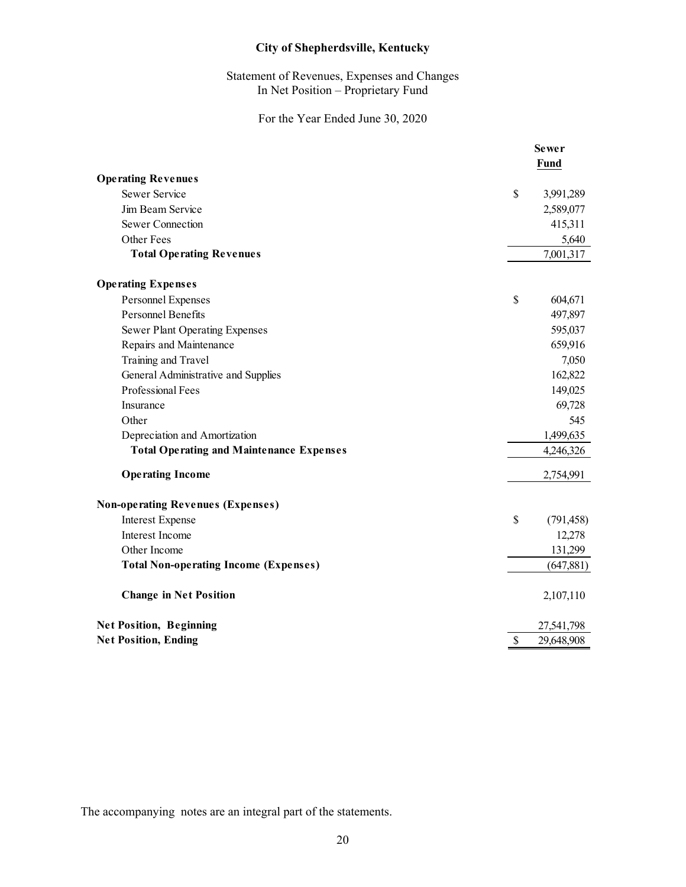# City of Shepherdsville, Kentucky

## Statement of Revenues, Expenses and Changes In Net Position – Proprietary Fund

For the Year Ended June 30, 2020

| | Sewer Fund |
|---|---|
| **Operating Revenues** | |
| Sewer Service | $ 3,991,289 |
| Jim Beam Service | 2,589,077 |
| Sewer Connection | 415,311 |
| Other Fees | 5,640 |
| **Total Operating Revenues** | 7,001,317 |
| **Operating Expenses** | |
| Personnel Expenses | $ 604,671 |
| Personnel Benefits | 497,897 |
| Sewer Plant Operating Expenses | 595,037 |
| Repairs and Maintenance | 659,916 |
| Training and Travel | 7,050 |
| General Administrative and Supplies | 162,822 |
| Professional Fees | 149,025 |
| Insurance | 69,728 |
| Other | 545 |
| Depreciation and Amortization | 1,499,635 |
| **Total Operating and Maintenance Expenses** | 4,246,326 |
| **Operating Income** | 2,754,991 |
| **Non-operating Revenues (Expenses)** | |
| Interest Expense | $ (791,458) |
| Interest Income | 12,278 |
| Other Income | 131,299 |
| **Total Non-operating Income (Expenses)** | (647,881) |
| **Change in Net Position** | 2,107,110 |
| **Net Position, Beginning** | 27,541,798 |
| **Net Position, Ending** | $ 29,648,908 |

The accompanying notes are an integral part of the statements.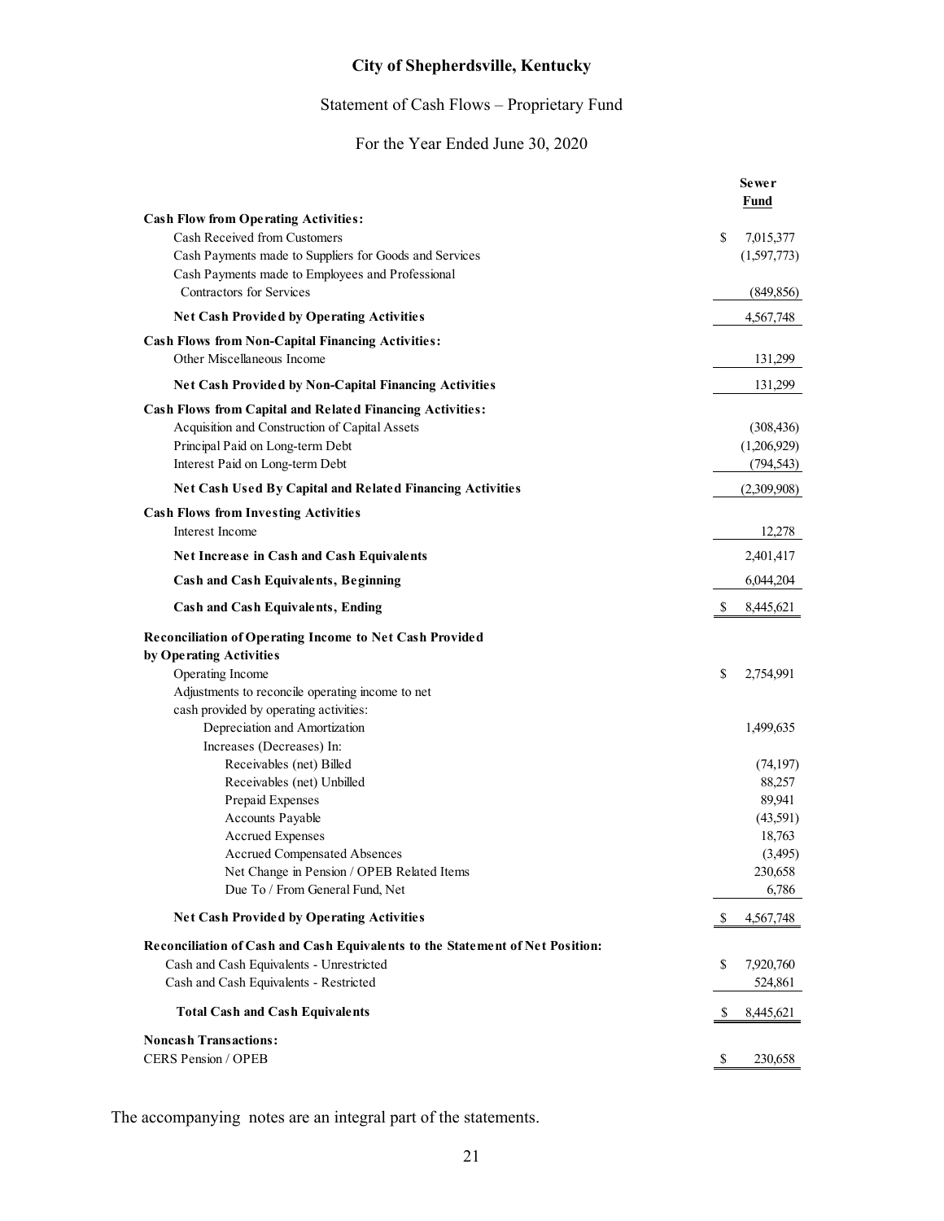# City of Shepherdsville, Kentucky

## Statement of Cash Flows – Proprietary Fund

### For the Year Ended June 30, 2020

| | Sewer Fund |
|---|---|
| **Cash Flow from Operating Activities:** | |
| Cash Received from Customers | $ 7,015,377 |
| Cash Payments made to Suppliers for Goods and Services | (1,597,773) |
| Cash Payments made to Employees and Professional Contractors for Services | (849,856) |
| **Net Cash Provided by Operating Activities** | 4,567,748 |
| **Cash Flows from Non-Capital Financing Activities:** | |
| Other Miscellaneous Income | 131,299 |
| **Net Cash Provided by Non-Capital Financing Activities** | 131,299 |
| **Cash Flows from Capital and Related Financing Activities:** | |
| Acquisition and Construction of Capital Assets | (308,436) |
| Principal Paid on Long-term Debt | (1,206,929) |
| Interest Paid on Long-term Debt | (794,543) |
| **Net Cash Used By Capital and Related Financing Activities** | (2,309,908) |
| **Cash Flows from Investing Activities** | |
| Interest Income | 12,278 |
| **Net Increase in Cash and Cash Equivalents** | 2,401,417 |
| **Cash and Cash Equivalents, Beginning** | 6,044,204 |
| **Cash and Cash Equivalents, Ending** | $ 8,445,621 |
| **Reconciliation of Operating Income to Net Cash Provided by Operating Activities** | |
| Operating Income | $ 2,754,991 |
| Adjustments to reconcile operating income to net cash provided by operating activities: | |
| Depreciation and Amortization | 1,499,635 |
| Increases (Decreases) In: | |
| Receivables (net) Billed | (74,197) |
| Receivables (net) Unbilled | 88,257 |
| Prepaid Expenses | 89,941 |
| Accounts Payable | (43,591) |
| Accrued Expenses | 18,763 |
| Accrued Compensated Absences | (3,495) |
| Net Change in Pension / OPEB Related Items | 230,658 |
| Due To / From General Fund, Net | 6,786 |
| **Net Cash Provided by Operating Activities** | $ 4,567,748 |
| **Reconciliation of Cash and Cash Equivalents to the Statement of Net Position:** | |
| Cash and Cash Equivalents - Unrestricted | $ 7,920,760 |
| Cash and Cash Equivalents - Restricted | 524,861 |
| **Total Cash and Cash Equivalents** | $ 8,445,621 |
| **Noncash Transactions:** | |
| CERS Pension / OPEB | $ 230,658 |

The accompanying notes are an integral part of the statements.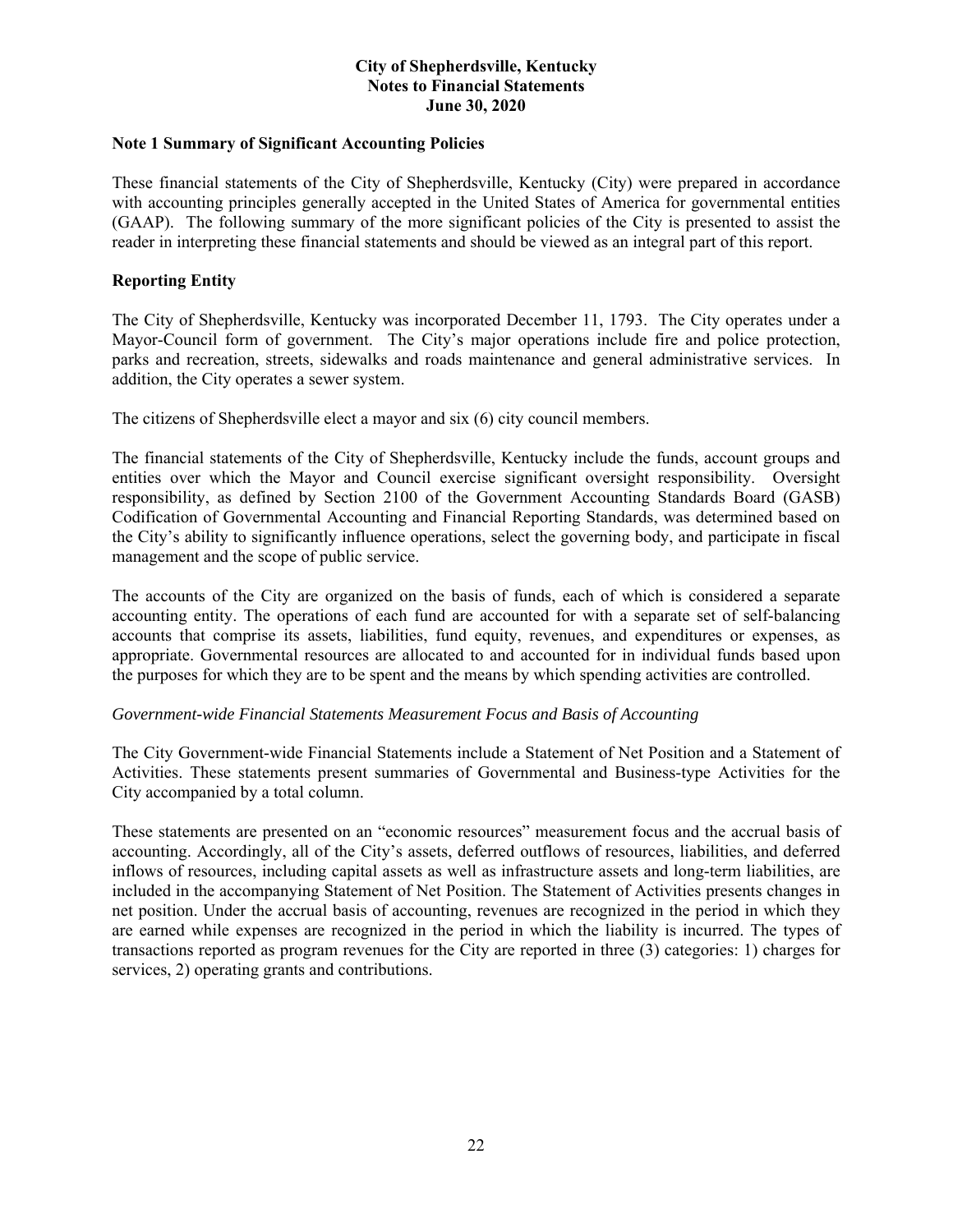**City of Shepherdsville, Kentucky**
**Notes to Financial Statements**
**June 30, 2020**

## Note 1 Summary of Significant Accounting Policies

These financial statements of the City of Shepherdsville, Kentucky (City) were prepared in accordance with accounting principles generally accepted in the United States of America for governmental entities (GAAP). The following summary of the more significant policies of the City is presented to assist the reader in interpreting these financial statements and should be viewed as an integral part of this report.

### Reporting Entity

The City of Shepherdsville, Kentucky was incorporated December 11, 1793. The City operates under a Mayor-Council form of government. The City's major operations include fire and police protection, parks and recreation, streets, sidewalks and roads maintenance and general administrative services. In addition, the City operates a sewer system.

The citizens of Shepherdsville elect a mayor and six (6) city council members.

The financial statements of the City of Shepherdsville, Kentucky include the funds, account groups and entities over which the Mayor and Council exercise significant oversight responsibility. Oversight responsibility, as defined by Section 2100 of the Government Accounting Standards Board (GASB) Codification of Governmental Accounting and Financial Reporting Standards, was determined based on the City's ability to significantly influence operations, select the governing body, and participate in fiscal management and the scope of public service.

The accounts of the City are organized on the basis of funds, each of which is considered a separate accounting entity. The operations of each fund are accounted for with a separate set of self-balancing accounts that comprise its assets, liabilities, fund equity, revenues, and expenditures or expenses, as appropriate. Governmental resources are allocated to and accounted for in individual funds based upon the purposes for which they are to be spent and the means by which spending activities are controlled.

*Government-wide Financial Statements Measurement Focus and Basis of Accounting*

The City Government-wide Financial Statements include a Statement of Net Position and a Statement of Activities. These statements present summaries of Governmental and Business-type Activities for the City accompanied by a total column.

These statements are presented on an "economic resources" measurement focus and the accrual basis of accounting. Accordingly, all of the City's assets, deferred outflows of resources, liabilities, and deferred inflows of resources, including capital assets as well as infrastructure assets and long-term liabilities, are included in the accompanying Statement of Net Position. The Statement of Activities presents changes in net position. Under the accrual basis of accounting, revenues are recognized in the period in which they are earned while expenses are recognized in the period in which the liability is incurred. The types of transactions reported as program revenues for the City are reported in three (3) categories: 1) charges for services, 2) operating grants and contributions.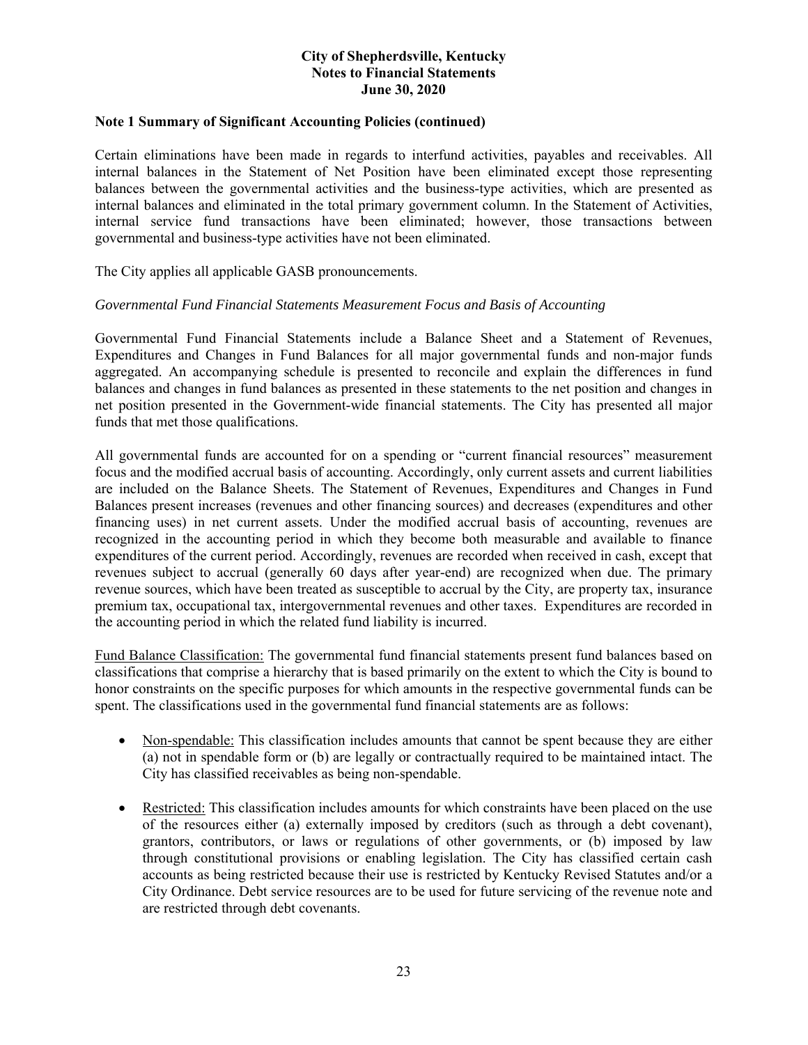### Note 1 Summary of Significant Accounting Policies (continued)

Certain eliminations have been made in regards to interfund activities, payables and receivables. All internal balances in the Statement of Net Position have been eliminated except those representing balances between the governmental activities and the business-type activities, which are presented as internal balances and eliminated in the total primary government column. In the Statement of Activities, internal service fund transactions have been eliminated; however, those transactions between governmental and business-type activities have not been eliminated.

The City applies all applicable GASB pronouncements.

*Governmental Fund Financial Statements Measurement Focus and Basis of Accounting*

Governmental Fund Financial Statements include a Balance Sheet and a Statement of Revenues, Expenditures and Changes in Fund Balances for all major governmental funds and non-major funds aggregated. An accompanying schedule is presented to reconcile and explain the differences in fund balances and changes in fund balances as presented in these statements to the net position and changes in net position presented in the Government-wide financial statements. The City has presented all major funds that met those qualifications.

All governmental funds are accounted for on a spending or "current financial resources" measurement focus and the modified accrual basis of accounting. Accordingly, only current assets and current liabilities are included on the Balance Sheets. The Statement of Revenues, Expenditures and Changes in Fund Balances present increases (revenues and other financing sources) and decreases (expenditures and other financing uses) in net current assets. Under the modified accrual basis of accounting, revenues are recognized in the accounting period in which they become both measurable and available to finance expenditures of the current period. Accordingly, revenues are recorded when received in cash, except that revenues subject to accrual (generally 60 days after year-end) are recognized when due. The primary revenue sources, which have been treated as susceptible to accrual by the City, are property tax, insurance premium tax, occupational tax, intergovernmental revenues and other taxes. Expenditures are recorded in the accounting period in which the related fund liability is incurred.

Fund Balance Classification: The governmental fund financial statements present fund balances based on classifications that comprise a hierarchy that is based primarily on the extent to which the City is bound to honor constraints on the specific purposes for which amounts in the respective governmental funds can be spent. The classifications used in the governmental fund financial statements are as follows:

- Non-spendable: This classification includes amounts that cannot be spent because they are either (a) not in spendable form or (b) are legally or contractually required to be maintained intact. The City has classified receivables as being non-spendable.

- Restricted: This classification includes amounts for which constraints have been placed on the use of the resources either (a) externally imposed by creditors (such as through a debt covenant), grantors, contributors, or laws or regulations of other governments, or (b) imposed by law through constitutional provisions or enabling legislation. The City has classified certain cash accounts as being restricted because their use is restricted by Kentucky Revised Statutes and/or a City Ordinance. Debt service resources are to be used for future servicing of the revenue note and are restricted through debt covenants.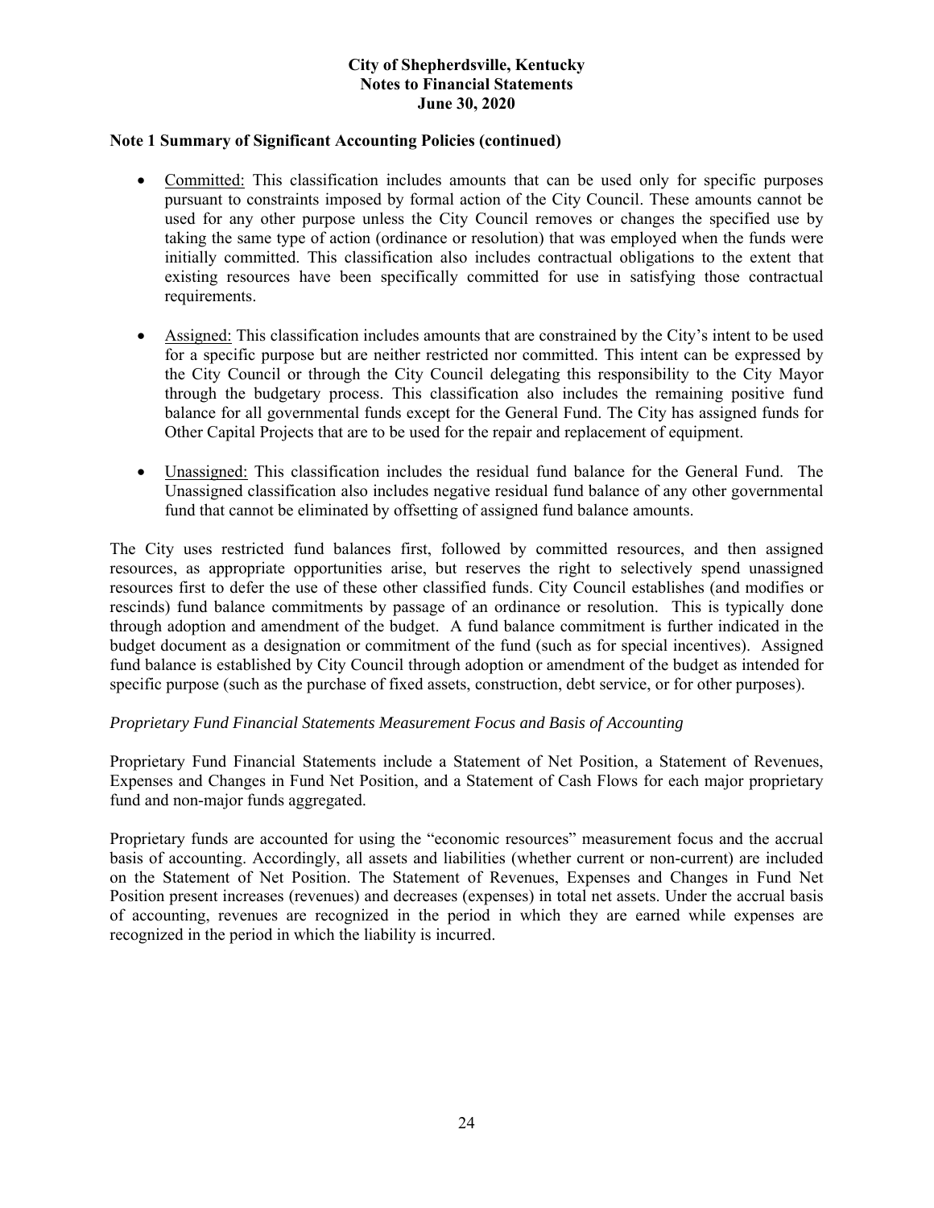**Note 1 Summary of Significant Accounting Policies (continued)**

- Committed: This classification includes amounts that can be used only for specific purposes pursuant to constraints imposed by formal action of the City Council. These amounts cannot be used for any other purpose unless the City Council removes or changes the specified use by taking the same type of action (ordinance or resolution) that was employed when the funds were initially committed. This classification also includes contractual obligations to the extent that existing resources have been specifically committed for use in satisfying those contractual requirements.

- Assigned: This classification includes amounts that are constrained by the City's intent to be used for a specific purpose but are neither restricted nor committed. This intent can be expressed by the City Council or through the City Council delegating this responsibility to the City Mayor through the budgetary process. This classification also includes the remaining positive fund balance for all governmental funds except for the General Fund. The City has assigned funds for Other Capital Projects that are to be used for the repair and replacement of equipment.

- Unassigned: This classification includes the residual fund balance for the General Fund. The Unassigned classification also includes negative residual fund balance of any other governmental fund that cannot be eliminated by offsetting of assigned fund balance amounts.

The City uses restricted fund balances first, followed by committed resources, and then assigned resources, as appropriate opportunities arise, but reserves the right to selectively spend unassigned resources first to defer the use of these other classified funds. City Council establishes (and modifies or rescinds) fund balance commitments by passage of an ordinance or resolution. This is typically done through adoption and amendment of the budget. A fund balance commitment is further indicated in the budget document as a designation or commitment of the fund (such as for special incentives). Assigned fund balance is established by City Council through adoption or amendment of the budget as intended for specific purpose (such as the purchase of fixed assets, construction, debt service, or for other purposes).

*Proprietary Fund Financial Statements Measurement Focus and Basis of Accounting*

Proprietary Fund Financial Statements include a Statement of Net Position, a Statement of Revenues, Expenses and Changes in Fund Net Position, and a Statement of Cash Flows for each major proprietary fund and non-major funds aggregated.

Proprietary funds are accounted for using the "economic resources" measurement focus and the accrual basis of accounting. Accordingly, all assets and liabilities (whether current or non-current) are included on the Statement of Net Position. The Statement of Revenues, Expenses and Changes in Fund Net Position present increases (revenues) and decreases (expenses) in total net assets. Under the accrual basis of accounting, revenues are recognized in the period in which they are earned while expenses are recognized in the period in which the liability is incurred.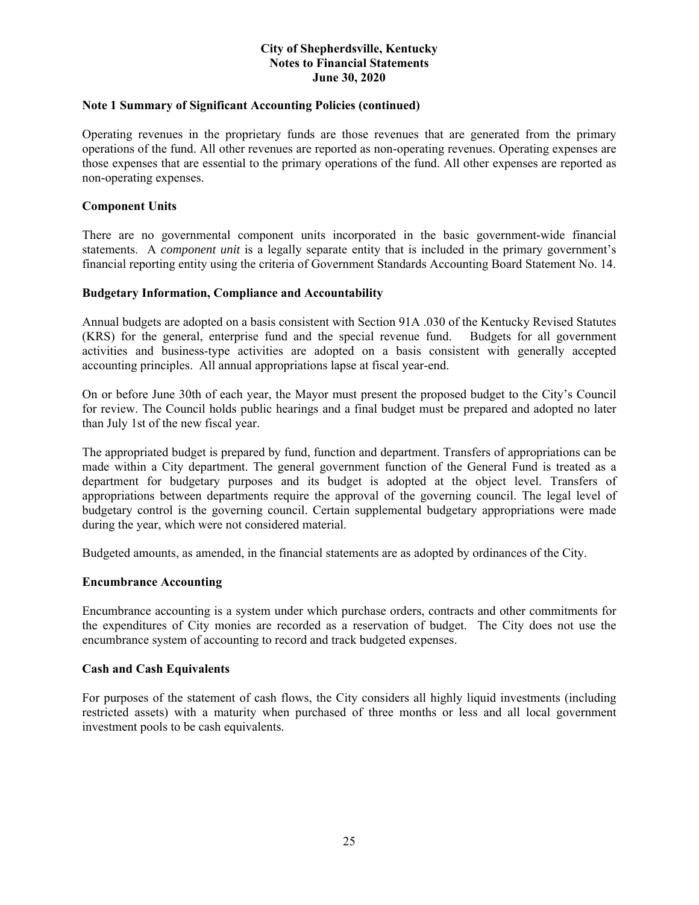**Note 1 Summary of Significant Accounting Policies (continued)**

Operating revenues in the proprietary funds are those revenues that are generated from the primary operations of the fund. All other revenues are reported as non-operating revenues. Operating expenses are those expenses that are essential to the primary operations of the fund. All other expenses are reported as non-operating expenses.

**Component Units**

There are no governmental component units incorporated in the basic government-wide financial statements. A *component unit* is a legally separate entity that is included in the primary government's financial reporting entity using the criteria of Government Standards Accounting Board Statement No. 14.

**Budgetary Information, Compliance and Accountability**

Annual budgets are adopted on a basis consistent with Section 91A .030 of the Kentucky Revised Statutes (KRS) for the general, enterprise fund and the special revenue fund. Budgets for all government activities and business-type activities are adopted on a basis consistent with generally accepted accounting principles. All annual appropriations lapse at fiscal year-end.

On or before June 30th of each year, the Mayor must present the proposed budget to the City's Council for review. The Council holds public hearings and a final budget must be prepared and adopted no later than July 1st of the new fiscal year.

The appropriated budget is prepared by fund, function and department. Transfers of appropriations can be made within a City department. The general government function of the General Fund is treated as a department for budgetary purposes and its budget is adopted at the object level. Transfers of appropriations between departments require the approval of the governing council. The legal level of budgetary control is the governing council. Certain supplemental budgetary appropriations were made during the year, which were not considered material.

Budgeted amounts, as amended, in the financial statements are as adopted by ordinances of the City.

**Encumbrance Accounting**

Encumbrance accounting is a system under which purchase orders, contracts and other commitments for the expenditures of City monies are recorded as a reservation of budget. The City does not use the encumbrance system of accounting to record and track budgeted expenses.

**Cash and Cash Equivalents**

For purposes of the statement of cash flows, the City considers all highly liquid investments (including restricted assets) with a maturity when purchased of three months or less and all local government investment pools to be cash equivalents.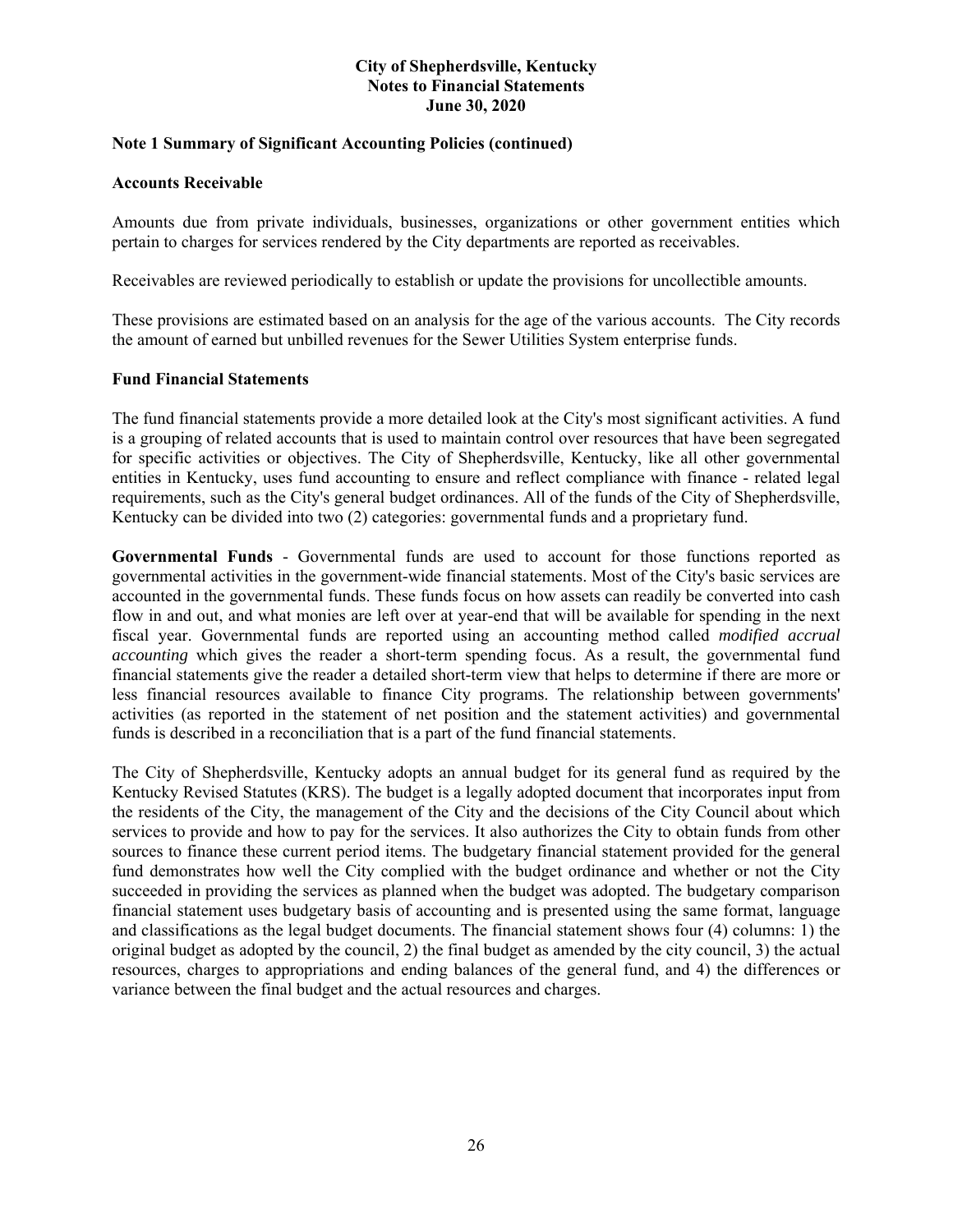**Note 1 Summary of Significant Accounting Policies (continued)**

**Accounts Receivable**

Amounts due from private individuals, businesses, organizations or other government entities which pertain to charges for services rendered by the City departments are reported as receivables.

Receivables are reviewed periodically to establish or update the provisions for uncollectible amounts.

These provisions are estimated based on an analysis for the age of the various accounts. The City records the amount of earned but unbilled revenues for the Sewer Utilities System enterprise funds.

**Fund Financial Statements**

The fund financial statements provide a more detailed look at the City's most significant activities. A fund is a grouping of related accounts that is used to maintain control over resources that have been segregated for specific activities or objectives. The City of Shepherdsville, Kentucky, like all other governmental entities in Kentucky, uses fund accounting to ensure and reflect compliance with finance - related legal requirements, such as the City's general budget ordinances. All of the funds of the City of Shepherdsville, Kentucky can be divided into two (2) categories: governmental funds and a proprietary fund.

**Governmental Funds** - Governmental funds are used to account for those functions reported as governmental activities in the government-wide financial statements. Most of the City's basic services are accounted in the governmental funds. These funds focus on how assets can readily be converted into cash flow in and out, and what monies are left over at year-end that will be available for spending in the next fiscal year. Governmental funds are reported using an accounting method called *modified accrual accounting* which gives the reader a short-term spending focus. As a result, the governmental fund financial statements give the reader a detailed short-term view that helps to determine if there are more or less financial resources available to finance City programs. The relationship between governments' activities (as reported in the statement of net position and the statement activities) and governmental funds is described in a reconciliation that is a part of the fund financial statements.

The City of Shepherdsville, Kentucky adopts an annual budget for its general fund as required by the Kentucky Revised Statutes (KRS). The budget is a legally adopted document that incorporates input from the residents of the City, the management of the City and the decisions of the City Council about which services to provide and how to pay for the services. It also authorizes the City to obtain funds from other sources to finance these current period items. The budgetary financial statement provided for the general fund demonstrates how well the City complied with the budget ordinance and whether or not the City succeeded in providing the services as planned when the budget was adopted. The budgetary comparison financial statement uses budgetary basis of accounting and is presented using the same format, language and classifications as the legal budget documents. The financial statement shows four (4) columns: 1) the original budget as adopted by the council, 2) the final budget as amended by the city council, 3) the actual resources, charges to appropriations and ending balances of the general fund, and 4) the differences or variance between the final budget and the actual resources and charges.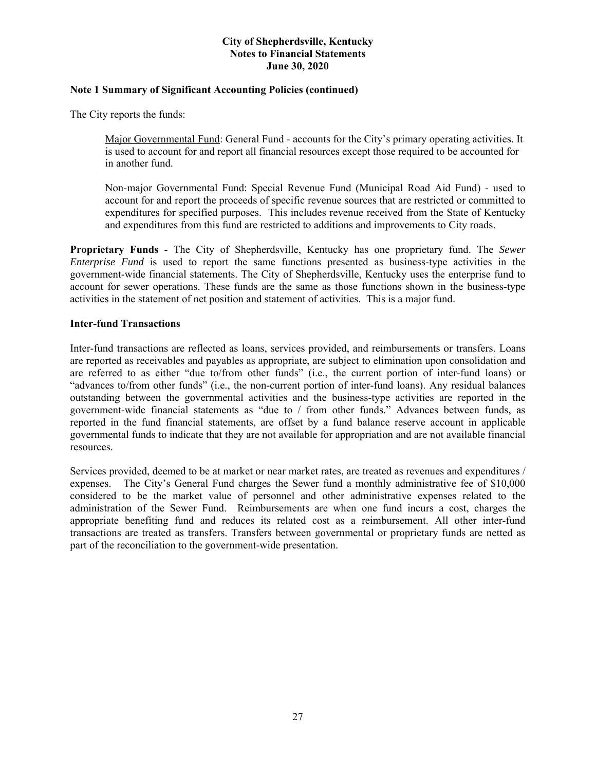## Note 1 Summary of Significant Accounting Policies (continued)

The City reports the funds:

> Major Governmental Fund: General Fund - accounts for the City's primary operating activities. It is used to account for and report all financial resources except those required to be accounted for in another fund.
>
> Non-major Governmental Fund: Special Revenue Fund (Municipal Road Aid Fund) - used to account for and report the proceeds of specific revenue sources that are restricted or committed to expenditures for specified purposes. This includes revenue received from the State of Kentucky and expenditures from this fund are restricted to additions and improvements to City roads.

**Proprietary Funds** - The City of Shepherdsville, Kentucky has one proprietary fund. The *Sewer Enterprise Fund* is used to report the same functions presented as business-type activities in the government-wide financial statements. The City of Shepherdsville, Kentucky uses the enterprise fund to account for sewer operations. These funds are the same as those functions shown in the business-type activities in the statement of net position and statement of activities. This is a major fund.

### Inter-fund Transactions

Inter-fund transactions are reflected as loans, services provided, and reimbursements or transfers. Loans are reported as receivables and payables as appropriate, are subject to elimination upon consolidation and are referred to as either "due to/from other funds" (i.e., the current portion of inter-fund loans) or "advances to/from other funds" (i.e., the non-current portion of inter-fund loans). Any residual balances outstanding between the governmental activities and the business-type activities are reported in the government-wide financial statements as "due to / from other funds." Advances between funds, as reported in the fund financial statements, are offset by a fund balance reserve account in applicable governmental funds to indicate that they are not available for appropriation and are not available financial resources.

Services provided, deemed to be at market or near market rates, are treated as revenues and expenditures / expenses. The City's General Fund charges the Sewer fund a monthly administrative fee of $10,000 considered to be the market value of personnel and other administrative expenses related to the administration of the Sewer Fund. Reimbursements are when one fund incurs a cost, charges the appropriate benefiting fund and reduces its related cost as a reimbursement. All other inter-fund transactions are treated as transfers. Transfers between governmental or proprietary funds are netted as part of the reconciliation to the government-wide presentation.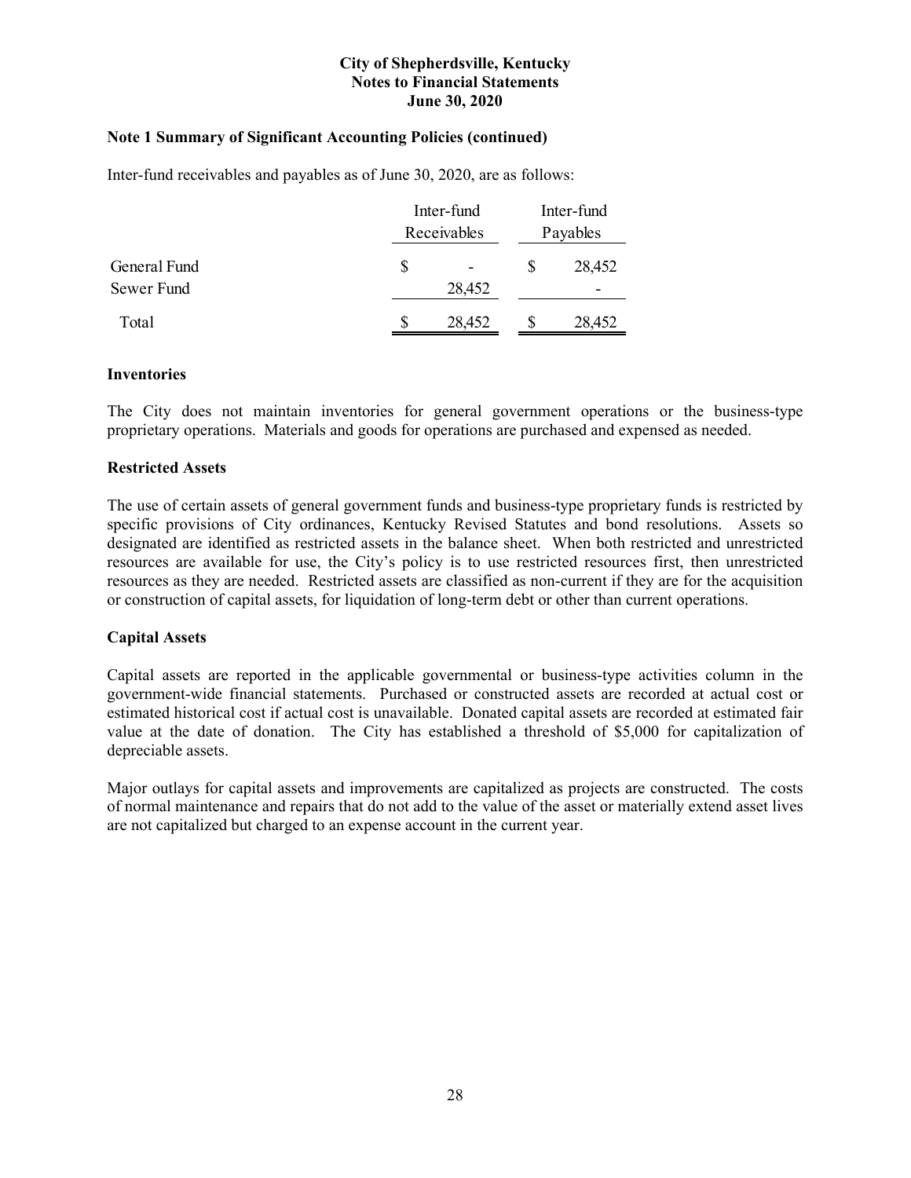**City of Shepherdsville, Kentucky**
**Notes to Financial Statements**
**June 30, 2020**

### Note 1 Summary of Significant Accounting Policies (continued)

Inter-fund receivables and payables as of June 30, 2020, are as follows:

| | Inter-fund Receivables | Inter-fund Payables |
|---|---|---|
| General Fund | $ - | $ 28,452 |
| Sewer Fund | 28,452 | - |
| Total | $ 28,452 | $ 28,452 |

### Inventories

The City does not maintain inventories for general government operations or the business-type proprietary operations. Materials and goods for operations are purchased and expensed as needed.

### Restricted Assets

The use of certain assets of general government funds and business-type proprietary funds is restricted by specific provisions of City ordinances, Kentucky Revised Statutes and bond resolutions. Assets so designated are identified as restricted assets in the balance sheet. When both restricted and unrestricted resources are available for use, the City's policy is to use restricted resources first, then unrestricted resources as they are needed. Restricted assets are classified as non-current if they are for the acquisition or construction of capital assets, for liquidation of long-term debt or other than current operations.

### Capital Assets

Capital assets are reported in the applicable governmental or business-type activities column in the government-wide financial statements. Purchased or constructed assets are recorded at actual cost or estimated historical cost if actual cost is unavailable. Donated capital assets are recorded at estimated fair value at the date of donation. The City has established a threshold of $5,000 for capitalization of depreciable assets.

Major outlays for capital assets and improvements are capitalized as projects are constructed. The costs of normal maintenance and repairs that do not add to the value of the asset or materially extend asset lives are not capitalized but charged to an expense account in the current year.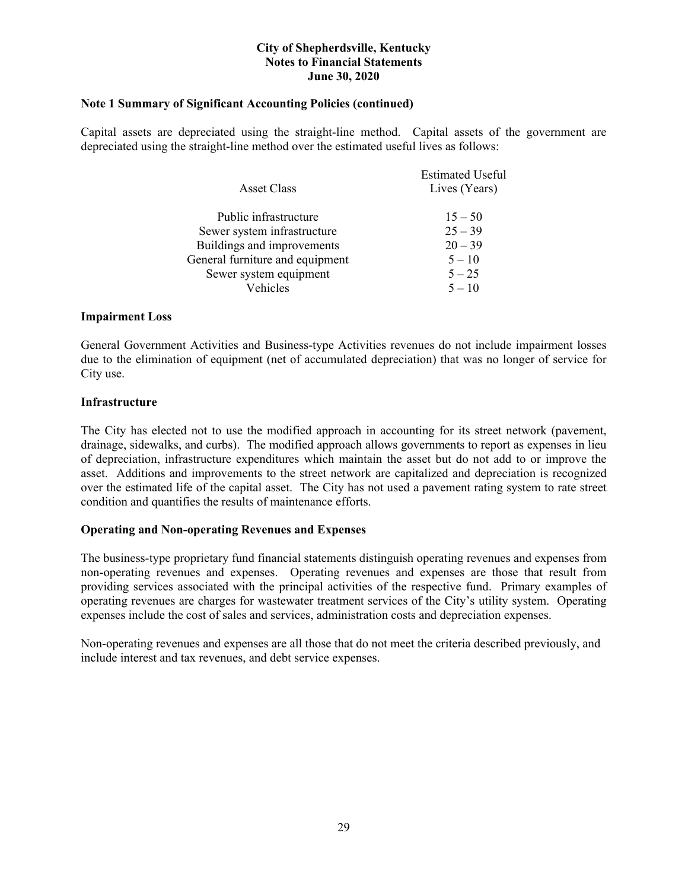### Note 1 Summary of Significant Accounting Policies (continued)

Capital assets are depreciated using the straight-line method. Capital assets of the government are depreciated using the straight-line method over the estimated useful lives as follows:

| Asset Class | Estimated Useful Lives (Years) |
|---|---|
| Public infrastructure | 15 – 50 |
| Sewer system infrastructure | 25 – 39 |
| Buildings and improvements | 20 – 39 |
| General furniture and equipment | 5 – 10 |
| Sewer system equipment | 5 – 25 |
| Vehicles | 5 – 10 |

**Impairment Loss**

General Government Activities and Business-type Activities revenues do not include impairment losses due to the elimination of equipment (net of accumulated depreciation) that was no longer of service for City use.

**Infrastructure**

The City has elected not to use the modified approach in accounting for its street network (pavement, drainage, sidewalks, and curbs). The modified approach allows governments to report as expenses in lieu of depreciation, infrastructure expenditures which maintain the asset but do not add to or improve the asset. Additions and improvements to the street network are capitalized and depreciation is recognized over the estimated life of the capital asset. The City has not used a pavement rating system to rate street condition and quantifies the results of maintenance efforts.

**Operating and Non-operating Revenues and Expenses**

The business-type proprietary fund financial statements distinguish operating revenues and expenses from non-operating revenues and expenses. Operating revenues and expenses are those that result from providing services associated with the principal activities of the respective fund. Primary examples of operating revenues are charges for wastewater treatment services of the City's utility system. Operating expenses include the cost of sales and services, administration costs and depreciation expenses.

Non-operating revenues and expenses are all those that do not meet the criteria described previously, and include interest and tax revenues, and debt service expenses.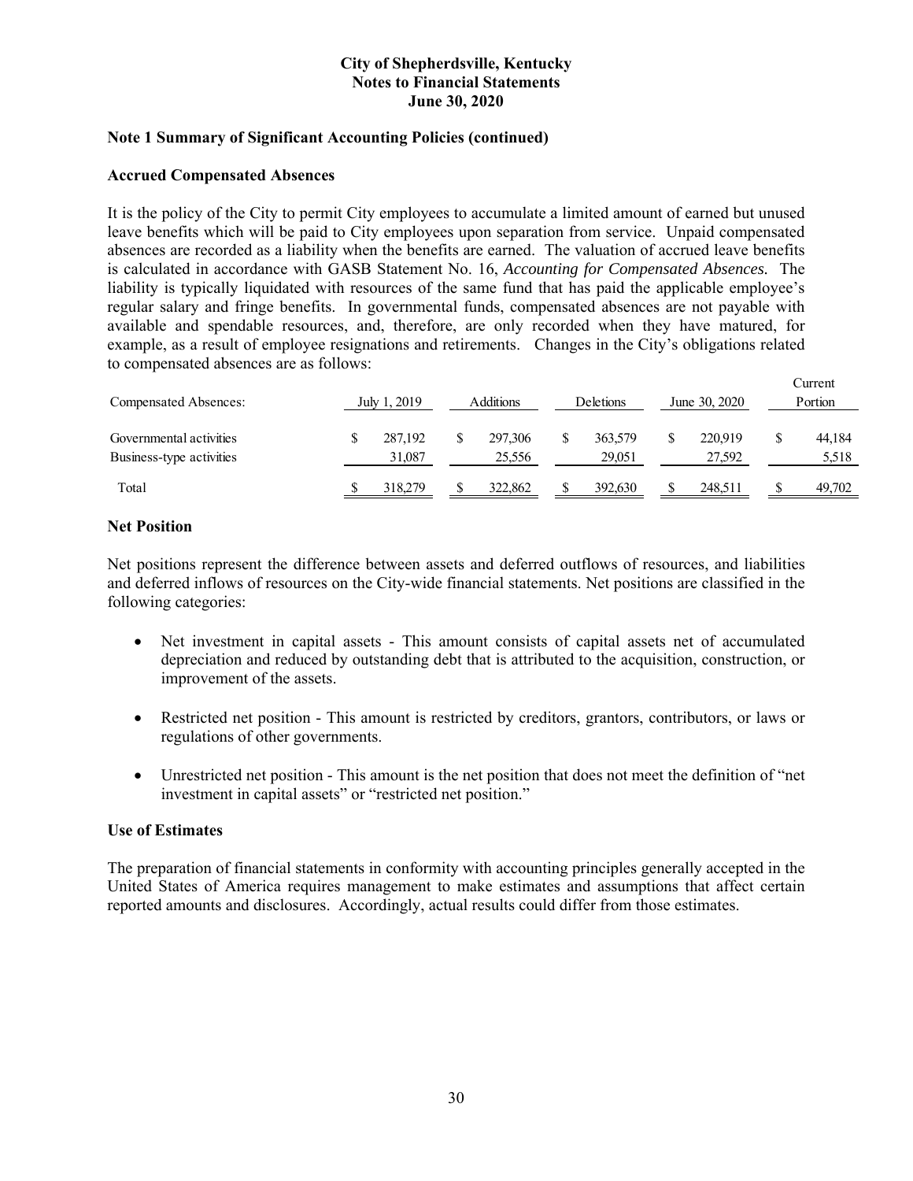**City of Shepherdsville, Kentucky**
**Notes to Financial Statements**
**June 30, 2020**

### Note 1 Summary of Significant Accounting Policies (continued)

#### Accrued Compensated Absences

It is the policy of the City to permit City employees to accumulate a limited amount of earned but unused leave benefits which will be paid to City employees upon separation from service. Unpaid compensated absences are recorded as a liability when the benefits are earned. The valuation of accrued leave benefits is calculated in accordance with GASB Statement No. 16, *Accounting for Compensated Absences.* The liability is typically liquidated with resources of the same fund that has paid the applicable employee's regular salary and fringe benefits. In governmental funds, compensated absences are not payable with available and spendable resources, and, therefore, are only recorded when they have matured, for example, as a result of employee resignations and retirements. Changes in the City's obligations related to compensated absences are as follows:

| Compensated Absences: | July 1, 2019 | Additions | Deletions | June 30, 2020 | Current Portion |
|---|---|---|---|---|---|
| Governmental activities | $ 287,192 | $ 297,306 | $ 363,579 | $ 220,919 | $ 44,184 |
| Business-type activities | 31,087 | 25,556 | 29,051 | 27,592 | 5,518 |
| Total | $ 318,279 | $ 322,862 | $ 392,630 | $ 248,511 | $ 49,702 |

#### Net Position

Net positions represent the difference between assets and deferred outflows of resources, and liabilities and deferred inflows of resources on the City-wide financial statements. Net positions are classified in the following categories:

- Net investment in capital assets - This amount consists of capital assets net of accumulated depreciation and reduced by outstanding debt that is attributed to the acquisition, construction, or improvement of the assets.
- Restricted net position - This amount is restricted by creditors, grantors, contributors, or laws or regulations of other governments.
- Unrestricted net position - This amount is the net position that does not meet the definition of "net investment in capital assets" or "restricted net position."

#### Use of Estimates

The preparation of financial statements in conformity with accounting principles generally accepted in the United States of America requires management to make estimates and assumptions that affect certain reported amounts and disclosures. Accordingly, actual results could differ from those estimates.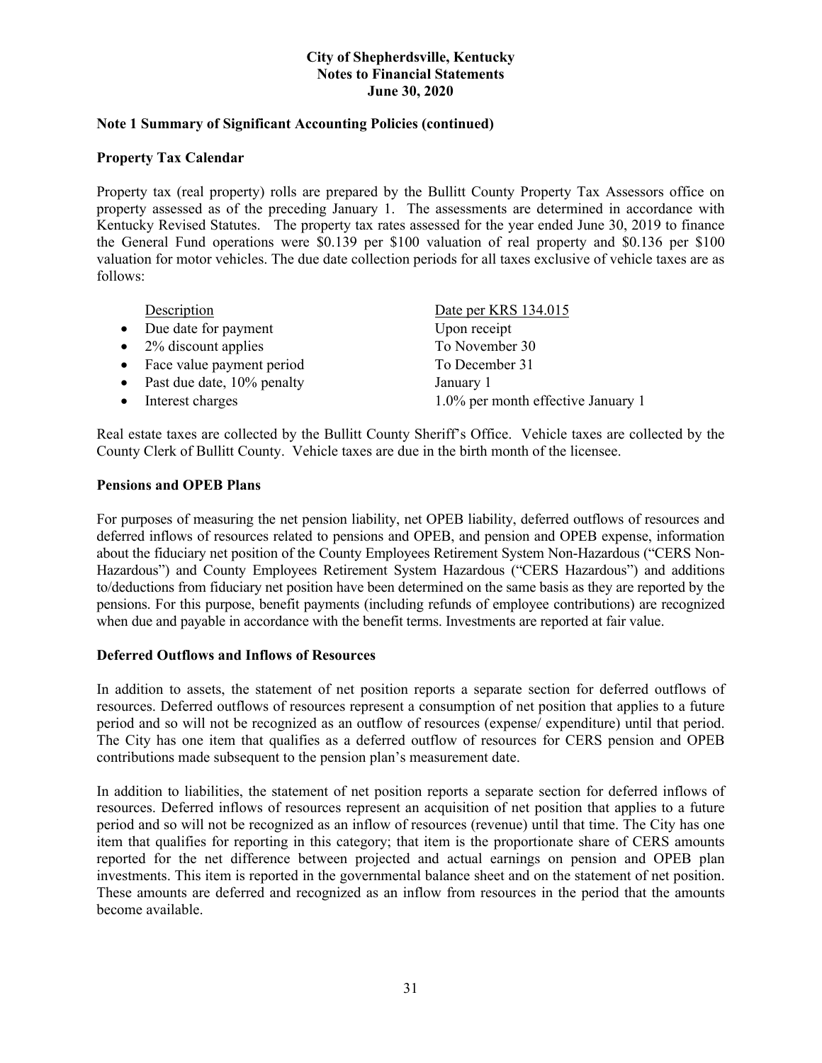## Note 1 Summary of Significant Accounting Policies (continued)

### Property Tax Calendar

Property tax (real property) rolls are prepared by the Bullitt County Property Tax Assessors office on property assessed as of the preceding January 1. The assessments are determined in accordance with Kentucky Revised Statutes. The property tax rates assessed for the year ended June 30, 2019 to finance the General Fund operations were $0.139 per $100 valuation of real property and $0.136 per $100 valuation for motor vehicles. The due date collection periods for all taxes exclusive of vehicle taxes are as follows:

| Description | Date per KRS 134.015 |
|---|---|
| • Due date for payment | Upon receipt |
| • 2% discount applies | To November 30 |
| • Face value payment period | To December 31 |
| • Past due date, 10% penalty | January 1 |
| • Interest charges | 1.0% per month effective January 1 |

Real estate taxes are collected by the Bullitt County Sheriff's Office. Vehicle taxes are collected by the County Clerk of Bullitt County. Vehicle taxes are due in the birth month of the licensee.

### Pensions and OPEB Plans

For purposes of measuring the net pension liability, net OPEB liability, deferred outflows of resources and deferred inflows of resources related to pensions and OPEB, and pension and OPEB expense, information about the fiduciary net position of the County Employees Retirement System Non-Hazardous ("CERS Non-Hazardous") and County Employees Retirement System Hazardous ("CERS Hazardous") and additions to/deductions from fiduciary net position have been determined on the same basis as they are reported by the pensions. For this purpose, benefit payments (including refunds of employee contributions) are recognized when due and payable in accordance with the benefit terms. Investments are reported at fair value.

### Deferred Outflows and Inflows of Resources

In addition to assets, the statement of net position reports a separate section for deferred outflows of resources. Deferred outflows of resources represent a consumption of net position that applies to a future period and so will not be recognized as an outflow of resources (expense/ expenditure) until that period. The City has one item that qualifies as a deferred outflow of resources for CERS pension and OPEB contributions made subsequent to the pension plan's measurement date.

In addition to liabilities, the statement of net position reports a separate section for deferred inflows of resources. Deferred inflows of resources represent an acquisition of net position that applies to a future period and so will not be recognized as an inflow of resources (revenue) until that time. The City has one item that qualifies for reporting in this category; that item is the proportionate share of CERS amounts reported for the net difference between projected and actual earnings on pension and OPEB plan investments. This item is reported in the governmental balance sheet and on the statement of net position. These amounts are deferred and recognized as an inflow from resources in the period that the amounts become available.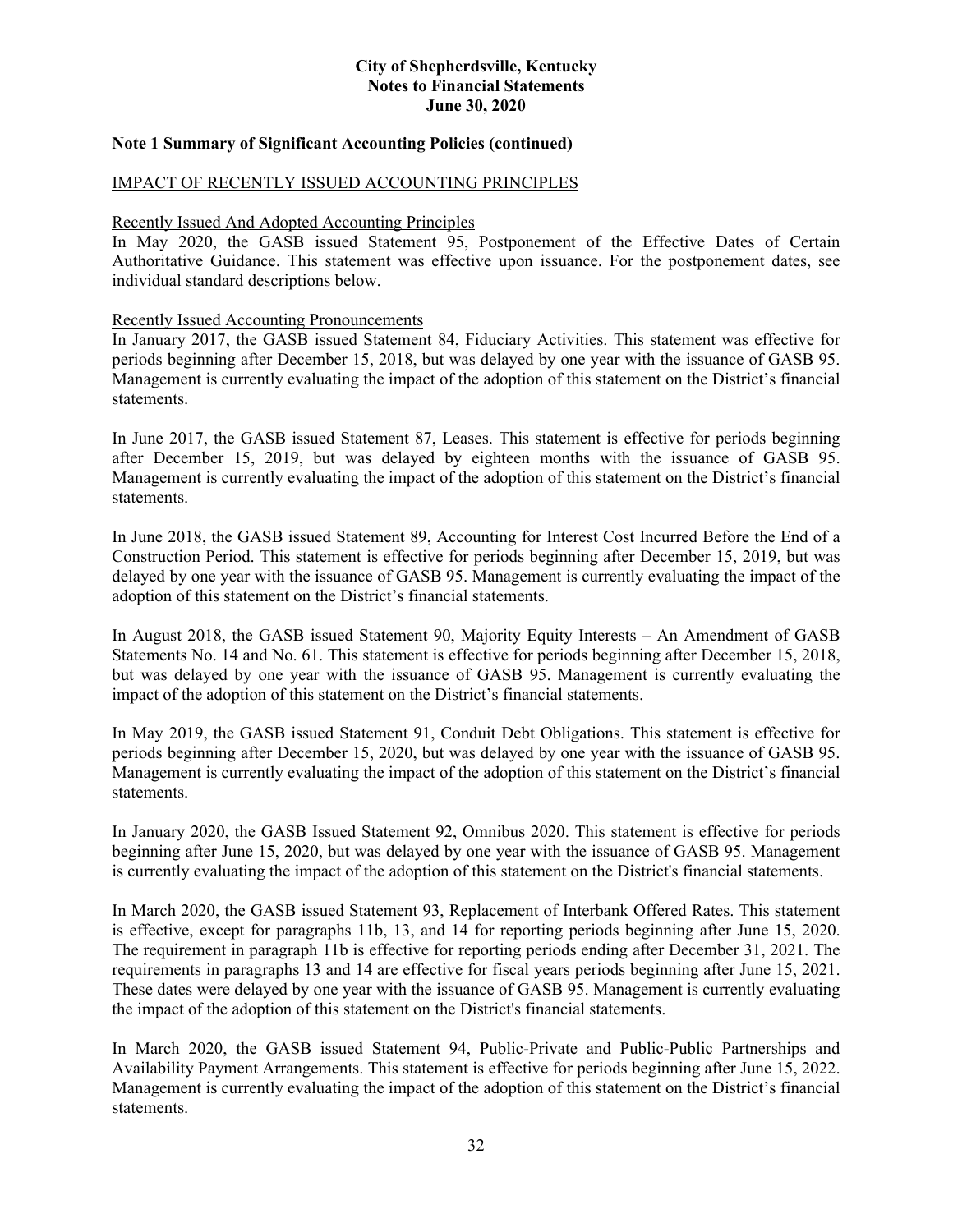**Note 1 Summary of Significant Accounting Policies (continued)**

IMPACT OF RECENTLY ISSUED ACCOUNTING PRINCIPLES

Recently Issued And Adopted Accounting Principles

In May 2020, the GASB issued Statement 95, Postponement of the Effective Dates of Certain Authoritative Guidance. This statement was effective upon issuance. For the postponement dates, see individual standard descriptions below.

Recently Issued Accounting Pronouncements

In January 2017, the GASB issued Statement 84, Fiduciary Activities. This statement was effective for periods beginning after December 15, 2018, but was delayed by one year with the issuance of GASB 95. Management is currently evaluating the impact of the adoption of this statement on the District's financial statements.

In June 2017, the GASB issued Statement 87, Leases. This statement is effective for periods beginning after December 15, 2019, but was delayed by eighteen months with the issuance of GASB 95. Management is currently evaluating the impact of the adoption of this statement on the District's financial statements.

In June 2018, the GASB issued Statement 89, Accounting for Interest Cost Incurred Before the End of a Construction Period. This statement is effective for periods beginning after December 15, 2019, but was delayed by one year with the issuance of GASB 95. Management is currently evaluating the impact of the adoption of this statement on the District's financial statements.

In August 2018, the GASB issued Statement 90, Majority Equity Interests – An Amendment of GASB Statements No. 14 and No. 61. This statement is effective for periods beginning after December 15, 2018, but was delayed by one year with the issuance of GASB 95. Management is currently evaluating the impact of the adoption of this statement on the District's financial statements.

In May 2019, the GASB issued Statement 91, Conduit Debt Obligations. This statement is effective for periods beginning after December 15, 2020, but was delayed by one year with the issuance of GASB 95. Management is currently evaluating the impact of the adoption of this statement on the District's financial statements.

In January 2020, the GASB Issued Statement 92, Omnibus 2020. This statement is effective for periods beginning after June 15, 2020, but was delayed by one year with the issuance of GASB 95. Management is currently evaluating the impact of the adoption of this statement on the District's financial statements.

In March 2020, the GASB issued Statement 93, Replacement of Interbank Offered Rates. This statement is effective, except for paragraphs 11b, 13, and 14 for reporting periods beginning after June 15, 2020. The requirement in paragraph 11b is effective for reporting periods ending after December 31, 2021. The requirements in paragraphs 13 and 14 are effective for fiscal years periods beginning after June 15, 2021. These dates were delayed by one year with the issuance of GASB 95. Management is currently evaluating the impact of the adoption of this statement on the District's financial statements.

In March 2020, the GASB issued Statement 94, Public-Private and Public-Public Partnerships and Availability Payment Arrangements. This statement is effective for periods beginning after June 15, 2022. Management is currently evaluating the impact of the adoption of this statement on the District's financial statements.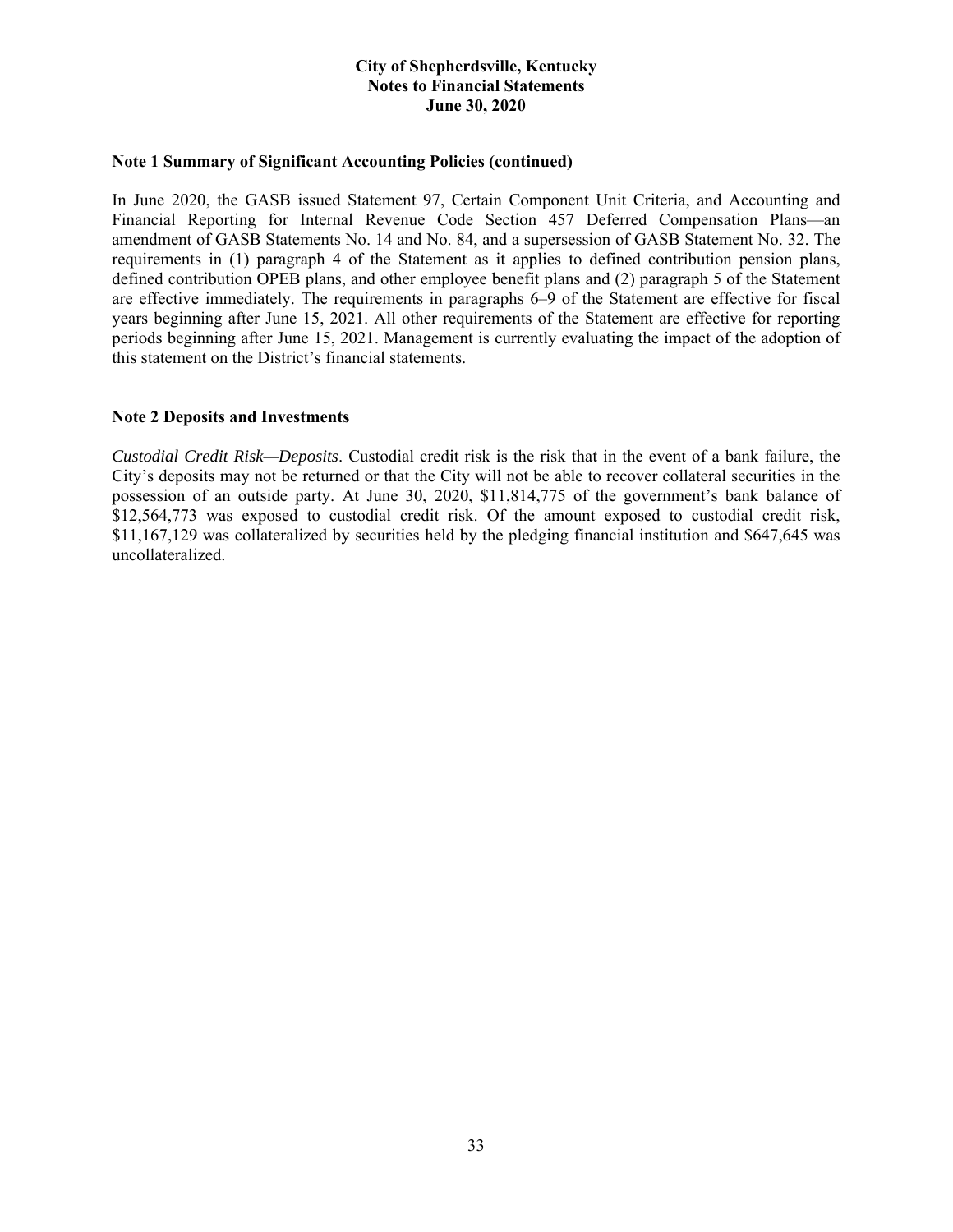### Note 1 Summary of Significant Accounting Policies (continued)

In June 2020, the GASB issued Statement 97, Certain Component Unit Criteria, and Accounting and Financial Reporting for Internal Revenue Code Section 457 Deferred Compensation Plans—an amendment of GASB Statements No. 14 and No. 84, and a supersession of GASB Statement No. 32. The requirements in (1) paragraph 4 of the Statement as it applies to defined contribution pension plans, defined contribution OPEB plans, and other employee benefit plans and (2) paragraph 5 of the Statement are effective immediately. The requirements in paragraphs 6–9 of the Statement are effective for fiscal years beginning after June 15, 2021. All other requirements of the Statement are effective for reporting periods beginning after June 15, 2021. Management is currently evaluating the impact of the adoption of this statement on the District's financial statements.

### Note 2 Deposits and Investments

*Custodial Credit Risk—Deposits*. Custodial credit risk is the risk that in the event of a bank failure, the City's deposits may not be returned or that the City will not be able to recover collateral securities in the possession of an outside party. At June 30, 2020, $11,814,775 of the government's bank balance of $12,564,773 was exposed to custodial credit risk. Of the amount exposed to custodial credit risk, $11,167,129 was collateralized by securities held by the pledging financial institution and $647,645 was uncollateralized.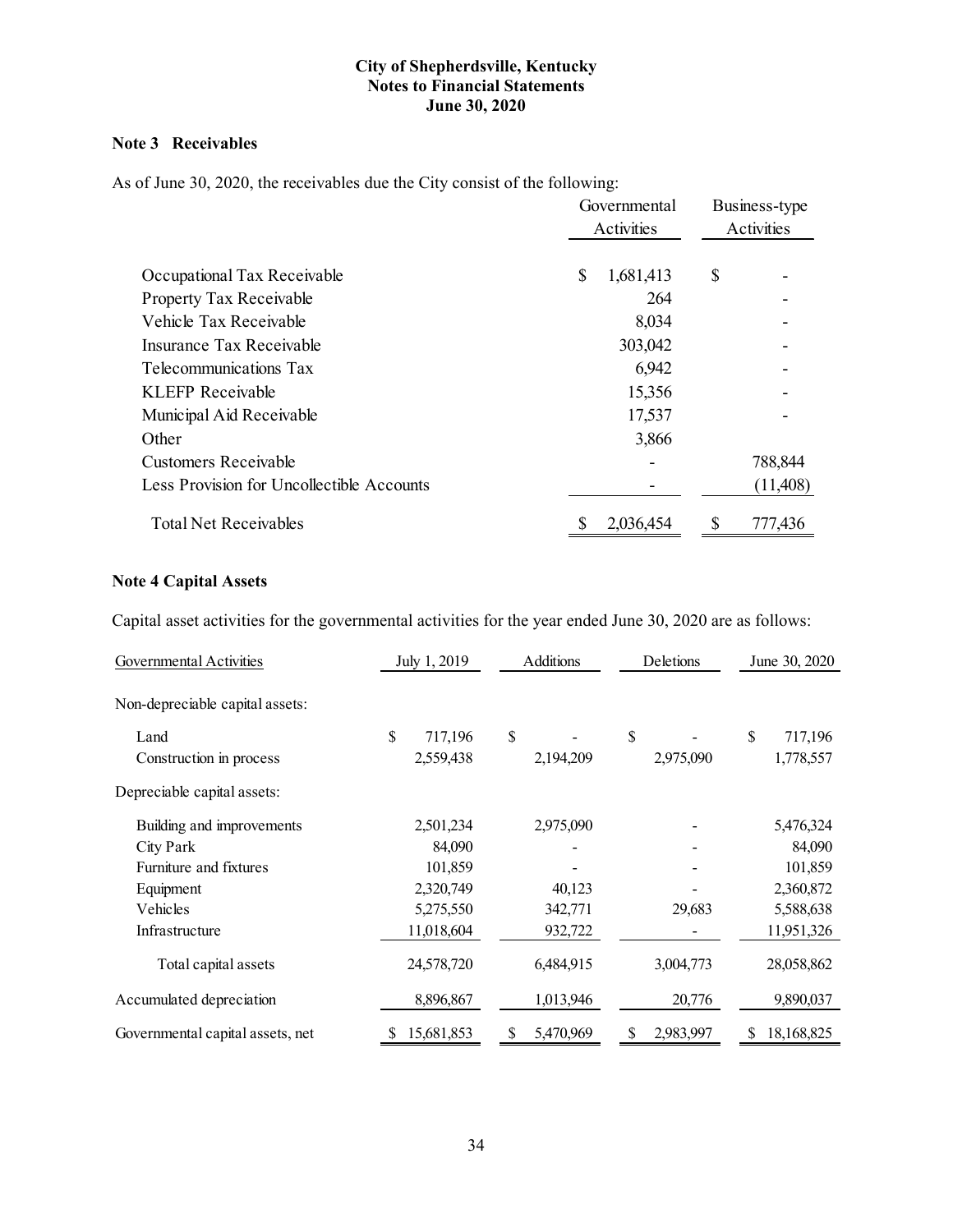**City of Shepherdsville, Kentucky**
**Notes to Financial Statements**
**June 30, 2020**

## Note 3 Receivables

As of June 30, 2020, the receivables due the City consist of the following:

| | Governmental Activities | Business-type Activities |
|---|---|---|
| Occupational Tax Receivable | $ 1,681,413 | $ - |
| Property Tax Receivable | 264 | - |
| Vehicle Tax Receivable | 8,034 | - |
| Insurance Tax Receivable | 303,042 | - |
| Telecommunications Tax | 6,942 | - |
| KLEFP Receivable | 15,356 | - |
| Municipal Aid Receivable | 17,537 | - |
| Other | 3,866 | |
| Customers Receivable | - | 788,844 |
| Less Provision for Uncollectible Accounts | - | (11,408) |
| Total Net Receivables | $ 2,036,454 | $ 777,436 |

## Note 4 Capital Assets

Capital asset activities for the governmental activities for the year ended June 30, 2020 are as follows:

| Governmental Activities | July 1, 2019 | Additions | Deletions | June 30, 2020 |
|---|---|---|---|---|
| Non-depreciable capital assets: | | | | |
| Land | $ 717,196 | $ - | $ - | $ 717,196 |
| Construction in process | 2,559,438 | 2,194,209 | 2,975,090 | 1,778,557 |
| Depreciable capital assets: | | | | |
| Building and improvements | 2,501,234 | 2,975,090 | - | 5,476,324 |
| City Park | 84,090 | - | - | 84,090 |
| Furniture and fixtures | 101,859 | - | - | 101,859 |
| Equipment | 2,320,749 | 40,123 | - | 2,360,872 |
| Vehicles | 5,275,550 | 342,771 | 29,683 | 5,588,638 |
| Infrastructure | 11,018,604 | 932,722 | - | 11,951,326 |
| Total capital assets | 24,578,720 | 6,484,915 | 3,004,773 | 28,058,862 |
| Accumulated depreciation | 8,896,867 | 1,013,946 | 20,776 | 9,890,037 |
| Governmental capital assets, net | $ 15,681,853 | $ 5,470,969 | $ 2,983,997 | $ 18,168,825 |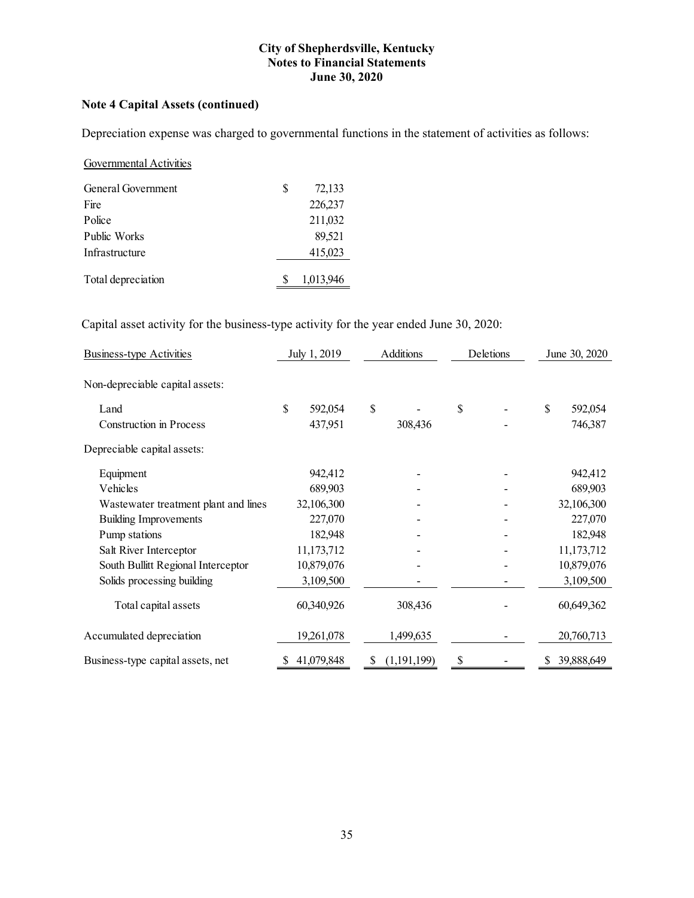**City of Shepherdsville, Kentucky**
**Notes to Financial Statements**
**June 30, 2020**

### Note 4 Capital Assets (continued)

Depreciation expense was charged to governmental functions in the statement of activities as follows:

| Governmental Activities | |
|---|---|
| General Government | $ 72,133 |
| Fire | 226,237 |
| Police | 211,032 |
| Public Works | 89,521 |
| Infrastructure | 415,023 |
| Total depreciation | $ 1,013,946 |

Capital asset activity for the business-type activity for the year ended June 30, 2020:

| Business-type Activities | July 1, 2019 | Additions | Deletions | June 30, 2020 |
|---|---|---|---|---|
| Non-depreciable capital assets: | | | | |
| Land | $ 592,054 | $ - | $ - | $ 592,054 |
| Construction in Process | 437,951 | 308,436 | - | 746,387 |
| Depreciable capital assets: | | | | |
| Equipment | 942,412 | - | - | 942,412 |
| Vehicles | 689,903 | - | - | 689,903 |
| Wastewater treatment plant and lines | 32,106,300 | - | - | 32,106,300 |
| Building Improvements | 227,070 | - | - | 227,070 |
| Pump stations | 182,948 | - | - | 182,948 |
| Salt River Interceptor | 11,173,712 | - | - | 11,173,712 |
| South Bullitt Regional Interceptor | 10,879,076 | - | - | 10,879,076 |
| Solids processing building | 3,109,500 | - | - | 3,109,500 |
| Total capital assets | 60,340,926 | 308,436 | - | 60,649,362 |
| Accumulated depreciation | 19,261,078 | 1,499,635 | - | 20,760,713 |
| Business-type capital assets, net | $ 41,079,848 | $ (1,191,199) | $ - | $ 39,888,649 |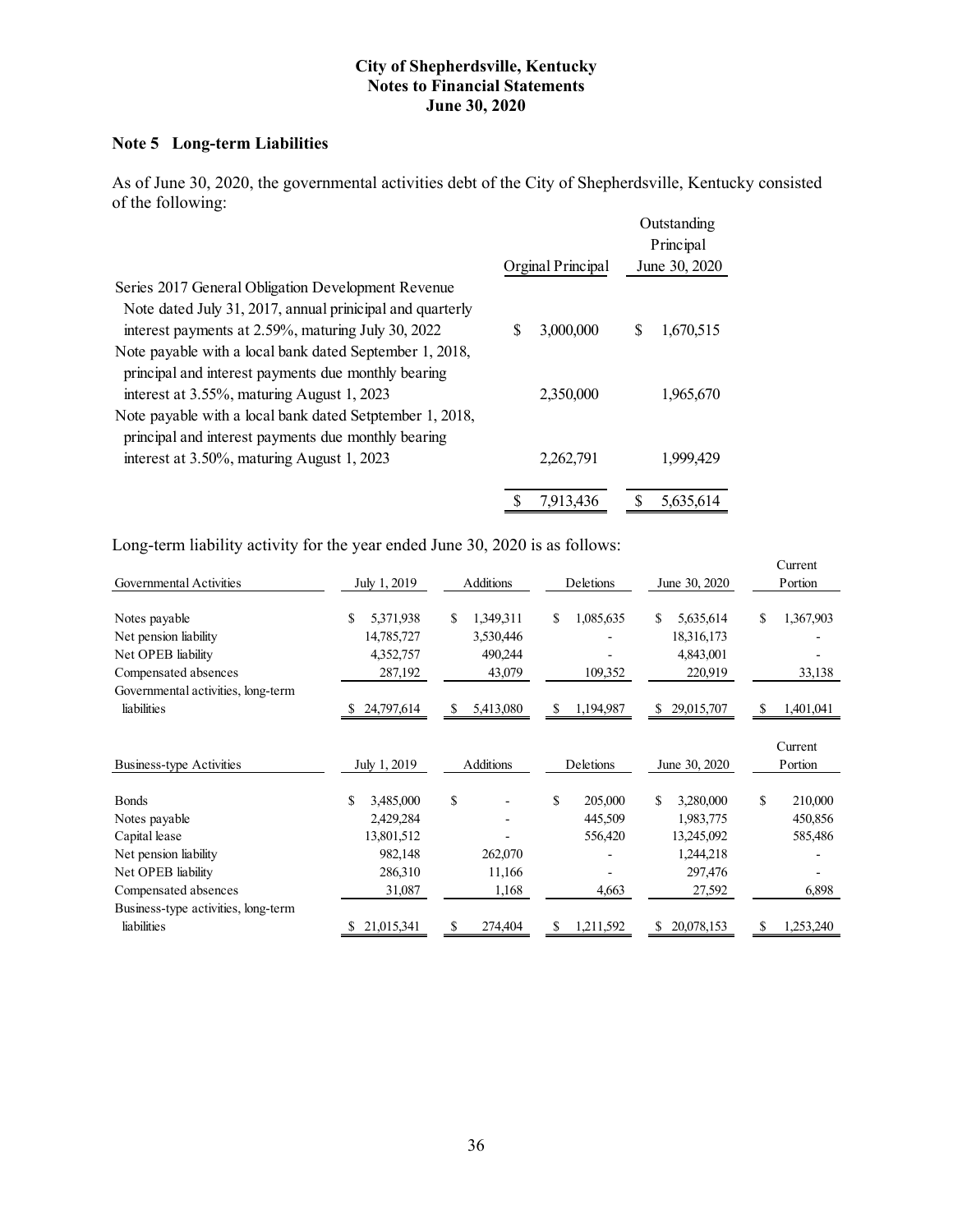# City of Shepherdsville, Kentucky
## Notes to Financial Statements
### June 30, 2020

### Note 5 Long-term Liabilities

As of June 30, 2020, the governmental activities debt of the City of Shepherdsville, Kentucky consisted of the following:

| | Orginal Principal | Outstanding Principal June 30, 2020 |
|---|---|---|
| Series 2017 General Obligation Development Revenue Note dated July 31, 2017, annual prinicipal and quarterly interest payments at 2.59%, maturing July 30, 2022 | $ 3,000,000 | $ 1,670,515 |
| Note payable with a local bank dated September 1, 2018, principal and interest payments due monthly bearing interest at 3.55%, maturing August 1, 2023 | 2,350,000 | 1,965,670 |
| Note payable with a local bank dated Setptember 1, 2018, principal and interest payments due monthly bearing interest at 3.50%, maturing August 1, 2023 | 2,262,791 | 1,999,429 |
| | $ 7,913,436 | $ 5,635,614 |

Long-term liability activity for the year ended June 30, 2020 is as follows:

| Governmental Activities | July 1, 2019 | Additions | Deletions | June 30, 2020 | Current Portion |
|---|---|---|---|---|---|
| Notes payable | $ 5,371,938 | $ 1,349,311 | $ 1,085,635 | $ 5,635,614 | $ 1,367,903 |
| Net pension liability | 14,785,727 | 3,530,446 | - | 18,316,173 | - |
| Net OPEB liability | 4,352,757 | 490,244 | - | 4,843,001 | - |
| Compensated absences | 287,192 | 43,079 | 109,352 | 220,919 | 33,138 |
| Governmental activities, long-term liabilities | $ 24,797,614 | $ 5,413,080 | $ 1,194,987 | $ 29,015,707 | $ 1,401,041 |

| Business-type Activities | July 1, 2019 | Additions | Deletions | June 30, 2020 | Current Portion |
|---|---|---|---|---|---|
| Bonds | $ 3,485,000 | $ - | $ 205,000 | $ 3,280,000 | $ 210,000 |
| Notes payable | 2,429,284 | - | 445,509 | 1,983,775 | 450,856 |
| Capital lease | 13,801,512 | - | 556,420 | 13,245,092 | 585,486 |
| Net pension liability | 982,148 | 262,070 | - | 1,244,218 | - |
| Net OPEB liability | 286,310 | 11,166 | - | 297,476 | - |
| Compensated absences | 31,087 | 1,168 | 4,663 | 27,592 | 6,898 |
| Business-type activities, long-term liabilities | $ 21,015,341 | $ 274,404 | $ 1,211,592 | $ 20,078,153 | $ 1,253,240 |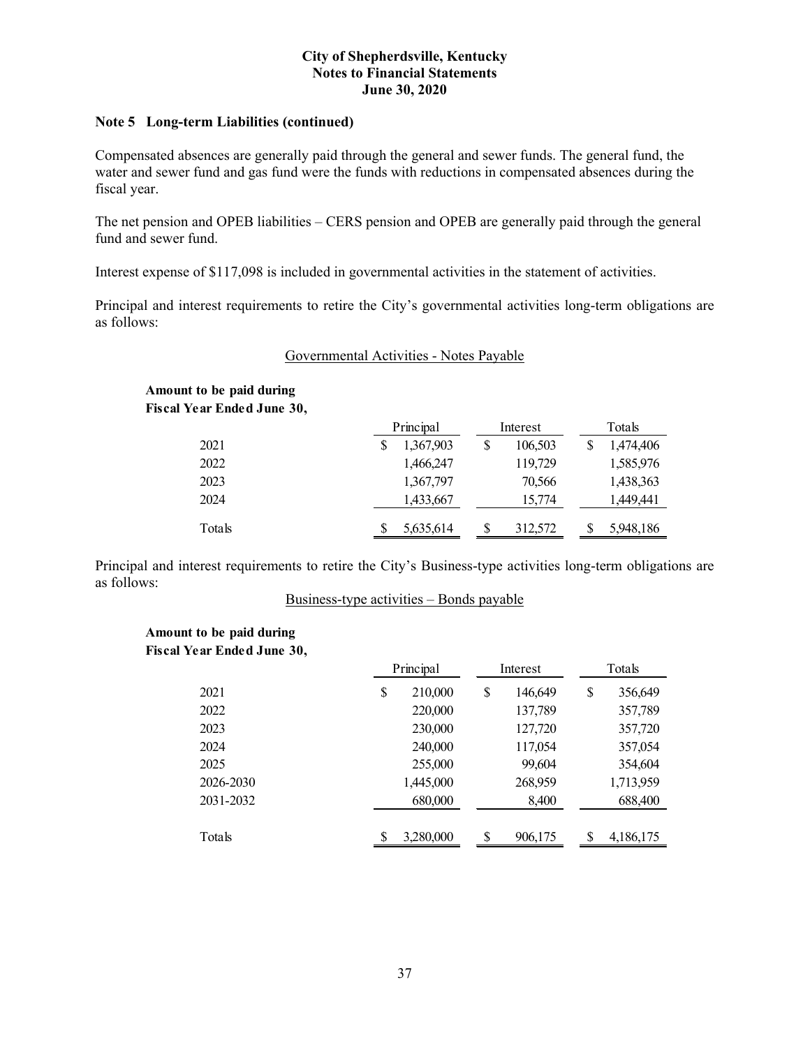**Note 5 Long-term Liabilities (continued)**

Compensated absences are generally paid through the general and sewer funds. The general fund, the water and sewer fund and gas fund were the funds with reductions in compensated absences during the fiscal year.

The net pension and OPEB liabilities – CERS pension and OPEB are generally paid through the general fund and sewer fund.

Interest expense of $117,098 is included in governmental activities in the statement of activities.

Principal and interest requirements to retire the City's governmental activities long-term obligations are as follows:

Governmental Activities - Notes Payable

| Amount to be paid during Fiscal Year Ended June 30, | Principal | Interest | Totals |
|---|---|---|---|
| 2021 | $ 1,367,903 | $ 106,503 | $ 1,474,406 |
| 2022 | 1,466,247 | 119,729 | 1,585,976 |
| 2023 | 1,367,797 | 70,566 | 1,438,363 |
| 2024 | 1,433,667 | 15,774 | 1,449,441 |
| Totals | $ 5,635,614 | $ 312,572 | $ 5,948,186 |

Principal and interest requirements to retire the City's Business-type activities long-term obligations are as follows:

Business-type activities – Bonds payable

| Amount to be paid during Fiscal Year Ended June 30, | Principal | Interest | Totals |
|---|---|---|---|
| 2021 | $ 210,000 | $ 146,649 | $ 356,649 |
| 2022 | 220,000 | 137,789 | 357,789 |
| 2023 | 230,000 | 127,720 | 357,720 |
| 2024 | 240,000 | 117,054 | 357,054 |
| 2025 | 255,000 | 99,604 | 354,604 |
| 2026-2030 | 1,445,000 | 268,959 | 1,713,959 |
| 2031-2032 | 680,000 | 8,400 | 688,400 |
| Totals | $ 3,280,000 | $ 906,175 | $ 4,186,175 |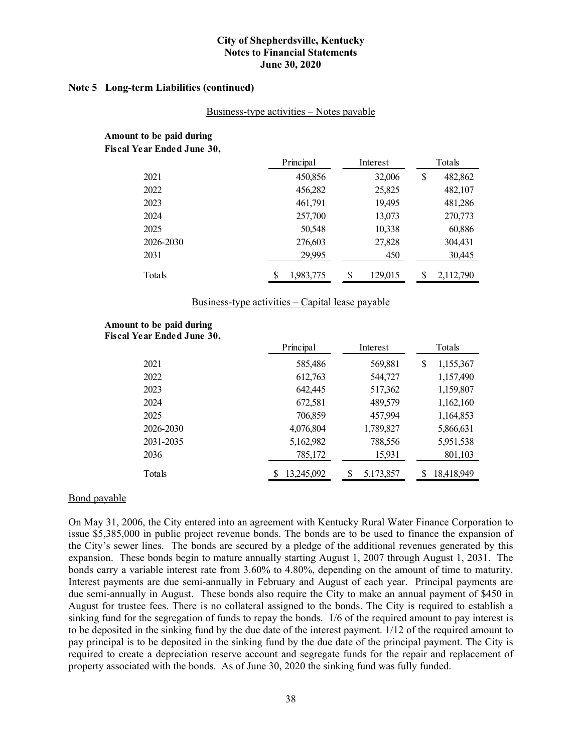**City of Shepherdsville, Kentucky**
**Notes to Financial Statements**
**June 30, 2020**

## Note 5 Long-term Liabilities (continued)

Business-type activities – Notes payable

| Amount to be paid during Fiscal Year Ended June 30, | Principal | Interest | Totals |
|---|---|---|---|
| 2021 | 450,856 | 32,006 | $ 482,862 |
| 2022 | 456,282 | 25,825 | 482,107 |
| 2023 | 461,791 | 19,495 | 481,286 |
| 2024 | 257,700 | 13,073 | 270,773 |
| 2025 | 50,548 | 10,338 | 60,886 |
| 2026-2030 | 276,603 | 27,828 | 304,431 |
| 2031 | 29,995 | 450 | 30,445 |
| Totals | $ 1,983,775 | $ 129,015 | $ 2,112,790 |

Business-type activities – Capital lease payable

| Amount to be paid during Fiscal Year Ended June 30, | Principal | Interest | Totals |
|---|---|---|---|
| 2021 | 585,486 | 569,881 | $ 1,155,367 |
| 2022 | 612,763 | 544,727 | 1,157,490 |
| 2023 | 642,445 | 517,362 | 1,159,807 |
| 2024 | 672,581 | 489,579 | 1,162,160 |
| 2025 | 706,859 | 457,994 | 1,164,853 |
| 2026-2030 | 4,076,804 | 1,789,827 | 5,866,631 |
| 2031-2035 | 5,162,982 | 788,556 | 5,951,538 |
| 2036 | 785,172 | 15,931 | 801,103 |
| Totals | $ 13,245,092 | $ 5,173,857 | $ 18,418,949 |

Bond payable

On May 31, 2006, the City entered into an agreement with Kentucky Rural Water Finance Corporation to issue $5,385,000 in public project revenue bonds. The bonds are to be used to finance the expansion of the City's sewer lines. The bonds are secured by a pledge of the additional revenues generated by this expansion. These bonds begin to mature annually starting August 1, 2007 through August 1, 2031. The bonds carry a variable interest rate from 3.60% to 4.80%, depending on the amount of time to maturity. Interest payments are due semi-annually in February and August of each year. Principal payments are due semi-annually in August. These bonds also require the City to make an annual payment of $450 in August for trustee fees. There is no collateral assigned to the bonds. The City is required to establish a sinking fund for the segregation of funds to repay the bonds. 1/6 of the required amount to pay interest is to be deposited in the sinking fund by the due date of the interest payment. 1/12 of the required amount to pay principal is to be deposited in the sinking fund by the due date of the principal payment. The City is required to create a depreciation reserve account and segregate funds for the repair and replacement of property associated with the bonds. As of June 30, 2020 the sinking fund was fully funded.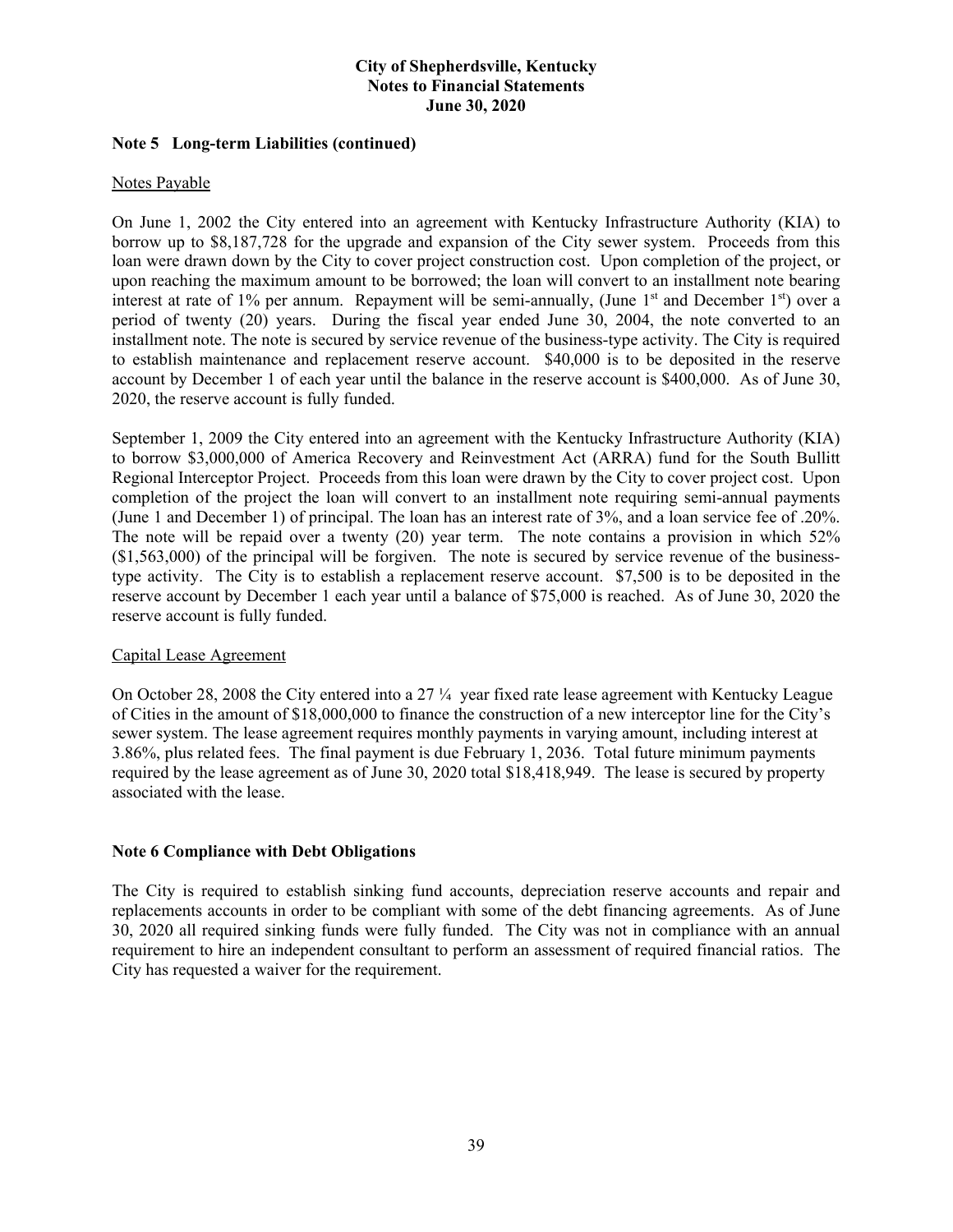### Note 5 Long-term Liabilities (continued)

Notes Payable

On June 1, 2002 the City entered into an agreement with Kentucky Infrastructure Authority (KIA) to borrow up to $8,187,728 for the upgrade and expansion of the City sewer system. Proceeds from this loan were drawn down by the City to cover project construction cost. Upon completion of the project, or upon reaching the maximum amount to be borrowed; the loan will convert to an installment note bearing interest at rate of 1% per annum. Repayment will be semi-annually, (June 1st and December 1st) over a period of twenty (20) years. During the fiscal year ended June 30, 2004, the note converted to an installment note. The note is secured by service revenue of the business-type activity. The City is required to establish maintenance and replacement reserve account. $40,000 is to be deposited in the reserve account by December 1 of each year until the balance in the reserve account is $400,000. As of June 30, 2020, the reserve account is fully funded.

September 1, 2009 the City entered into an agreement with the Kentucky Infrastructure Authority (KIA) to borrow $3,000,000 of America Recovery and Reinvestment Act (ARRA) fund for the South Bullitt Regional Interceptor Project. Proceeds from this loan were drawn by the City to cover project cost. Upon completion of the project the loan will convert to an installment note requiring semi-annual payments (June 1 and December 1) of principal. The loan has an interest rate of 3%, and a loan service fee of .20%. The note will be repaid over a twenty (20) year term. The note contains a provision in which 52% ($1,563,000) of the principal will be forgiven. The note is secured by service revenue of the business-type activity. The City is to establish a replacement reserve account. $7,500 is to be deposited in the reserve account by December 1 each year until a balance of $75,000 is reached. As of June 30, 2020 the reserve account is fully funded.

Capital Lease Agreement

On October 28, 2008 the City entered into a 27 ¼ year fixed rate lease agreement with Kentucky League of Cities in the amount of $18,000,000 to finance the construction of a new interceptor line for the City's sewer system. The lease agreement requires monthly payments in varying amount, including interest at 3.86%, plus related fees. The final payment is due February 1, 2036. Total future minimum payments required by the lease agreement as of June 30, 2020 total $18,418,949. The lease is secured by property associated with the lease.

### Note 6 Compliance with Debt Obligations

The City is required to establish sinking fund accounts, depreciation reserve accounts and repair and replacements accounts in order to be compliant with some of the debt financing agreements. As of June 30, 2020 all required sinking funds were fully funded. The City was not in compliance with an annual requirement to hire an independent consultant to perform an assessment of required financial ratios. The City has requested a waiver for the requirement.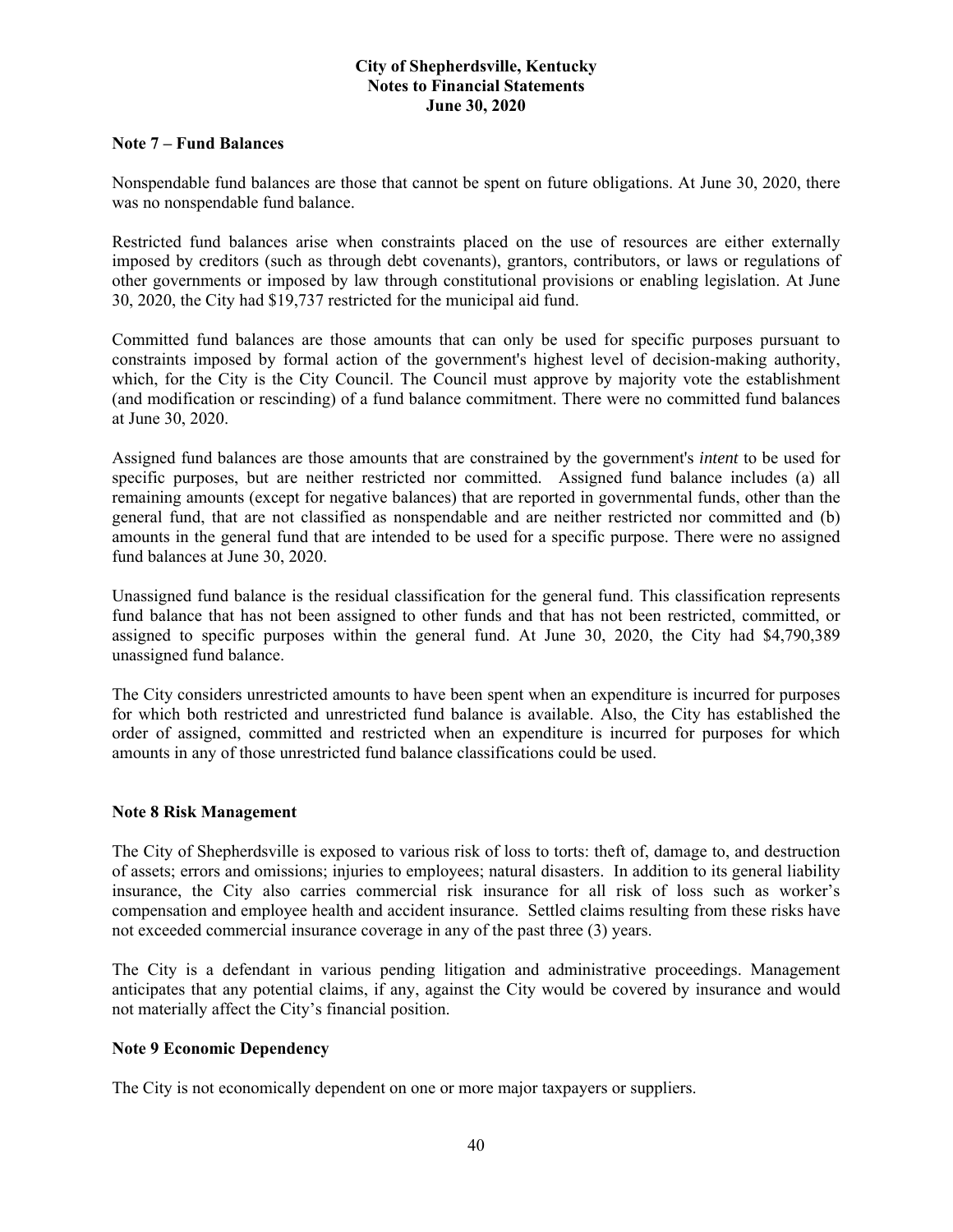#### Note 7 – Fund Balances

Nonspendable fund balances are those that cannot be spent on future obligations. At June 30, 2020, there was no nonspendable fund balance.

Restricted fund balances arise when constraints placed on the use of resources are either externally imposed by creditors (such as through debt covenants), grantors, contributors, or laws or regulations of other governments or imposed by law through constitutional provisions or enabling legislation. At June 30, 2020, the City had $19,737 restricted for the municipal aid fund.

Committed fund balances are those amounts that can only be used for specific purposes pursuant to constraints imposed by formal action of the government's highest level of decision-making authority, which, for the City is the City Council. The Council must approve by majority vote the establishment (and modification or rescinding) of a fund balance commitment. There were no committed fund balances at June 30, 2020.

Assigned fund balances are those amounts that are constrained by the government's *intent* to be used for specific purposes, but are neither restricted nor committed. Assigned fund balance includes (a) all remaining amounts (except for negative balances) that are reported in governmental funds, other than the general fund, that are not classified as nonspendable and are neither restricted nor committed and (b) amounts in the general fund that are intended to be used for a specific purpose. There were no assigned fund balances at June 30, 2020.

Unassigned fund balance is the residual classification for the general fund. This classification represents fund balance that has not been assigned to other funds and that has not been restricted, committed, or assigned to specific purposes within the general fund. At June 30, 2020, the City had $4,790,389 unassigned fund balance.

The City considers unrestricted amounts to have been spent when an expenditure is incurred for purposes for which both restricted and unrestricted fund balance is available. Also, the City has established the order of assigned, committed and restricted when an expenditure is incurred for purposes for which amounts in any of those unrestricted fund balance classifications could be used.

#### Note 8 Risk Management

The City of Shepherdsville is exposed to various risk of loss to torts: theft of, damage to, and destruction of assets; errors and omissions; injuries to employees; natural disasters. In addition to its general liability insurance, the City also carries commercial risk insurance for all risk of loss such as worker's compensation and employee health and accident insurance. Settled claims resulting from these risks have not exceeded commercial insurance coverage in any of the past three (3) years.

The City is a defendant in various pending litigation and administrative proceedings. Management anticipates that any potential claims, if any, against the City would be covered by insurance and would not materially affect the City's financial position.

#### Note 9 Economic Dependency

The City is not economically dependent on one or more major taxpayers or suppliers.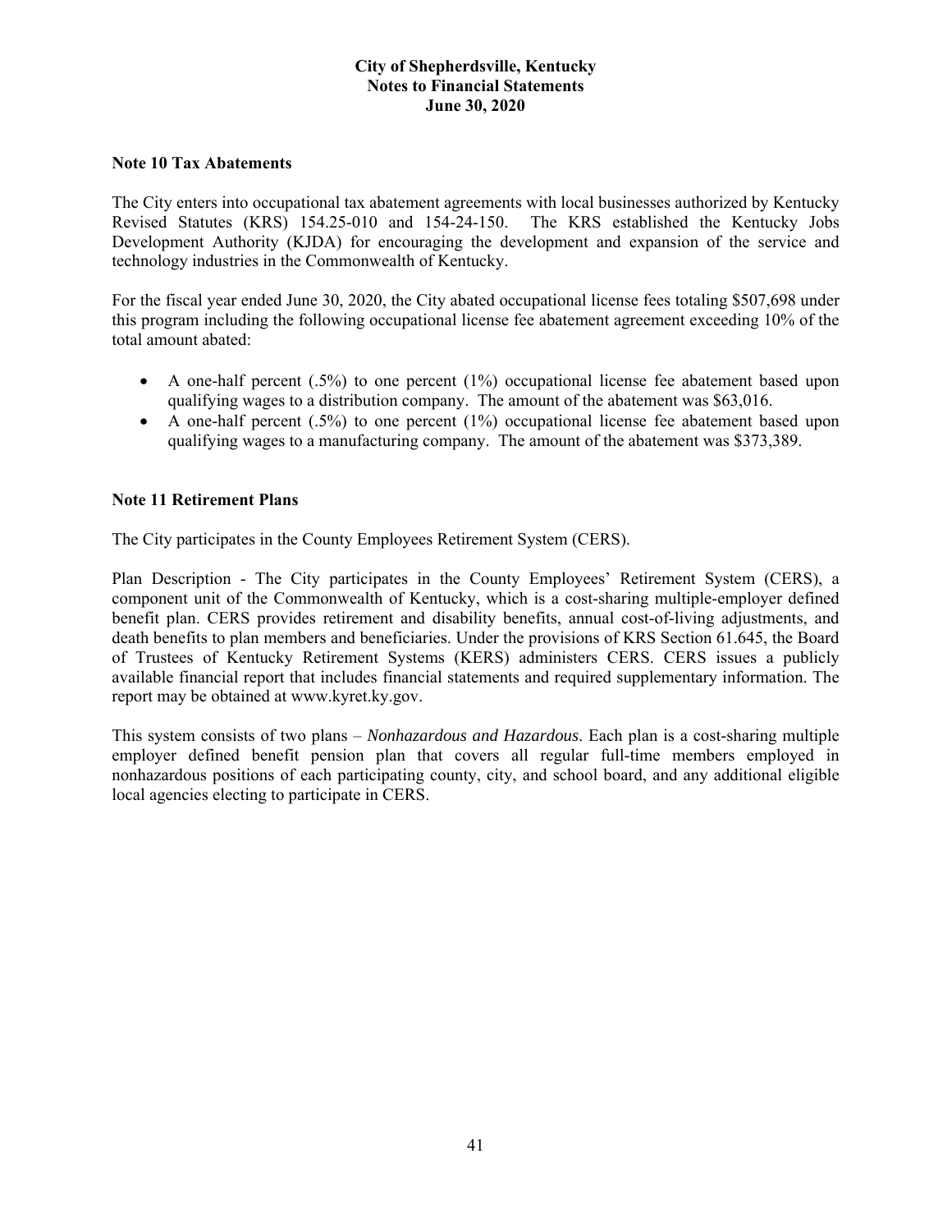### Note 10 Tax Abatements

The City enters into occupational tax abatement agreements with local businesses authorized by Kentucky Revised Statutes (KRS) 154.25-010 and 154-24-150. The KRS established the Kentucky Jobs Development Authority (KJDA) for encouraging the development and expansion of the service and technology industries in the Commonwealth of Kentucky.

For the fiscal year ended June 30, 2020, the City abated occupational license fees totaling $507,698 under this program including the following occupational license fee abatement agreement exceeding 10% of the total amount abated:

- A one-half percent (.5%) to one percent (1%) occupational license fee abatement based upon qualifying wages to a distribution company. The amount of the abatement was $63,016.
- A one-half percent (.5%) to one percent (1%) occupational license fee abatement based upon qualifying wages to a manufacturing company. The amount of the abatement was $373,389.

### Note 11 Retirement Plans

The City participates in the County Employees Retirement System (CERS).

Plan Description - The City participates in the County Employees' Retirement System (CERS), a component unit of the Commonwealth of Kentucky, which is a cost-sharing multiple-employer defined benefit plan. CERS provides retirement and disability benefits, annual cost-of-living adjustments, and death benefits to plan members and beneficiaries. Under the provisions of KRS Section 61.645, the Board of Trustees of Kentucky Retirement Systems (KERS) administers CERS. CERS issues a publicly available financial report that includes financial statements and required supplementary information. The report may be obtained at www.kyret.ky.gov.

This system consists of two plans – *Nonhazardous and Hazardous*. Each plan is a cost-sharing multiple employer defined benefit pension plan that covers all regular full-time members employed in nonhazardous positions of each participating county, city, and school board, and any additional eligible local agencies electing to participate in CERS.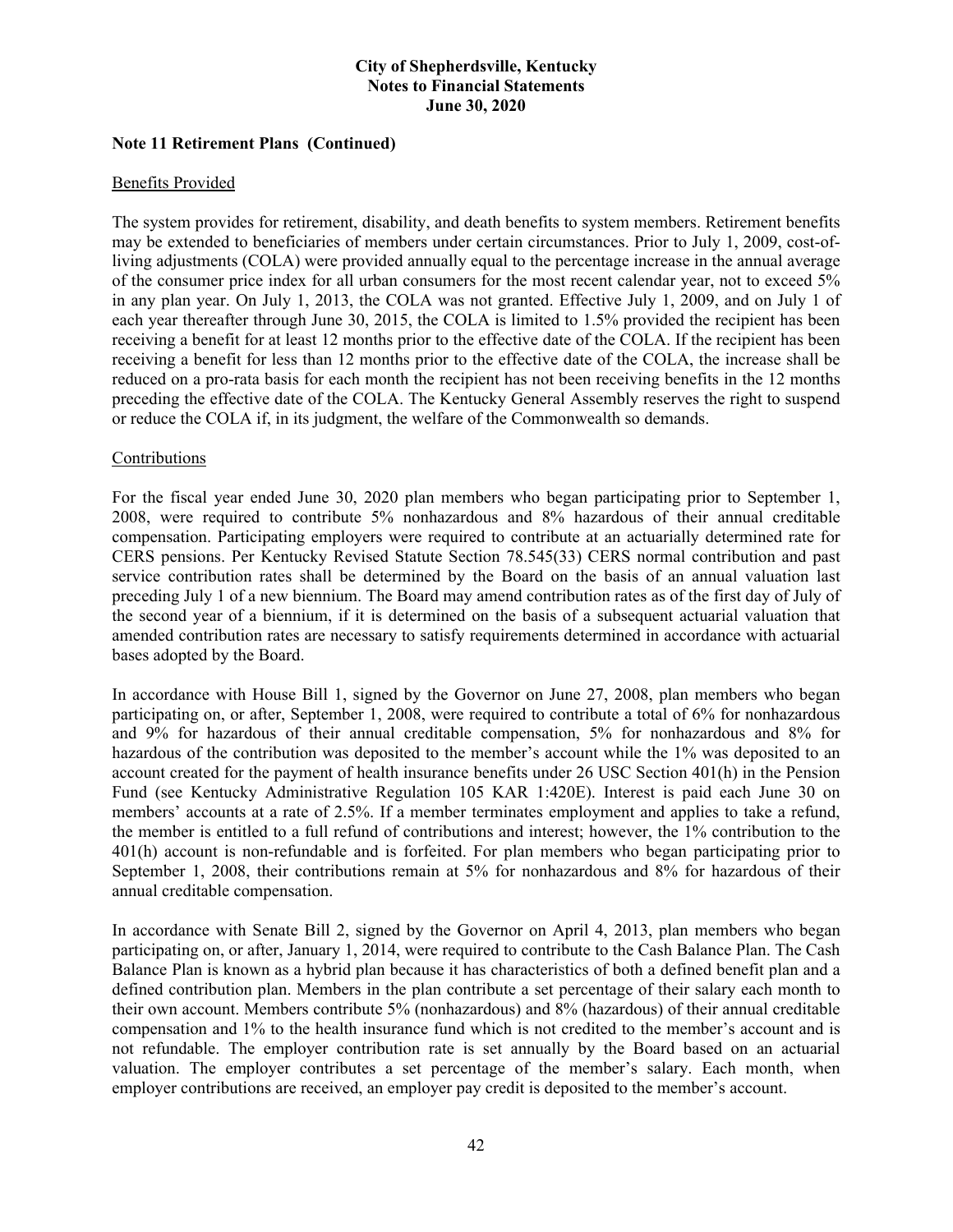### Note 11 Retirement Plans (Continued)

#### Benefits Provided

The system provides for retirement, disability, and death benefits to system members. Retirement benefits may be extended to beneficiaries of members under certain circumstances. Prior to July 1, 2009, cost-of-living adjustments (COLA) were provided annually equal to the percentage increase in the annual average of the consumer price index for all urban consumers for the most recent calendar year, not to exceed 5% in any plan year. On July 1, 2013, the COLA was not granted. Effective July 1, 2009, and on July 1 of each year thereafter through June 30, 2015, the COLA is limited to 1.5% provided the recipient has been receiving a benefit for at least 12 months prior to the effective date of the COLA. If the recipient has been receiving a benefit for less than 12 months prior to the effective date of the COLA, the increase shall be reduced on a pro-rata basis for each month the recipient has not been receiving benefits in the 12 months preceding the effective date of the COLA. The Kentucky General Assembly reserves the right to suspend or reduce the COLA if, in its judgment, the welfare of the Commonwealth so demands.

#### Contributions

For the fiscal year ended June 30, 2020 plan members who began participating prior to September 1, 2008, were required to contribute 5% nonhazardous and 8% hazardous of their annual creditable compensation. Participating employers were required to contribute at an actuarially determined rate for CERS pensions. Per Kentucky Revised Statute Section 78.545(33) CERS normal contribution and past service contribution rates shall be determined by the Board on the basis of an annual valuation last preceding July 1 of a new biennium. The Board may amend contribution rates as of the first day of July of the second year of a biennium, if it is determined on the basis of a subsequent actuarial valuation that amended contribution rates are necessary to satisfy requirements determined in accordance with actuarial bases adopted by the Board.

In accordance with House Bill 1, signed by the Governor on June 27, 2008, plan members who began participating on, or after, September 1, 2008, were required to contribute a total of 6% for nonhazardous and 9% for hazardous of their annual creditable compensation, 5% for nonhazardous and 8% for hazardous of the contribution was deposited to the member's account while the 1% was deposited to an account created for the payment of health insurance benefits under 26 USC Section 401(h) in the Pension Fund (see Kentucky Administrative Regulation 105 KAR 1:420E). Interest is paid each June 30 on members' accounts at a rate of 2.5%. If a member terminates employment and applies to take a refund, the member is entitled to a full refund of contributions and interest; however, the 1% contribution to the 401(h) account is non-refundable and is forfeited. For plan members who began participating prior to September 1, 2008, their contributions remain at 5% for nonhazardous and 8% for hazardous of their annual creditable compensation.

In accordance with Senate Bill 2, signed by the Governor on April 4, 2013, plan members who began participating on, or after, January 1, 2014, were required to contribute to the Cash Balance Plan. The Cash Balance Plan is known as a hybrid plan because it has characteristics of both a defined benefit plan and a defined contribution plan. Members in the plan contribute a set percentage of their salary each month to their own account. Members contribute 5% (nonhazardous) and 8% (hazardous) of their annual creditable compensation and 1% to the health insurance fund which is not credited to the member's account and is not refundable. The employer contribution rate is set annually by the Board based on an actuarial valuation. The employer contributes a set percentage of the member's salary. Each month, when employer contributions are received, an employer pay credit is deposited to the member's account.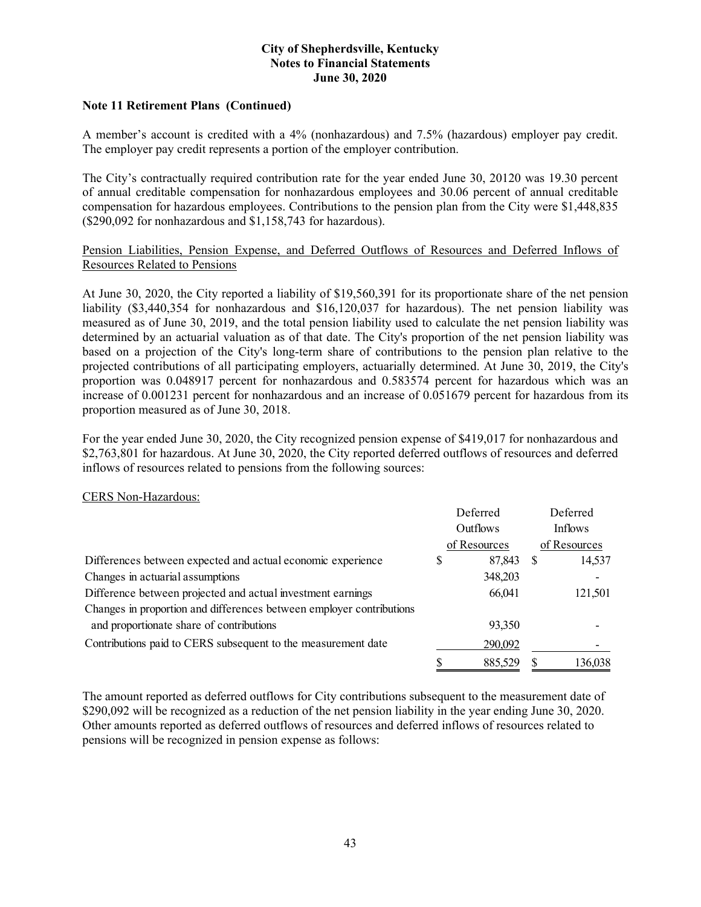**Note 11 Retirement Plans (Continued)**

A member's account is credited with a 4% (nonhazardous) and 7.5% (hazardous) employer pay credit. The employer pay credit represents a portion of the employer contribution.

The City's contractually required contribution rate for the year ended June 30, 20120 was 19.30 percent of annual creditable compensation for nonhazardous employees and 30.06 percent of annual creditable compensation for hazardous employees. Contributions to the pension plan from the City were $1,448,835 ($290,092 for nonhazardous and $1,158,743 for hazardous).

Pension Liabilities, Pension Expense, and Deferred Outflows of Resources and Deferred Inflows of Resources Related to Pensions

At June 30, 2020, the City reported a liability of $19,560,391 for its proportionate share of the net pension liability ($3,440,354 for nonhazardous and $16,120,037 for hazardous). The net pension liability was measured as of June 30, 2019, and the total pension liability used to calculate the net pension liability was determined by an actuarial valuation as of that date. The City's proportion of the net pension liability was based on a projection of the City's long-term share of contributions to the pension plan relative to the projected contributions of all participating employers, actuarially determined. At June 30, 2019, the City's proportion was 0.048917 percent for nonhazardous and 0.583574 percent for hazardous which was an increase of 0.001231 percent for nonhazardous and an increase of 0.051679 percent for hazardous from its proportion measured as of June 30, 2018.

For the year ended June 30, 2020, the City recognized pension expense of $419,017 for nonhazardous and $2,763,801 for hazardous. At June 30, 2020, the City reported deferred outflows of resources and deferred inflows of resources related to pensions from the following sources:

CERS Non-Hazardous:

| | Deferred Outflows of Resources | Deferred Inflows of Resources |
|---|---|---|
| Differences between expected and actual economic experience | $ 87,843 | $ 14,537 |
| Changes in actuarial assumptions | 348,203 | - |
| Difference between projected and actual investment earnings | 66,041 | 121,501 |
| Changes in proportion and differences between employer contributions and proportionate share of contributions | 93,350 | - |
| Contributions paid to CERS subsequent to the measurement date | 290,092 | - |
| | $ 885,529 | $ 136,038 |

The amount reported as deferred outflows for City contributions subsequent to the measurement date of $290,092 will be recognized as a reduction of the net pension liability in the year ending June 30, 2020. Other amounts reported as deferred outflows of resources and deferred inflows of resources related to pensions will be recognized in pension expense as follows: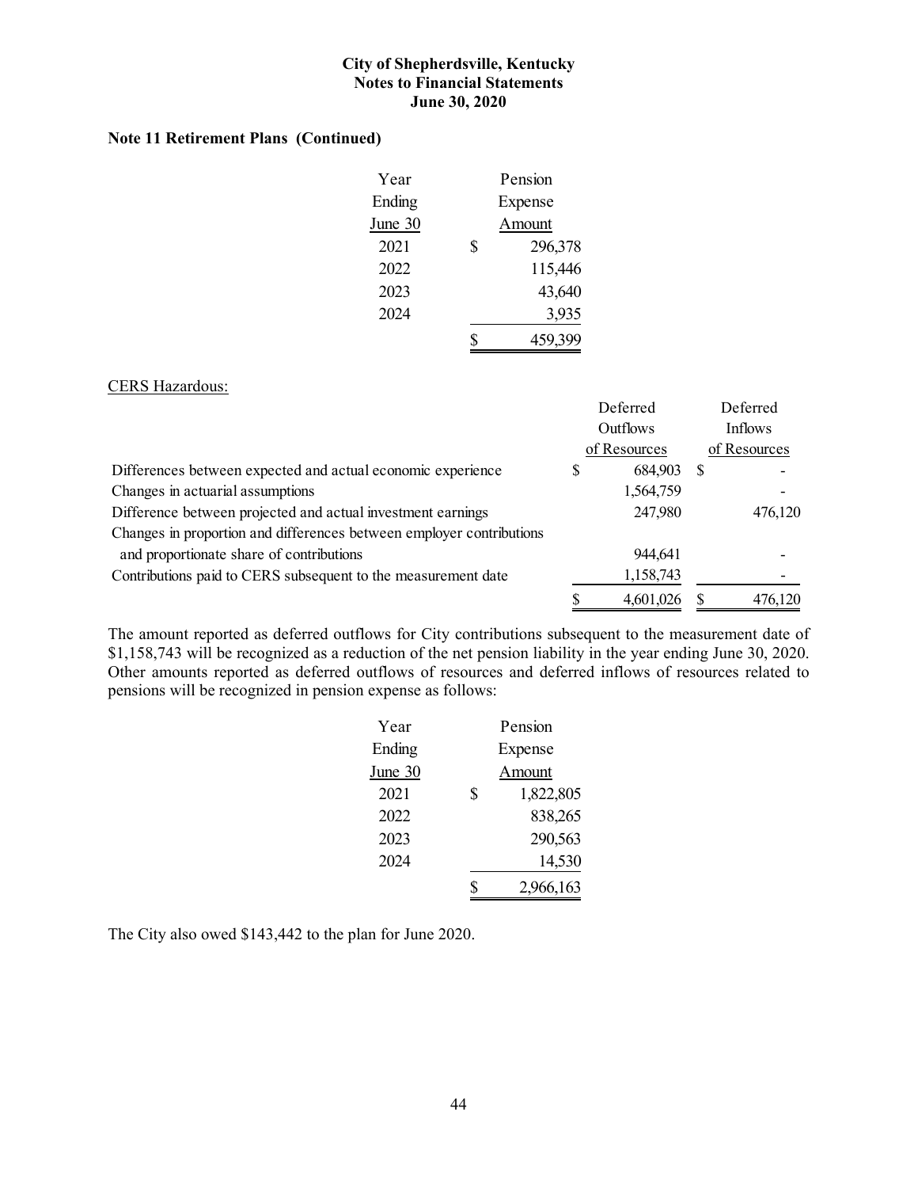City of Shepherdsville, Kentucky
Notes to Financial Statements
June 30, 2020

**Note 11 Retirement Plans (Continued)**

| Year Ending June 30 | Pension Expense Amount |
|---|---|
| 2021 | $ 296,378 |
| 2022 | 115,446 |
| 2023 | 43,640 |
| 2024 | 3,935 |
| | $ 459,399 |

CERS Hazardous:

| | Deferred Outflows of Resources | Deferred Inflows of Resources |
|---|---|---|
| Differences between expected and actual economic experience | $ 684,903 | $ - |
| Changes in actuarial assumptions | 1,564,759 | - |
| Difference between projected and actual investment earnings | 247,980 | 476,120 |
| Changes in proportion and differences between employer contributions and proportionate share of contributions | 944,641 | - |
| Contributions paid to CERS subsequent to the measurement date | 1,158,743 | - |
| | $ 4,601,026 | $ 476,120 |

The amount reported as deferred outflows for City contributions subsequent to the measurement date of $1,158,743 will be recognized as a reduction of the net pension liability in the year ending June 30, 2020. Other amounts reported as deferred outflows of resources and deferred inflows of resources related to pensions will be recognized in pension expense as follows:

| Year Ending June 30 | Pension Expense Amount |
|---|---|
| 2021 | $ 1,822,805 |
| 2022 | 838,265 |
| 2023 | 290,563 |
| 2024 | 14,530 |
| | $ 2,966,163 |

The City also owed $143,442 to the plan for June 2020.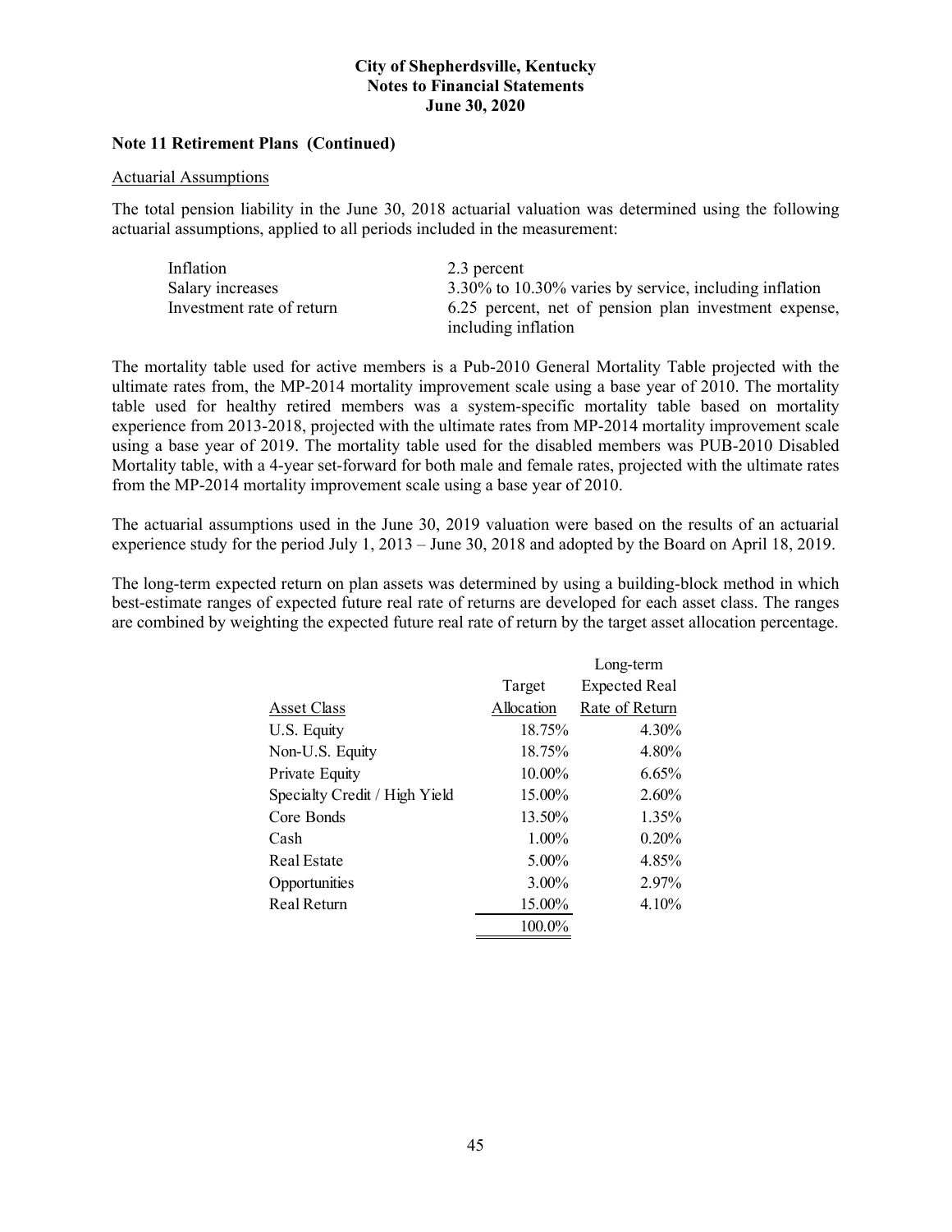**City of Shepherdsville, Kentucky**
**Notes to Financial Statements**
**June 30, 2020**

**Note 11 Retirement Plans (Continued)**

Actuarial Assumptions

The total pension liability in the June 30, 2018 actuarial valuation was determined using the following actuarial assumptions, applied to all periods included in the measurement:

| | |
|---|---|
| Inflation | 2.3 percent |
| Salary increases | 3.30% to 10.30% varies by service, including inflation |
| Investment rate of return | 6.25 percent, net of pension plan investment expense, including inflation |

The mortality table used for active members is a Pub-2010 General Mortality Table projected with the ultimate rates from, the MP-2014 mortality improvement scale using a base year of 2010. The mortality table used for healthy retired members was a system-specific mortality table based on mortality experience from 2013-2018, projected with the ultimate rates from MP-2014 mortality improvement scale using a base year of 2019. The mortality table used for the disabled members was PUB-2010 Disabled Mortality table, with a 4-year set-forward for both male and female rates, projected with the ultimate rates from the MP-2014 mortality improvement scale using a base year of 2010.

The actuarial assumptions used in the June 30, 2019 valuation were based on the results of an actuarial experience study for the period July 1, 2013 – June 30, 2018 and adopted by the Board on April 18, 2019.

The long-term expected return on plan assets was determined by using a building-block method in which best-estimate ranges of expected future real rate of returns are developed for each asset class. The ranges are combined by weighting the expected future real rate of return by the target asset allocation percentage.

| Asset Class | Target Allocation | Long-term Expected Real Rate of Return |
|---|---|---|
| U.S. Equity | 18.75% | 4.30% |
| Non-U.S. Equity | 18.75% | 4.80% |
| Private Equity | 10.00% | 6.65% |
| Specialty Credit / High Yield | 15.00% | 2.60% |
| Core Bonds | 13.50% | 1.35% |
| Cash | 1.00% | 0.20% |
| Real Estate | 5.00% | 4.85% |
| Opportunities | 3.00% | 2.97% |
| Real Return | 15.00% | 4.10% |
| | 100.0% | |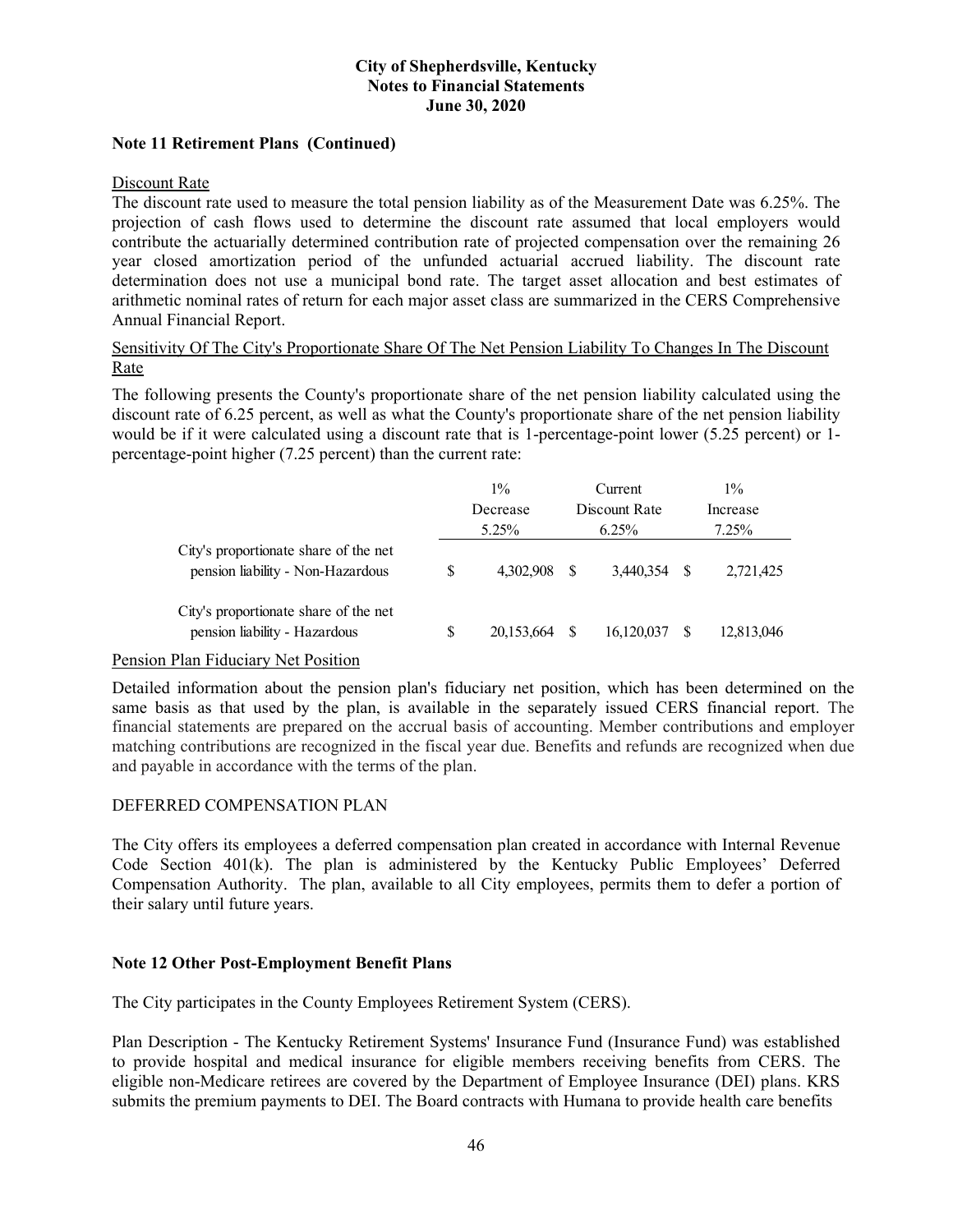**Note 11 Retirement Plans (Continued)**

Discount Rate

The discount rate used to measure the total pension liability as of the Measurement Date was 6.25%. The projection of cash flows used to determine the discount rate assumed that local employers would contribute the actuarially determined contribution rate of projected compensation over the remaining 26 year closed amortization period of the unfunded actuarial accrued liability. The discount rate determination does not use a municipal bond rate. The target asset allocation and best estimates of arithmetic nominal rates of return for each major asset class are summarized in the CERS Comprehensive Annual Financial Report.

Sensitivity Of The City's Proportionate Share Of The Net Pension Liability To Changes In The Discount Rate

The following presents the County's proportionate share of the net pension liability calculated using the discount rate of 6.25 percent, as well as what the County's proportionate share of the net pension liability would be if it were calculated using a discount rate that is 1-percentage-point lower (5.25 percent) or 1-percentage-point higher (7.25 percent) than the current rate:

| | 1% Decrease 5.25% | Current Discount Rate 6.25% | 1% Increase 7.25% |
|---|---|---|---|
| City's proportionate share of the net pension liability - Non-Hazardous | $ 4,302,908 | $ 3,440,354 | $ 2,721,425 |
| City's proportionate share of the net pension liability - Hazardous | $ 20,153,664 | $ 16,120,037 | $ 12,813,046 |

Pension Plan Fiduciary Net Position

Detailed information about the pension plan's fiduciary net position, which has been determined on the same basis as that used by the plan, is available in the separately issued CERS financial report. The financial statements are prepared on the accrual basis of accounting. Member contributions and employer matching contributions are recognized in the fiscal year due. Benefits and refunds are recognized when due and payable in accordance with the terms of the plan.

DEFERRED COMPENSATION PLAN

The City offers its employees a deferred compensation plan created in accordance with Internal Revenue Code Section 401(k). The plan is administered by the Kentucky Public Employees' Deferred Compensation Authority. The plan, available to all City employees, permits them to defer a portion of their salary until future years.

**Note 12 Other Post-Employment Benefit Plans**

The City participates in the County Employees Retirement System (CERS).

Plan Description - The Kentucky Retirement Systems' Insurance Fund (Insurance Fund) was established to provide hospital and medical insurance for eligible members receiving benefits from CERS. The eligible non-Medicare retirees are covered by the Department of Employee Insurance (DEI) plans. KRS submits the premium payments to DEI. The Board contracts with Humana to provide health care benefits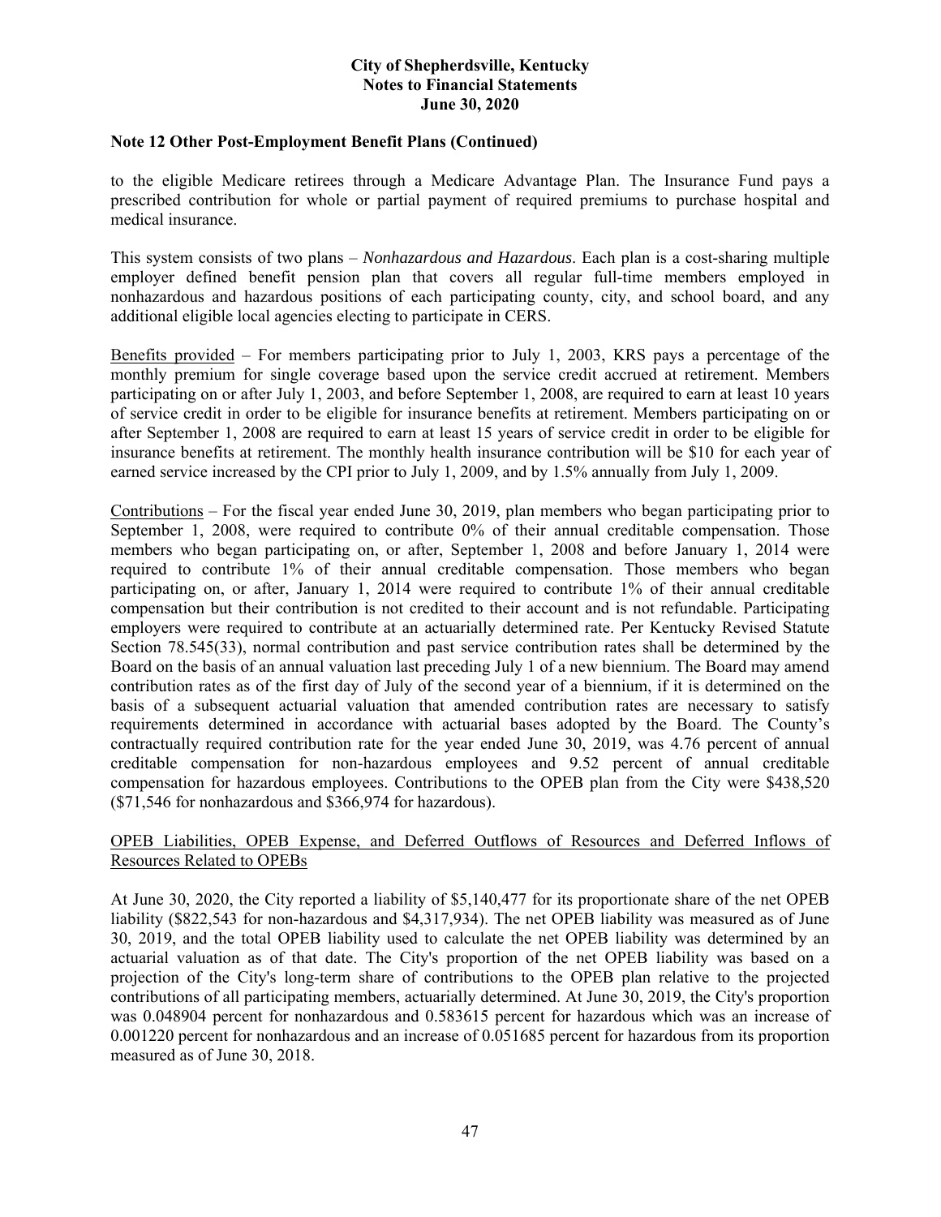**Note 12 Other Post-Employment Benefit Plans (Continued)**

to the eligible Medicare retirees through a Medicare Advantage Plan. The Insurance Fund pays a prescribed contribution for whole or partial payment of required premiums to purchase hospital and medical insurance.

This system consists of two plans – *Nonhazardous and Hazardous*. Each plan is a cost-sharing multiple employer defined benefit pension plan that covers all regular full-time members employed in nonhazardous and hazardous positions of each participating county, city, and school board, and any additional eligible local agencies electing to participate in CERS.

Benefits provided – For members participating prior to July 1, 2003, KRS pays a percentage of the monthly premium for single coverage based upon the service credit accrued at retirement. Members participating on or after July 1, 2003, and before September 1, 2008, are required to earn at least 10 years of service credit in order to be eligible for insurance benefits at retirement. Members participating on or after September 1, 2008 are required to earn at least 15 years of service credit in order to be eligible for insurance benefits at retirement. The monthly health insurance contribution will be $10 for each year of earned service increased by the CPI prior to July 1, 2009, and by 1.5% annually from July 1, 2009.

Contributions – For the fiscal year ended June 30, 2019, plan members who began participating prior to September 1, 2008, were required to contribute 0% of their annual creditable compensation. Those members who began participating on, or after, September 1, 2008 and before January 1, 2014 were required to contribute 1% of their annual creditable compensation. Those members who began participating on, or after, January 1, 2014 were required to contribute 1% of their annual creditable compensation but their contribution is not credited to their account and is not refundable. Participating employers were required to contribute at an actuarially determined rate. Per Kentucky Revised Statute Section 78.545(33), normal contribution and past service contribution rates shall be determined by the Board on the basis of an annual valuation last preceding July 1 of a new biennium. The Board may amend contribution rates as of the first day of July of the second year of a biennium, if it is determined on the basis of a subsequent actuarial valuation that amended contribution rates are necessary to satisfy requirements determined in accordance with actuarial bases adopted by the Board. The County's contractually required contribution rate for the year ended June 30, 2019, was 4.76 percent of annual creditable compensation for non-hazardous employees and 9.52 percent of annual creditable compensation for hazardous employees. Contributions to the OPEB plan from the City were $438,520 ($71,546 for nonhazardous and $366,974 for hazardous).

OPEB Liabilities, OPEB Expense, and Deferred Outflows of Resources and Deferred Inflows of Resources Related to OPEBs

At June 30, 2020, the City reported a liability of $5,140,477 for its proportionate share of the net OPEB liability ($822,543 for non-hazardous and $4,317,934). The net OPEB liability was measured as of June 30, 2019, and the total OPEB liability used to calculate the net OPEB liability was determined by an actuarial valuation as of that date. The City's proportion of the net OPEB liability was based on a projection of the City's long-term share of contributions to the OPEB plan relative to the projected contributions of all participating members, actuarially determined. At June 30, 2019, the City's proportion was 0.048904 percent for nonhazardous and 0.583615 percent for hazardous which was an increase of 0.001220 percent for nonhazardous and an increase of 0.051685 percent for hazardous from its proportion measured as of June 30, 2018.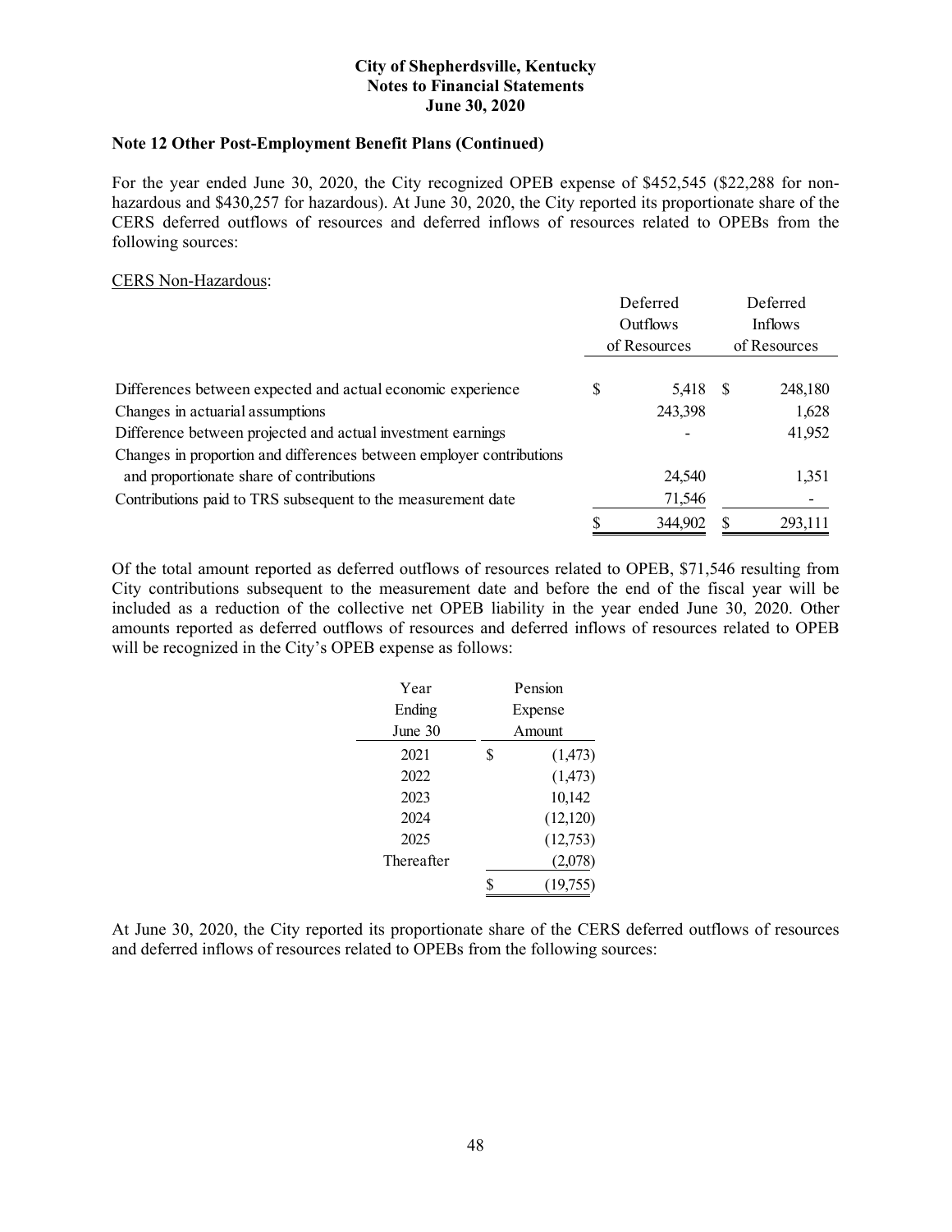**Note 12 Other Post-Employment Benefit Plans (Continued)**

For the year ended June 30, 2020, the City recognized OPEB expense of $452,545 ($22,288 for non-hazardous and $430,257 for hazardous). At June 30, 2020, the City reported its proportionate share of the CERS deferred outflows of resources and deferred inflows of resources related to OPEBs from the following sources:

CERS Non-Hazardous:

| | Deferred Outflows of Resources | Deferred Inflows of Resources |
|---|---|---|
| Differences between expected and actual economic experience | $ 5,418 | $ 248,180 |
| Changes in actuarial assumptions | 243,398 | 1,628 |
| Difference between projected and actual investment earnings | - | 41,952 |
| Changes in proportion and differences between employer contributions and proportionate share of contributions | 24,540 | 1,351 |
| Contributions paid to TRS subsequent to the measurement date | 71,546 | - |
| | $ 344,902 | $ 293,111 |

Of the total amount reported as deferred outflows of resources related to OPEB, $71,546 resulting from City contributions subsequent to the measurement date and before the end of the fiscal year will be included as a reduction of the collective net OPEB liability in the year ended June 30, 2020. Other amounts reported as deferred outflows of resources and deferred inflows of resources related to OPEB will be recognized in the City's OPEB expense as follows:

| Year Ending June 30 | Pension Expense Amount |
|---|---|
| 2021 | $ (1,473) |
| 2022 | (1,473) |
| 2023 | 10,142 |
| 2024 | (12,120) |
| 2025 | (12,753) |
| Thereafter | (2,078) |
| | $ (19,755) |

At June 30, 2020, the City reported its proportionate share of the CERS deferred outflows of resources and deferred inflows of resources related to OPEBs from the following sources: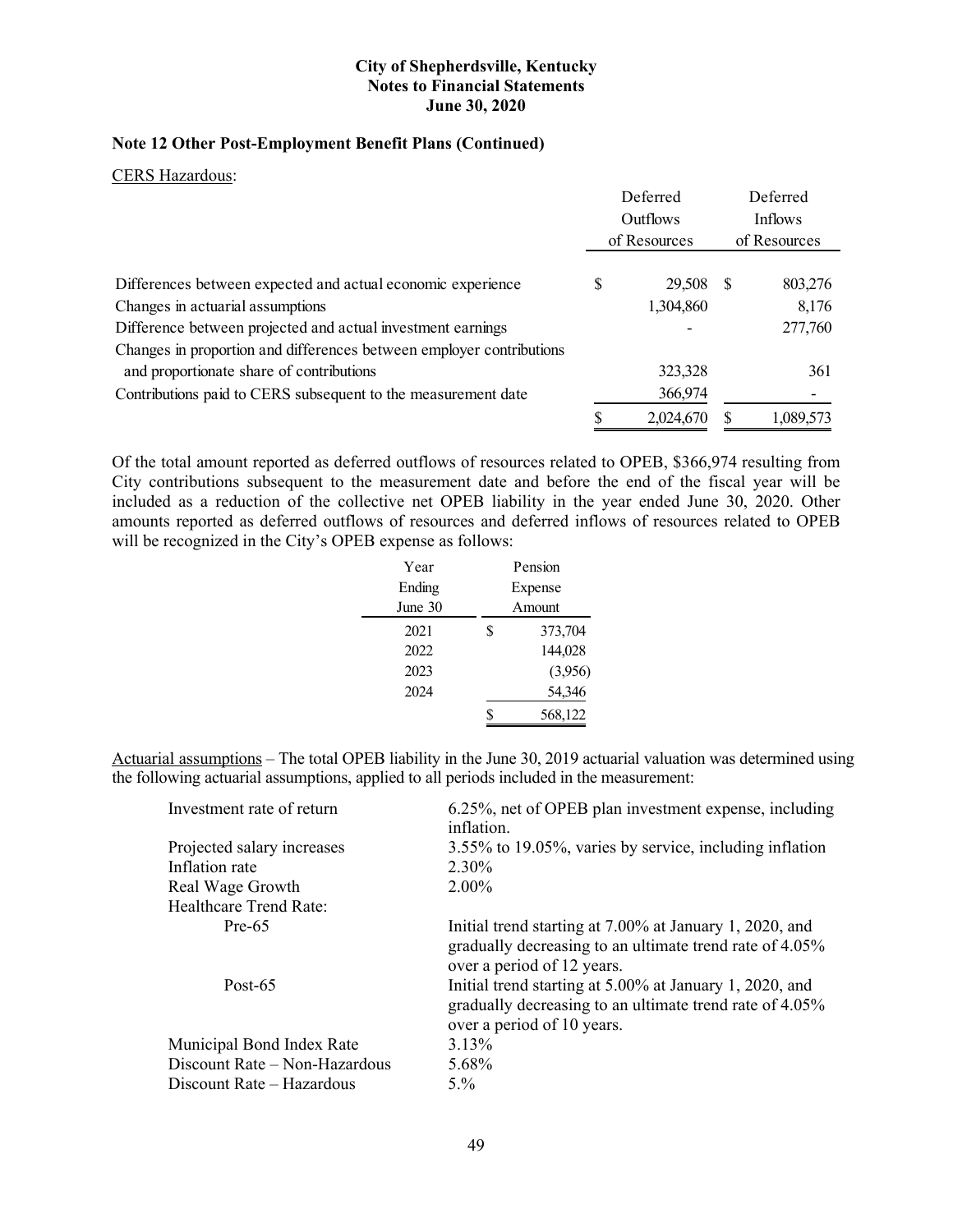**City of Shepherdsville, Kentucky**
**Notes to Financial Statements**
**June 30, 2020**

**Note 12 Other Post-Employment Benefit Plans (Continued)**

CERS Hazardous:

| | Deferred Outflows of Resources | Deferred Inflows of Resources |
|---|---|---|
| Differences between expected and actual economic experience | $ 29,508 | $ 803,276 |
| Changes in actuarial assumptions | 1,304,860 | 8,176 |
| Difference between projected and actual investment earnings | - | 277,760 |
| Changes in proportion and differences between employer contributions and proportionate share of contributions | 323,328 | 361 |
| Contributions paid to CERS subsequent to the measurement date | 366,974 | - |
| | $ 2,024,670 | $ 1,089,573 |

Of the total amount reported as deferred outflows of resources related to OPEB, $366,974 resulting from City contributions subsequent to the measurement date and before the end of the fiscal year will be included as a reduction of the collective net OPEB liability in the year ended June 30, 2020. Other amounts reported as deferred outflows of resources and deferred inflows of resources related to OPEB will be recognized in the City's OPEB expense as follows:

| Year Ending June 30 | Pension Expense Amount |
|---|---|
| 2021 | $ 373,704 |
| 2022 | 144,028 |
| 2023 | (3,956) |
| 2024 | 54,346 |
| | $ 568,122 |

Actuarial assumptions – The total OPEB liability in the June 30, 2019 actuarial valuation was determined using the following actuarial assumptions, applied to all periods included in the measurement:

| | |
|---|---|
| Investment rate of return | 6.25%, net of OPEB plan investment expense, including inflation. |
| Projected salary increases | 3.55% to 19.05%, varies by service, including inflation |
| Inflation rate | 2.30% |
| Real Wage Growth | 2.00% |
| Healthcare Trend Rate: | |
| Pre-65 | Initial trend starting at 7.00% at January 1, 2020, and gradually decreasing to an ultimate trend rate of 4.05% over a period of 12 years. |
| Post-65 | Initial trend starting at 5.00% at January 1, 2020, and gradually decreasing to an ultimate trend rate of 4.05% over a period of 10 years. |
| Municipal Bond Index Rate | 3.13% |
| Discount Rate – Non-Hazardous | 5.68% |
| Discount Rate – Hazardous | 5.% |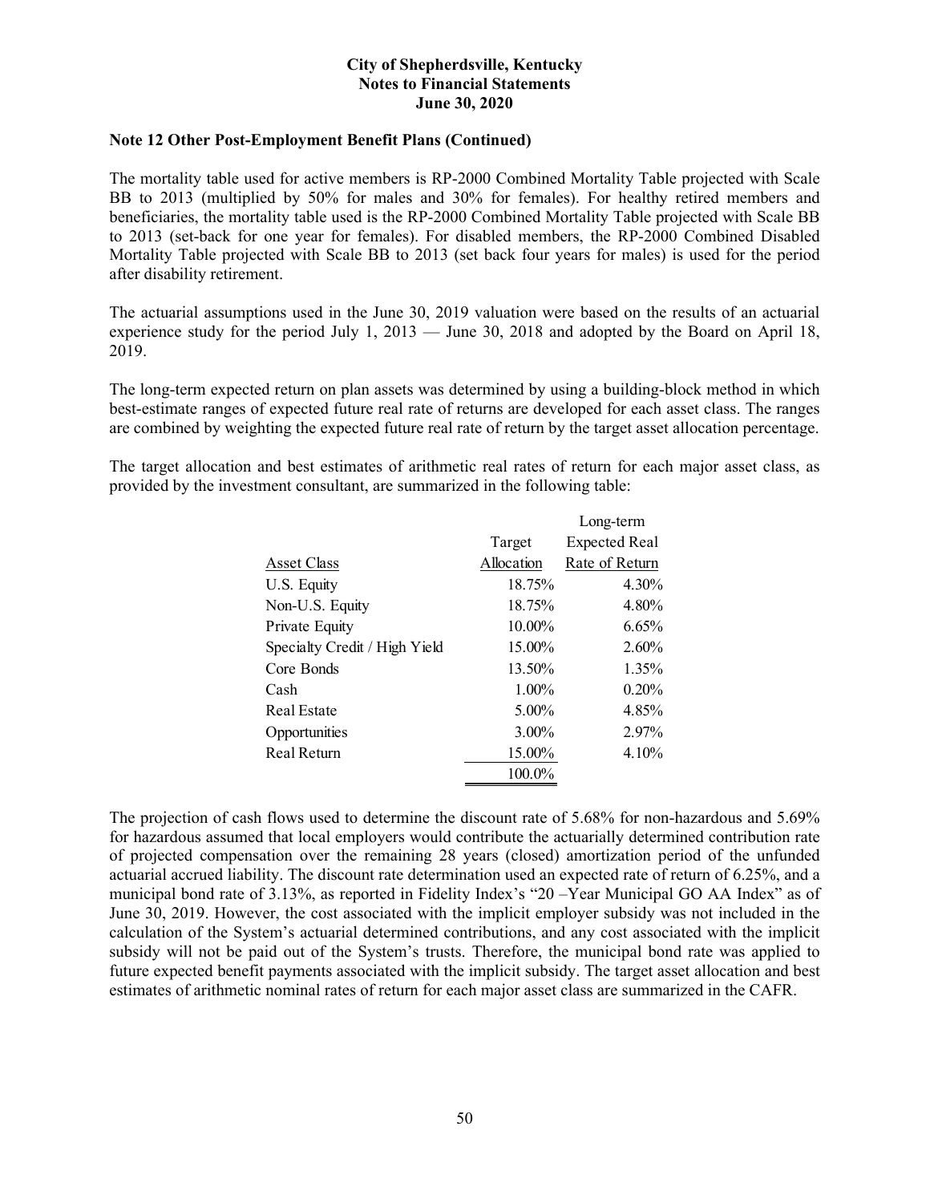**Note 12 Other Post-Employment Benefit Plans (Continued)**

The mortality table used for active members is RP-2000 Combined Mortality Table projected with Scale BB to 2013 (multiplied by 50% for males and 30% for females). For healthy retired members and beneficiaries, the mortality table used is the RP-2000 Combined Mortality Table projected with Scale BB to 2013 (set-back for one year for females). For disabled members, the RP-2000 Combined Disabled Mortality Table projected with Scale BB to 2013 (set back four years for males) is used for the period after disability retirement.

The actuarial assumptions used in the June 30, 2019 valuation were based on the results of an actuarial experience study for the period July 1, 2013 — June 30, 2018 and adopted by the Board on April 18, 2019.

The long-term expected return on plan assets was determined by using a building-block method in which best-estimate ranges of expected future real rate of returns are developed for each asset class. The ranges are combined by weighting the expected future real rate of return by the target asset allocation percentage.

The target allocation and best estimates of arithmetic real rates of return for each major asset class, as provided by the investment consultant, are summarized in the following table:

| Asset Class | Target Allocation | Long-term Expected Real Rate of Return |
|---|---|---|
| U.S. Equity | 18.75% | 4.30% |
| Non-U.S. Equity | 18.75% | 4.80% |
| Private Equity | 10.00% | 6.65% |
| Specialty Credit / High Yield | 15.00% | 2.60% |
| Core Bonds | 13.50% | 1.35% |
| Cash | 1.00% | 0.20% |
| Real Estate | 5.00% | 4.85% |
| Opportunities | 3.00% | 2.97% |
| Real Return | 15.00% | 4.10% |
| | 100.0% | |

The projection of cash flows used to determine the discount rate of 5.68% for non-hazardous and 5.69% for hazardous assumed that local employers would contribute the actuarially determined contribution rate of projected compensation over the remaining 28 years (closed) amortization period of the unfunded actuarial accrued liability. The discount rate determination used an expected rate of return of 6.25%, and a municipal bond rate of 3.13%, as reported in Fidelity Index's "20 –Year Municipal GO AA Index" as of June 30, 2019. However, the cost associated with the implicit employer subsidy was not included in the calculation of the System's actuarial determined contributions, and any cost associated with the implicit subsidy will not be paid out of the System's trusts. Therefore, the municipal bond rate was applied to future expected benefit payments associated with the implicit subsidy. The target asset allocation and best estimates of arithmetic nominal rates of return for each major asset class are summarized in the CAFR.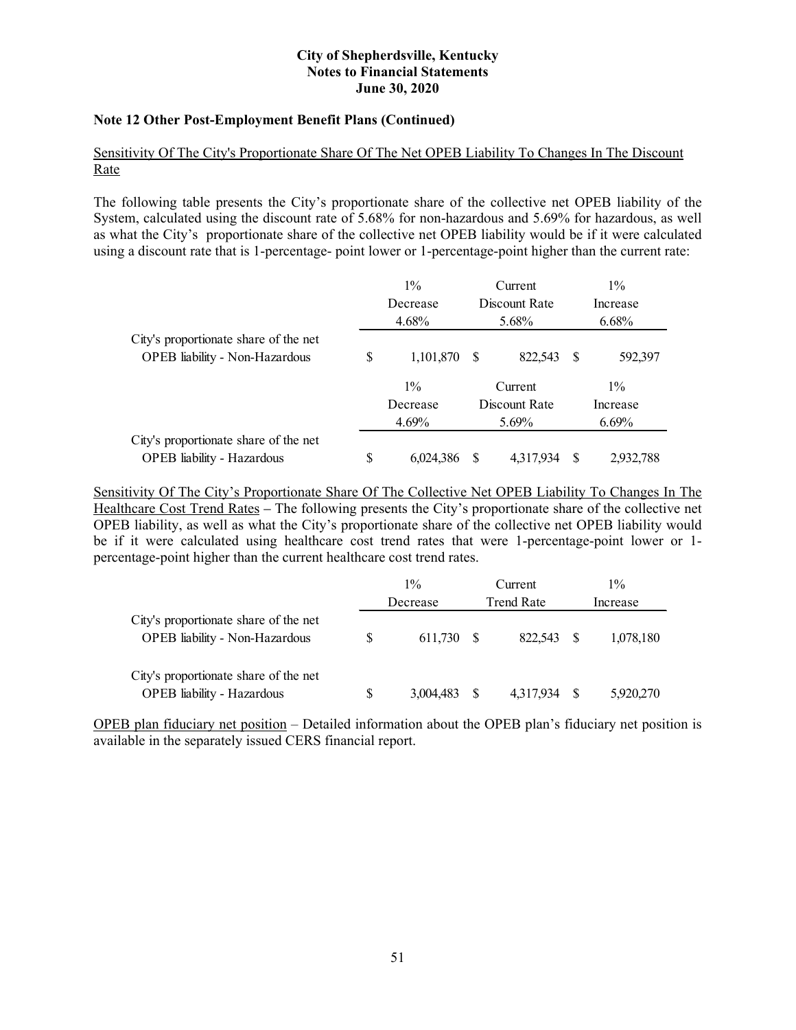## Note 12 Other Post-Employment Benefit Plans (Continued)

Sensitivity Of The City's Proportionate Share Of The Net OPEB Liability To Changes In The Discount Rate

The following table presents the City's proportionate share of the collective net OPEB liability of the System, calculated using the discount rate of 5.68% for non-hazardous and 5.69% for hazardous, as well as what the City's proportionate share of the collective net OPEB liability would be if it were calculated using a discount rate that is 1-percentage- point lower or 1-percentage-point higher than the current rate:

| | 1% Decrease 4.68% | Current Discount Rate 5.68% | 1% Increase 6.68% |
|---|---|---|---|
| City's proportionate share of the net OPEB liability - Non-Hazardous | $ 1,101,870 | $ 822,543 | $ 592,397 |
| | **1% Decrease 4.69%** | **Current Discount Rate 5.69%** | **1% Increase 6.69%** |
| City's proportionate share of the net OPEB liability - Hazardous | $ 6,024,386 | $ 4,317,934 | $ 2,932,788 |

Sensitivity Of The City's Proportionate Share Of The Collective Net OPEB Liability To Changes In The Healthcare Cost Trend Rates – The following presents the City's proportionate share of the collective net OPEB liability, as well as what the City's proportionate share of the collective net OPEB liability would be if it were calculated using healthcare cost trend rates that were 1-percentage-point lower or 1-percentage-point higher than the current healthcare cost trend rates.

| | 1% Decrease | Current Trend Rate | 1% Increase |
|---|---|---|---|
| City's proportionate share of the net OPEB liability - Non-Hazardous | $ 611,730 | $ 822,543 | $ 1,078,180 |
| City's proportionate share of the net OPEB liability - Hazardous | $ 3,004,483 | $ 4,317,934 | $ 5,920,270 |

OPEB plan fiduciary net position – Detailed information about the OPEB plan's fiduciary net position is available in the separately issued CERS financial report.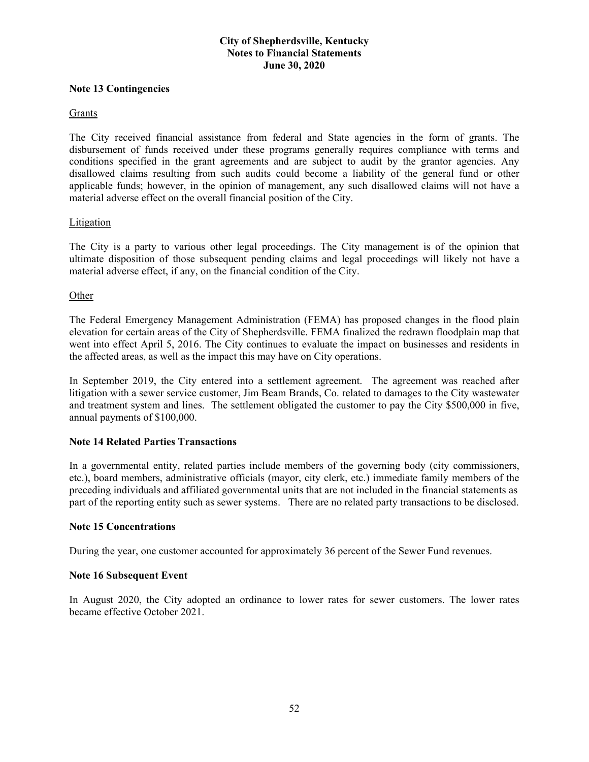## Note 13 Contingencies

Grants

The City received financial assistance from federal and State agencies in the form of grants. The disbursement of funds received under these programs generally requires compliance with terms and conditions specified in the grant agreements and are subject to audit by the grantor agencies. Any disallowed claims resulting from such audits could become a liability of the general fund or other applicable funds; however, in the opinion of management, any such disallowed claims will not have a material adverse effect on the overall financial position of the City.

Litigation

The City is a party to various other legal proceedings. The City management is of the opinion that ultimate disposition of those subsequent pending claims and legal proceedings will likely not have a material adverse effect, if any, on the financial condition of the City.

Other

The Federal Emergency Management Administration (FEMA) has proposed changes in the flood plain elevation for certain areas of the City of Shepherdsville. FEMA finalized the redrawn floodplain map that went into effect April 5, 2016. The City continues to evaluate the impact on businesses and residents in the affected areas, as well as the impact this may have on City operations.

In September 2019, the City entered into a settlement agreement. The agreement was reached after litigation with a sewer service customer, Jim Beam Brands, Co. related to damages to the City wastewater and treatment system and lines. The settlement obligated the customer to pay the City $500,000 in five, annual payments of $100,000.

## Note 14 Related Parties Transactions

In a governmental entity, related parties include members of the governing body (city commissioners, etc.), board members, administrative officials (mayor, city clerk, etc.) immediate family members of the preceding individuals and affiliated governmental units that are not included in the financial statements as part of the reporting entity such as sewer systems. There are no related party transactions to be disclosed.

## Note 15 Concentrations

During the year, one customer accounted for approximately 36 percent of the Sewer Fund revenues.

## Note 16 Subsequent Event

In August 2020, the City adopted an ordinance to lower rates for sewer customers. The lower rates became effective October 2021.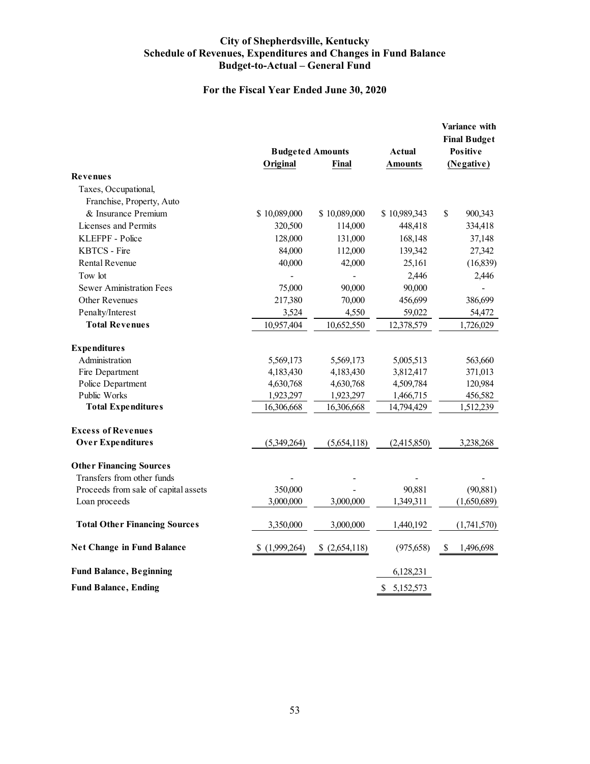# City of Shepherdsville, Kentucky
## Schedule of Revenues, Expenditures and Changes in Fund Balance
## Budget-to-Actual – General Fund

### For the Fiscal Year Ended June 30, 2020

| | Budgeted Amounts | | Actual | Variance with Final Budget Positive |
|---|---|---|---|---|
| | Original | Final | Amounts | (Negative) |
| **Revenues** | | | | |
| Taxes, Occupational, Franchise, Property, Auto & Insurance Premium | $ 10,089,000 | $ 10,089,000 | $ 10,989,343 | $ 900,343 |
| Licenses and Permits | 320,500 | 114,000 | 448,418 | 334,418 |
| KLEFPF - Police | 128,000 | 131,000 | 168,148 | 37,148 |
| KBTCS - Fire | 84,000 | 112,000 | 139,342 | 27,342 |
| Rental Revenue | 40,000 | 42,000 | 25,161 | (16,839) |
| Tow lot | - | - | 2,446 | 2,446 |
| Sewer Aministration Fees | 75,000 | 90,000 | 90,000 | - |
| Other Revenues | 217,380 | 70,000 | 456,699 | 386,699 |
| Penalty/Interest | 3,524 | 4,550 | 59,022 | 54,472 |
| **Total Revenues** | 10,957,404 | 10,652,550 | 12,378,579 | 1,726,029 |
| **Expenditures** | | | | |
| Administration | 5,569,173 | 5,569,173 | 5,005,513 | 563,660 |
| Fire Department | 4,183,430 | 4,183,430 | 3,812,417 | 371,013 |
| Police Department | 4,630,768 | 4,630,768 | 4,509,784 | 120,984 |
| Public Works | 1,923,297 | 1,923,297 | 1,466,715 | 456,582 |
| **Total Expenditures** | 16,306,668 | 16,306,668 | 14,794,429 | 1,512,239 |
| **Excess of Revenues Over Expenditures** | (5,349,264) | (5,654,118) | (2,415,850) | 3,238,268 |
| **Other Financing Sources** | | | | |
| Transfers from other funds | - | - | - | - |
| Proceeds from sale of capital assets | 350,000 | - | 90,881 | (90,881) |
| Loan proceeds | 3,000,000 | 3,000,000 | 1,349,311 | (1,650,689) |
| **Total Other Financing Sources** | 3,350,000 | 3,000,000 | 1,440,192 | (1,741,570) |
| **Net Change in Fund Balance** | $ (1,999,264) | $ (2,654,118) | (975,658) | $ 1,496,698 |
| **Fund Balance, Beginning** | | | 6,128,231 | |
| **Fund Balance, Ending** | | | $ 5,152,573 | |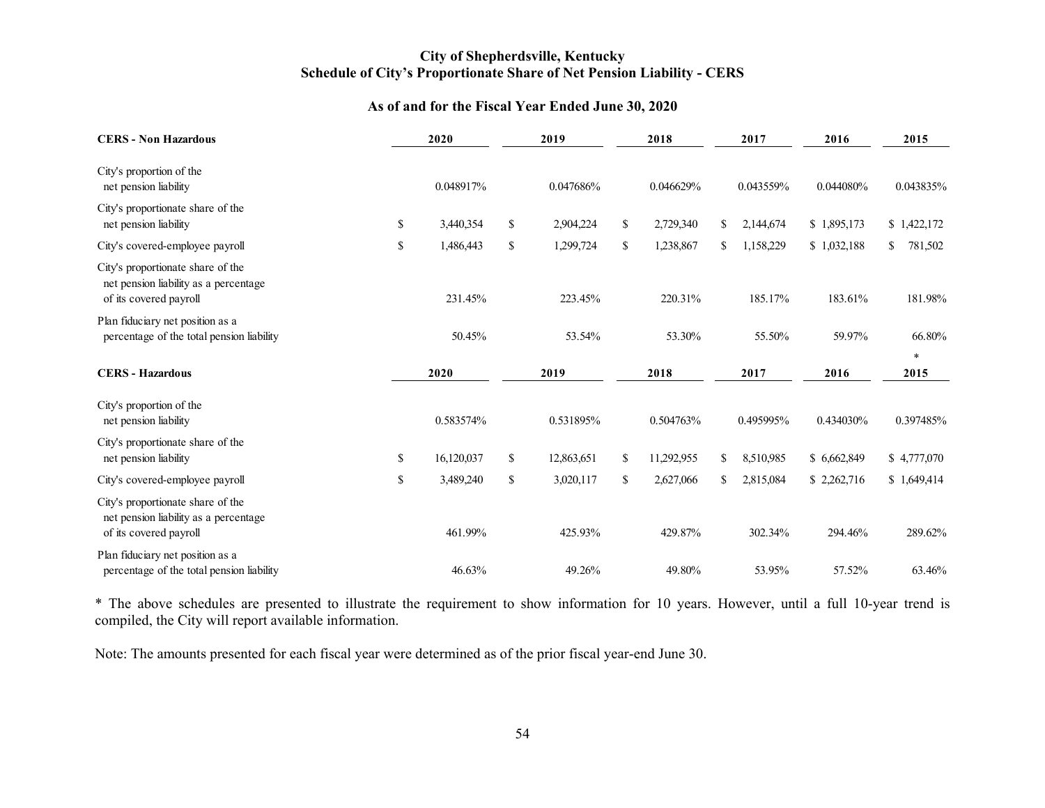# City of Shepherdsville, Kentucky
## Schedule of City's Proportionate Share of Net Pension Liability - CERS

### As of and for the Fiscal Year Ended June 30, 2020

| CERS - Non Hazardous | 2020 | 2019 | 2018 | 2017 | 2016 | 2015 |
|---|---|---|---|---|---|---|
| City's proportion of the net pension liability | 0.048917% | 0.047686% | 0.046629% | 0.043559% | 0.044080% | 0.043835% |
| City's proportionate share of the net pension liability | $ 3,440,354 | $ 2,904,224 | $ 2,729,340 | $ 2,144,674 | $ 1,895,173 | $ 1,422,172 |
| City's covered-employee payroll | $ 1,486,443 | $ 1,299,724 | $ 1,238,867 | $ 1,158,229 | $ 1,032,188 | $ 781,502 |
| City's proportionate share of the net pension liability as a percentage of its covered payroll | 231.45% | 223.45% | 220.31% | 185.17% | 183.61% | 181.98% |
| Plan fiduciary net position as a percentage of the total pension liability | 50.45% | 53.54% | 53.30% | 55.50% | 59.97% | 66.80% |

| CERS - Hazardous | 2020 | 2019 | 2018 | 2017 | 2016 | * 2015 |
|---|---|---|---|---|---|---|
| City's proportion of the net pension liability | 0.583574% | 0.531895% | 0.504763% | 0.495995% | 0.434030% | 0.397485% |
| City's proportionate share of the net pension liability | $ 16,120,037 | $ 12,863,651 | $ 11,292,955 | $ 8,510,985 | $ 6,662,849 | $ 4,777,070 |
| City's covered-employee payroll | $ 3,489,240 | $ 3,020,117 | $ 2,627,066 | $ 2,815,084 | $ 2,262,716 | $ 1,649,414 |
| City's proportionate share of the net pension liability as a percentage of its covered payroll | 461.99% | 425.93% | 429.87% | 302.34% | 294.46% | 289.62% |
| Plan fiduciary net position as a percentage of the total pension liability | 46.63% | 49.26% | 49.80% | 53.95% | 57.52% | 63.46% |

* The above schedules are presented to illustrate the requirement to show information for 10 years. However, until a full 10-year trend is compiled, the City will report available information.

Note: The amounts presented for each fiscal year were determined as of the prior fiscal year-end June 30.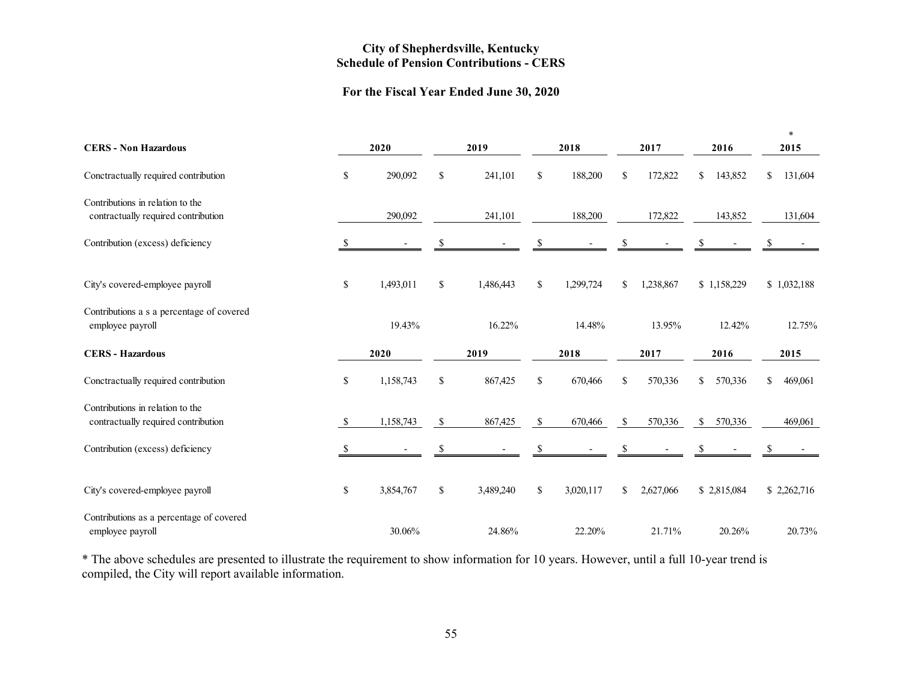# City of Shepherdsville, Kentucky
## Schedule of Pension Contributions - CERS

### For the Fiscal Year Ended June 30, 2020

| CERS - Non Hazardous | 2020 | 2019 | 2018 | 2017 | 2016 | * 2015 |
|---|---|---|---|---|---|---|
| Conctractually required contribution | $ 290,092 | $ 241,101 | $ 188,200 | $ 172,822 | $ 143,852 | $ 131,604 |
| Contributions in relation to the contractually required contribution | 290,092 | 241,101 | 188,200 | 172,822 | 143,852 | 131,604 |
| Contribution (excess) deficiency | $ - | $ - | $ - | $ - | $ - | $ - |
| City's covered-employee payroll | $ 1,493,011 | $ 1,486,443 | $ 1,299,724 | $ 1,238,867 | $ 1,158,229 | $ 1,032,188 |
| Contributions a s a percentage of covered employee payroll | 19.43% | 16.22% | 14.48% | 13.95% | 12.42% | 12.75% |

| CERS - Hazardous | 2020 | 2019 | 2018 | 2017 | 2016 | 2015 |
|---|---|---|---|---|---|---|
| Conctractually required contribution | $ 1,158,743 | $ 867,425 | $ 670,466 | $ 570,336 | $ 570,336 | $ 469,061 |
| Contributions in relation to the contractually required contribution | $ 1,158,743 | $ 867,425 | $ 670,466 | $ 570,336 | $ 570,336 | 469,061 |
| Contribution (excess) deficiency | $ - | $ - | $ - | $ - | $ - | $ - |
| City's covered-employee payroll | $ 3,854,767 | $ 3,489,240 | $ 3,020,117 | $ 2,627,066 | $ 2,815,084 | $ 2,262,716 |
| Contributions as a percentage of covered employee payroll | 30.06% | 24.86% | 22.20% | 21.71% | 20.26% | 20.73% |

* The above schedules are presented to illustrate the requirement to show information for 10 years. However, until a full 10-year trend is compiled, the City will report available information.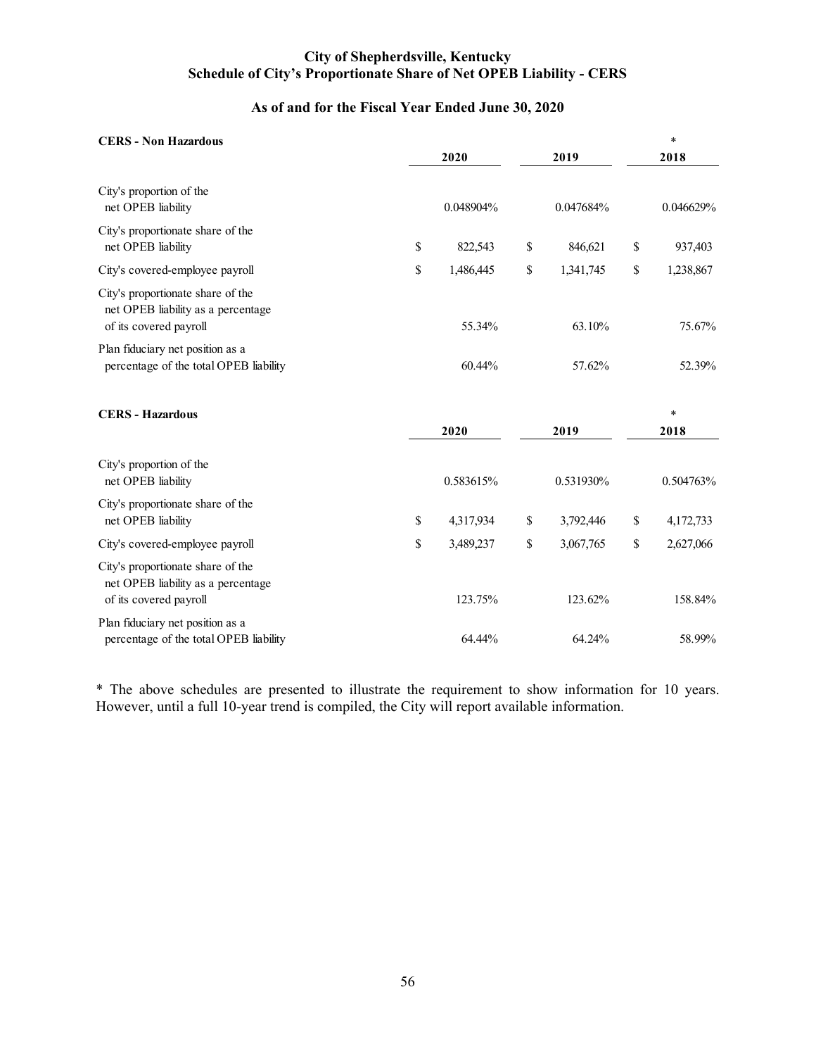# City of Shepherdsville, Kentucky
## Schedule of City's Proportionate Share of Net OPEB Liability - CERS

### As of and for the Fiscal Year Ended June 30, 2020

**CERS - Non Hazardous**

| | 2020 | 2019 | * 2018 |
|---|---|---|---|
| City's proportion of the net OPEB liability | 0.048904% | 0.047684% | 0.046629% |
| City's proportionate share of the net OPEB liability | $ 822,543 | $ 846,621 | $ 937,403 |
| City's covered-employee payroll | $ 1,486,445 | $ 1,341,745 | $ 1,238,867 |
| City's proportionate share of the net OPEB liability as a percentage of its covered payroll | 55.34% | 63.10% | 75.67% |
| Plan fiduciary net position as a percentage of the total OPEB liability | 60.44% | 57.62% | 52.39% |

**CERS - Hazardous**

| | 2020 | 2019 | * 2018 |
|---|---|---|---|
| City's proportion of the net OPEB liability | 0.583615% | 0.531930% | 0.504763% |
| City's proportionate share of the net OPEB liability | $ 4,317,934 | $ 3,792,446 | $ 4,172,733 |
| City's covered-employee payroll | $ 3,489,237 | $ 3,067,765 | $ 2,627,066 |
| City's proportionate share of the net OPEB liability as a percentage of its covered payroll | 123.75% | 123.62% | 158.84% |
| Plan fiduciary net position as a percentage of the total OPEB liability | 64.44% | 64.24% | 58.99% |

* The above schedules are presented to illustrate the requirement to show information for 10 years. However, until a full 10-year trend is compiled, the City will report available information.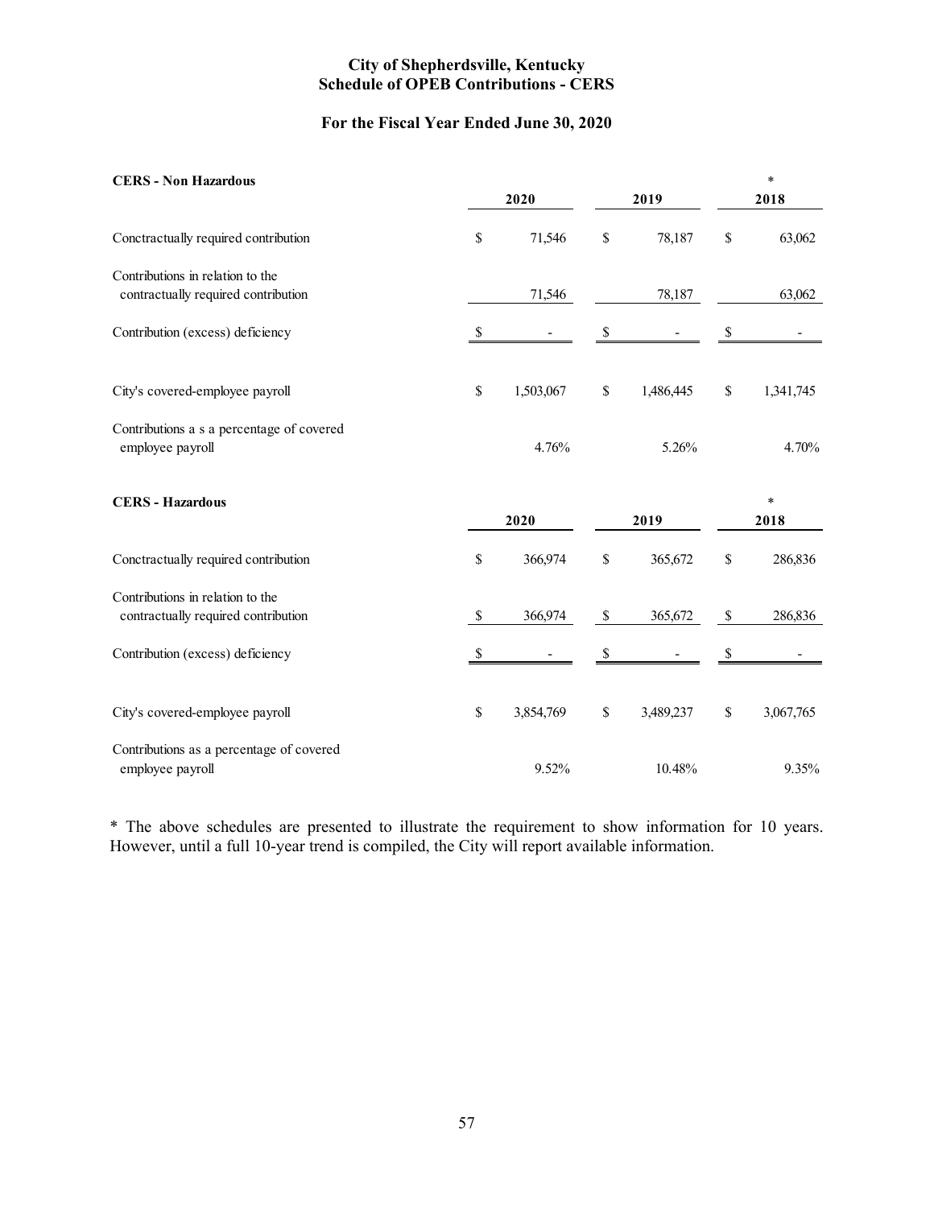**City of Shepherdsville, Kentucky**
**Schedule of OPEB Contributions - CERS**

**For the Fiscal Year Ended June 30, 2020**

| **CERS - Non Hazardous** | **2020** | **2019** | **\* 2018** |
|---|---|---|---|
| Conctractually required contribution | $ 71,546 | $ 78,187 | $ 63,062 |
| Contributions in relation to the contractually required contribution | 71,546 | 78,187 | 63,062 |
| Contribution (excess) deficiency | $ - | $ - | $ - |
| City's covered-employee payroll | $ 1,503,067 | $ 1,486,445 | $ 1,341,745 |
| Contributions a s a percentage of covered employee payroll | 4.76% | 5.26% | 4.70% |

| **CERS - Hazardous** | **2020** | **2019** | **\* 2018** |
|---|---|---|---|
| Conctractually required contribution | $ 366,974 | $ 365,672 | $ 286,836 |
| Contributions in relation to the contractually required contribution | $ 366,974 | $ 365,672 | $ 286,836 |
| Contribution (excess) deficiency | $ - | $ - | $ - |
| City's covered-employee payroll | $ 3,854,769 | $ 3,489,237 | $ 3,067,765 |
| Contributions as a percentage of covered employee payroll | 9.52% | 10.48% | 9.35% |

* The above schedules are presented to illustrate the requirement to show information for 10 years. However, until a full 10-year trend is compiled, the City will report available information.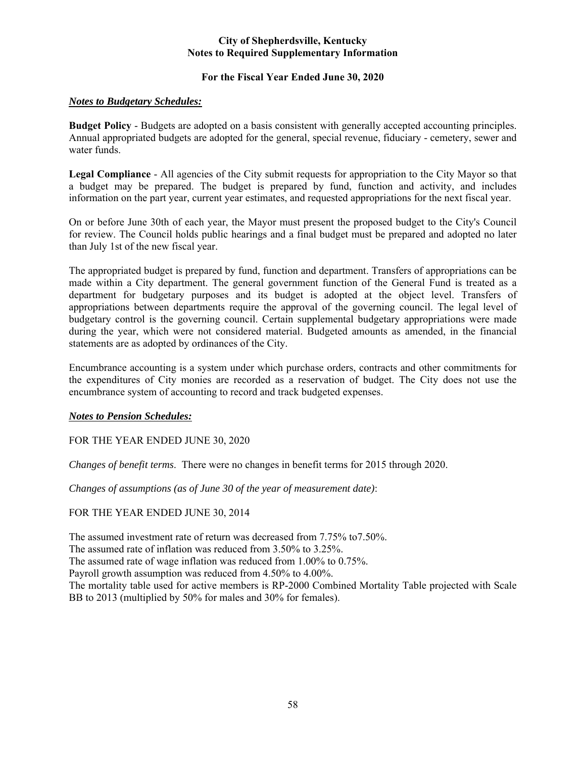# City of Shepherdsville, Kentucky
## Notes to Required Supplementary Information

### For the Fiscal Year Ended June 30, 2020

***Notes to Budgetary Schedules:***

**Budget Policy** - Budgets are adopted on a basis consistent with generally accepted accounting principles. Annual appropriated budgets are adopted for the general, special revenue, fiduciary - cemetery, sewer and water funds.

**Legal Compliance** - All agencies of the City submit requests for appropriation to the City Mayor so that a budget may be prepared. The budget is prepared by fund, function and activity, and includes information on the part year, current year estimates, and requested appropriations for the next fiscal year.

On or before June 30th of each year, the Mayor must present the proposed budget to the City's Council for review. The Council holds public hearings and a final budget must be prepared and adopted no later than July 1st of the new fiscal year.

The appropriated budget is prepared by fund, function and department. Transfers of appropriations can be made within a City department. The general government function of the General Fund is treated as a department for budgetary purposes and its budget is adopted at the object level. Transfers of appropriations between departments require the approval of the governing council. The legal level of budgetary control is the governing council. Certain supplemental budgetary appropriations were made during the year, which were not considered material. Budgeted amounts as amended, in the financial statements are as adopted by ordinances of the City.

Encumbrance accounting is a system under which purchase orders, contracts and other commitments for the expenditures of City monies are recorded as a reservation of budget. The City does not use the encumbrance system of accounting to record and track budgeted expenses.

***Notes to Pension Schedules:***

FOR THE YEAR ENDED JUNE 30, 2020

*Changes of benefit terms*. There were no changes in benefit terms for 2015 through 2020.

*Changes of assumptions (as of June 30 of the year of measurement date)*:

FOR THE YEAR ENDED JUNE 30, 2014

The assumed investment rate of return was decreased from 7.75% to7.50%.
The assumed rate of inflation was reduced from 3.50% to 3.25%.
The assumed rate of wage inflation was reduced from 1.00% to 0.75%.
Payroll growth assumption was reduced from 4.50% to 4.00%.
The mortality table used for active members is RP-2000 Combined Mortality Table projected with Scale BB to 2013 (multiplied by 50% for males and 30% for females).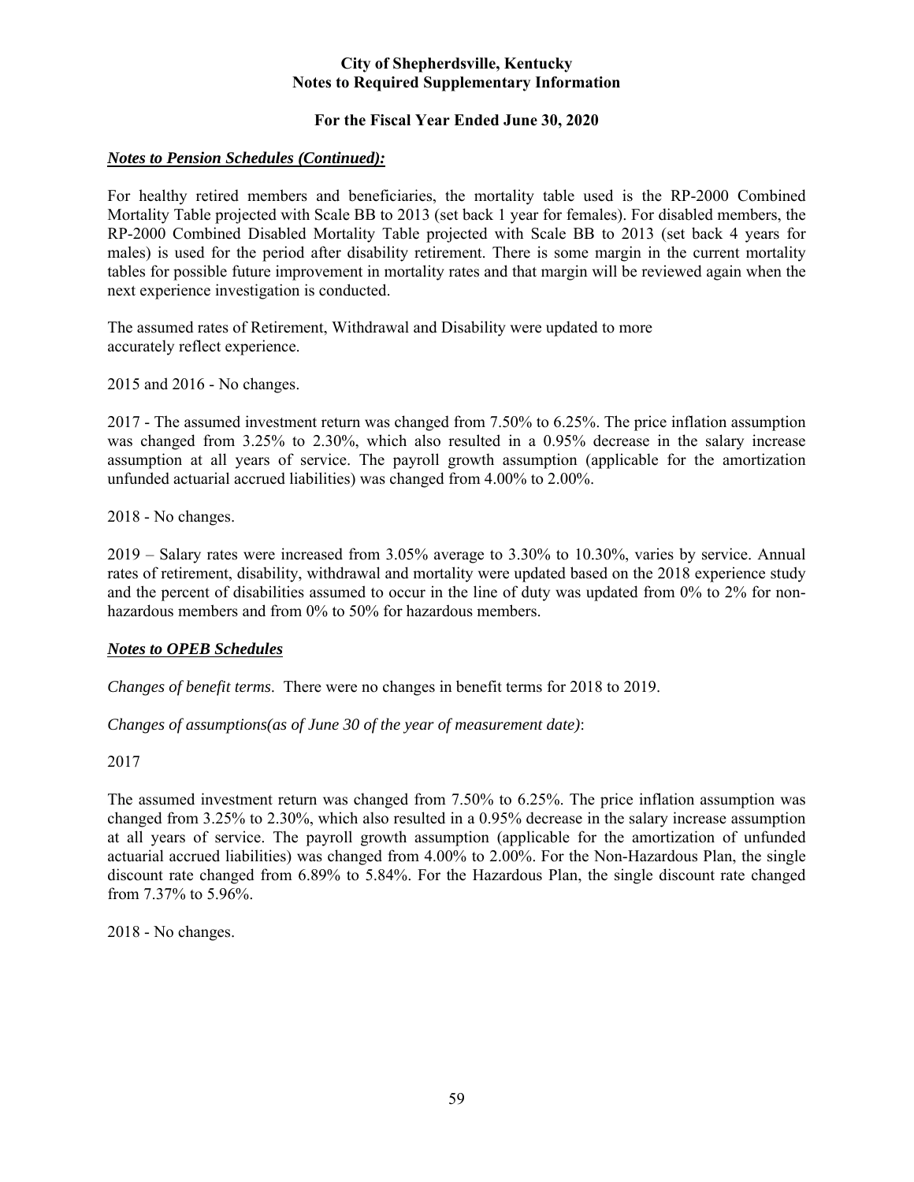**City of Shepherdsville, Kentucky**
**Notes to Required Supplementary Information**

**For the Fiscal Year Ended June 30, 2020**

***Notes to Pension Schedules (Continued):***

For healthy retired members and beneficiaries, the mortality table used is the RP-2000 Combined Mortality Table projected with Scale BB to 2013 (set back 1 year for females). For disabled members, the RP-2000 Combined Disabled Mortality Table projected with Scale BB to 2013 (set back 4 years for males) is used for the period after disability retirement. There is some margin in the current mortality tables for possible future improvement in mortality rates and that margin will be reviewed again when the next experience investigation is conducted.

The assumed rates of Retirement, Withdrawal and Disability were updated to more accurately reflect experience.

2015 and 2016 - No changes.

2017 - The assumed investment return was changed from 7.50% to 6.25%. The price inflation assumption was changed from 3.25% to 2.30%, which also resulted in a 0.95% decrease in the salary increase assumption at all years of service. The payroll growth assumption (applicable for the amortization unfunded actuarial accrued liabilities) was changed from 4.00% to 2.00%.

2018 - No changes.

2019 – Salary rates were increased from 3.05% average to 3.30% to 10.30%, varies by service. Annual rates of retirement, disability, withdrawal and mortality were updated based on the 2018 experience study and the percent of disabilities assumed to occur in the line of duty was updated from 0% to 2% for non-hazardous members and from 0% to 50% for hazardous members.

***Notes to OPEB Schedules***

*Changes of benefit terms*. There were no changes in benefit terms for 2018 to 2019.

*Changes of assumptions(as of June 30 of the year of measurement date)*:

2017

The assumed investment return was changed from 7.50% to 6.25%. The price inflation assumption was changed from 3.25% to 2.30%, which also resulted in a 0.95% decrease in the salary increase assumption at all years of service. The payroll growth assumption (applicable for the amortization of unfunded actuarial accrued liabilities) was changed from 4.00% to 2.00%. For the Non-Hazardous Plan, the single discount rate changed from 6.89% to 5.84%. For the Hazardous Plan, the single discount rate changed from 7.37% to 5.96%.

2018 - No changes.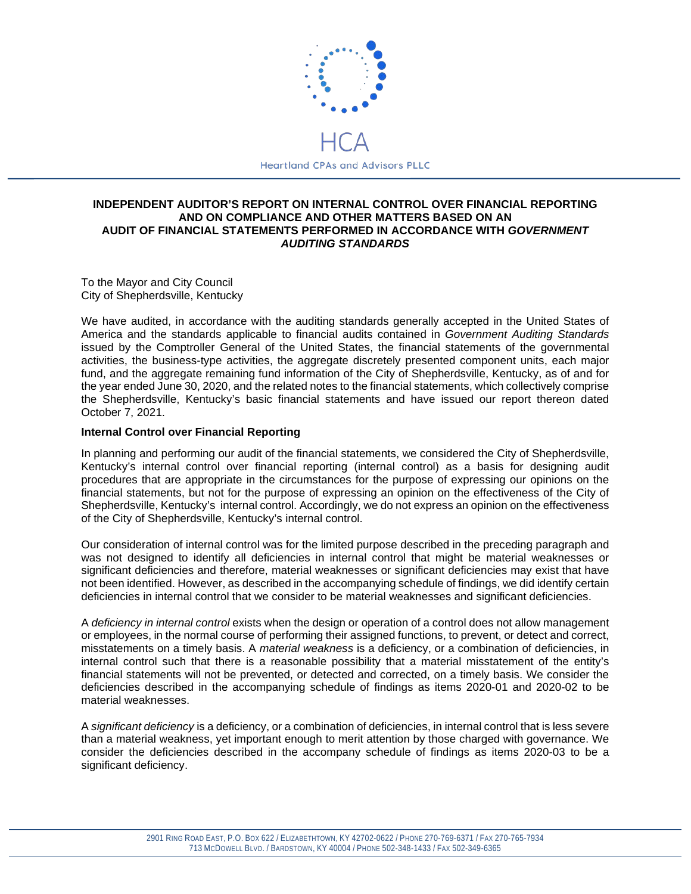HCA

Heartland CPAs and Advisors PLLC

# INDEPENDENT AUDITOR'S REPORT ON INTERNAL CONTROL OVER FINANCIAL REPORTING AND ON COMPLIANCE AND OTHER MATTERS BASED ON AN AUDIT OF FINANCIAL STATEMENTS PERFORMED IN ACCORDANCE WITH *GOVERNMENT AUDITING STANDARDS*

To the Mayor and City Council
City of Shepherdsville, Kentucky

We have audited, in accordance with the auditing standards generally accepted in the United States of America and the standards applicable to financial audits contained in *Government Auditing Standards* issued by the Comptroller General of the United States, the financial statements of the governmental activities, the business-type activities, the aggregate discretely presented component units, each major fund, and the aggregate remaining fund information of the City of Shepherdsville, Kentucky, as of and for the year ended June 30, 2020, and the related notes to the financial statements, which collectively comprise the Shepherdsville, Kentucky's basic financial statements and have issued our report thereon dated October 7, 2021.

**Internal Control over Financial Reporting**

In planning and performing our audit of the financial statements, we considered the City of Shepherdsville, Kentucky's internal control over financial reporting (internal control) as a basis for designing audit procedures that are appropriate in the circumstances for the purpose of expressing our opinions on the financial statements, but not for the purpose of expressing an opinion on the effectiveness of the City of Shepherdsville, Kentucky's internal control. Accordingly, we do not express an opinion on the effectiveness of the City of Shepherdsville, Kentucky's internal control.

Our consideration of internal control was for the limited purpose described in the preceding paragraph and was not designed to identify all deficiencies in internal control that might be material weaknesses or significant deficiencies and therefore, material weaknesses or significant deficiencies may exist that have not been identified. However, as described in the accompanying schedule of findings, we did identify certain deficiencies in internal control that we consider to be material weaknesses and significant deficiencies.

A *deficiency in internal control* exists when the design or operation of a control does not allow management or employees, in the normal course of performing their assigned functions, to prevent, or detect and correct, misstatements on a timely basis. A *material weakness* is a deficiency, or a combination of deficiencies, in internal control such that there is a reasonable possibility that a material misstatement of the entity's financial statements will not be prevented, or detected and corrected, on a timely basis. We consider the deficiencies described in the accompanying schedule of findings as items 2020-01 and 2020-02 to be material weaknesses.

A *significant deficiency* is a deficiency, or a combination of deficiencies, in internal control that is less severe than a material weakness, yet important enough to merit attention by those charged with governance. We consider the deficiencies described in the accompany schedule of findings as items 2020-03 to be a significant deficiency.

2901 Ring Road East, P.O. Box 622 / Elizabethtown, KY 42702-0622 / Phone 270-769-6371 / Fax 270-765-7934
713 McDowell Blvd. / Bardstown, KY 40004 / Phone 502-348-1433 / Fax 502-349-6365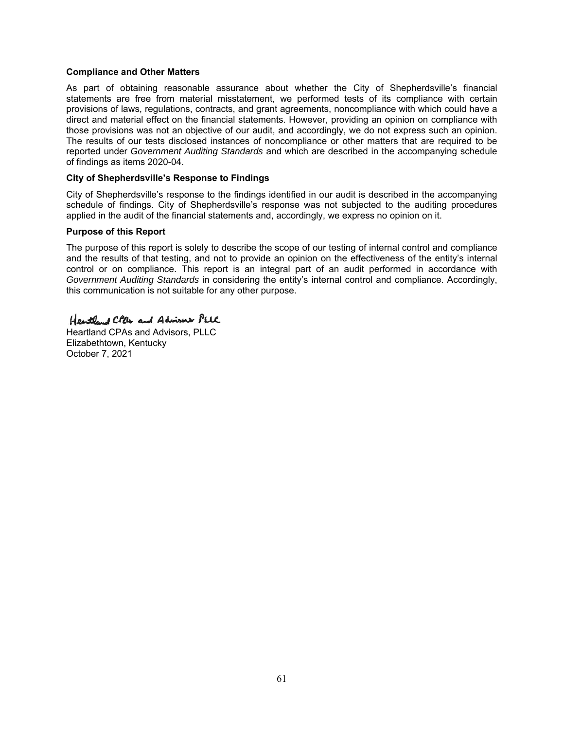**Compliance and Other Matters**

As part of obtaining reasonable assurance about whether the City of Shepherdsville's financial statements are free from material misstatement, we performed tests of its compliance with certain provisions of laws, regulations, contracts, and grant agreements, noncompliance with which could have a direct and material effect on the financial statements. However, providing an opinion on compliance with those provisions was not an objective of our audit, and accordingly, we do not express such an opinion. The results of our tests disclosed instances of noncompliance or other matters that are required to be reported under *Government Auditing Standards* and which are described in the accompanying schedule of findings as items 2020-04.

**City of Shepherdsville's Response to Findings**

City of Shepherdsville's response to the findings identified in our audit is described in the accompanying schedule of findings. City of Shepherdsville's response was not subjected to the auditing procedures applied in the audit of the financial statements and, accordingly, we express no opinion on it.

**Purpose of this Report**

The purpose of this report is solely to describe the scope of our testing of internal control and compliance and the results of that testing, and not to provide an opinion on the effectiveness of the entity's internal control or on compliance. This report is an integral part of an audit performed in accordance with *Government Auditing Standards* in considering the entity's internal control and compliance. Accordingly, this communication is not suitable for any other purpose.

Heartland CPAs and Advisors PLLC

Heartland CPAs and Advisors, PLLC
Elizabethtown, Kentucky
October 7, 2021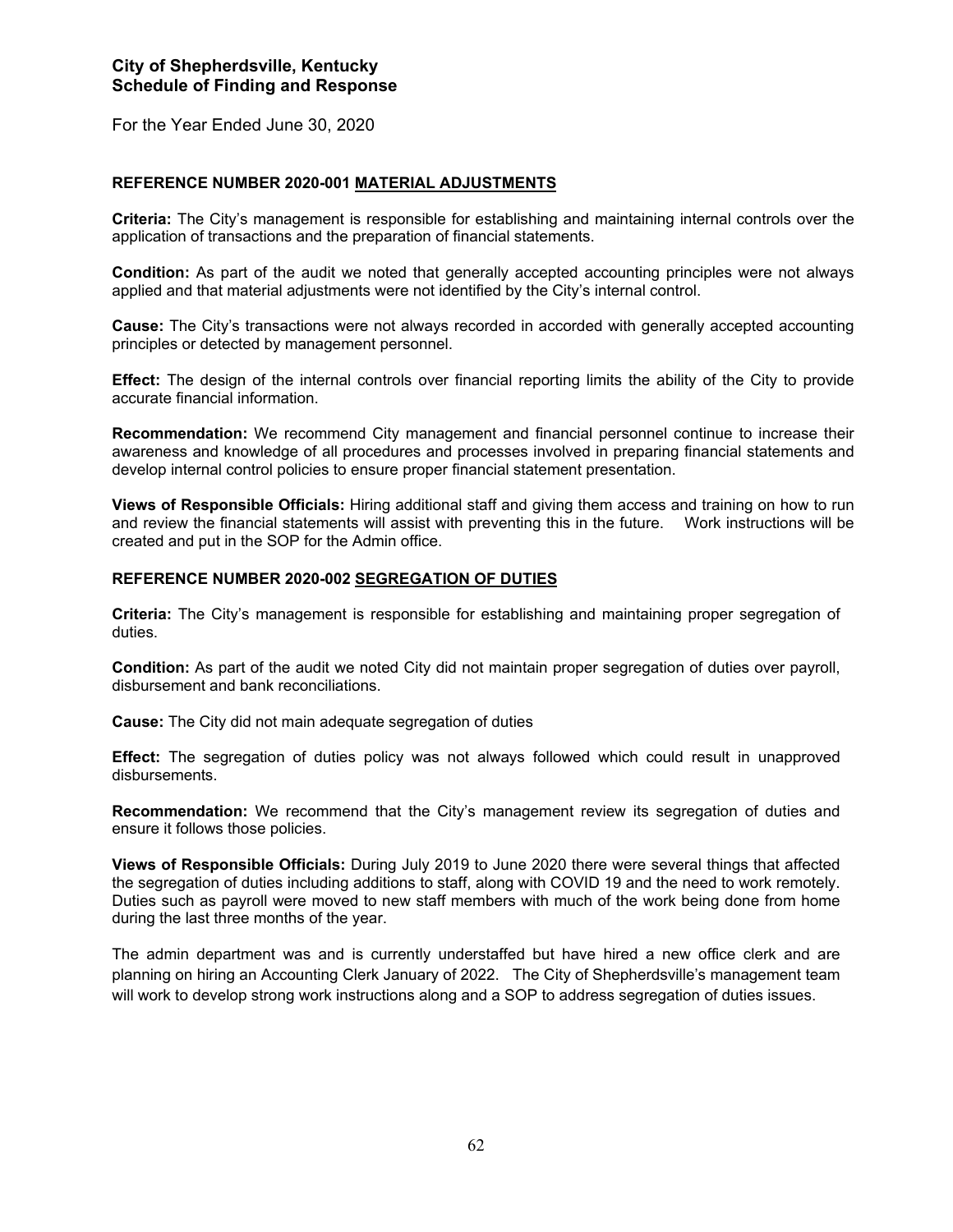# City of Shepherdsville, Kentucky
# Schedule of Finding and Response

For the Year Ended June 30, 2020

**REFERENCE NUMBER 2020-001 MATERIAL ADJUSTMENTS**

**Criteria:** The City's management is responsible for establishing and maintaining internal controls over the application of transactions and the preparation of financial statements.

**Condition:** As part of the audit we noted that generally accepted accounting principles were not always applied and that material adjustments were not identified by the City's internal control.

**Cause:** The City's transactions were not always recorded in accorded with generally accepted accounting principles or detected by management personnel.

**Effect:** The design of the internal controls over financial reporting limits the ability of the City to provide accurate financial information.

**Recommendation:** We recommend City management and financial personnel continue to increase their awareness and knowledge of all procedures and processes involved in preparing financial statements and develop internal control policies to ensure proper financial statement presentation.

**Views of Responsible Officials:** Hiring additional staff and giving them access and training on how to run and review the financial statements will assist with preventing this in the future. Work instructions will be created and put in the SOP for the Admin office.

**REFERENCE NUMBER 2020-002 SEGREGATION OF DUTIES**

**Criteria:** The City's management is responsible for establishing and maintaining proper segregation of duties.

**Condition:** As part of the audit we noted City did not maintain proper segregation of duties over payroll, disbursement and bank reconciliations.

**Cause:** The City did not main adequate segregation of duties

**Effect:** The segregation of duties policy was not always followed which could result in unapproved disbursements.

**Recommendation:** We recommend that the City's management review its segregation of duties and ensure it follows those policies.

**Views of Responsible Officials:** During July 2019 to June 2020 there were several things that affected the segregation of duties including additions to staff, along with COVID 19 and the need to work remotely. Duties such as payroll were moved to new staff members with much of the work being done from home during the last three months of the year.

The admin department was and is currently understaffed but have hired a new office clerk and are planning on hiring an Accounting Clerk January of 2022. The City of Shepherdsville's management team will work to develop strong work instructions along and a SOP to address segregation of duties issues.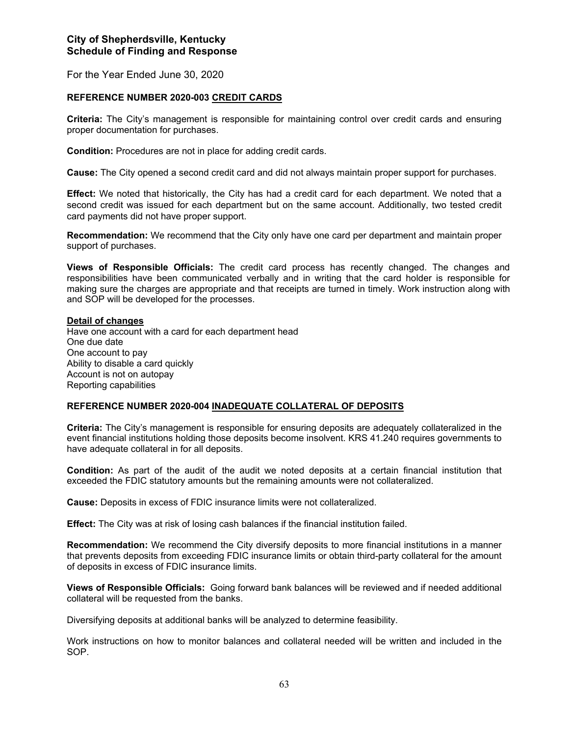# City of Shepherdsville, Kentucky
# Schedule of Finding and Response

For the Year Ended June 30, 2020

### REFERENCE NUMBER 2020-003 CREDIT CARDS

**Criteria:** The City's management is responsible for maintaining control over credit cards and ensuring proper documentation for purchases.

**Condition:** Procedures are not in place for adding credit cards.

**Cause:** The City opened a second credit card and did not always maintain proper support for purchases.

**Effect:** We noted that historically, the City has had a credit card for each department. We noted that a second credit was issued for each department but on the same account. Additionally, two tested credit card payments did not have proper support.

**Recommendation:** We recommend that the City only have one card per department and maintain proper support of purchases.

**Views of Responsible Officials:** The credit card process has recently changed. The changes and responsibilities have been communicated verbally and in writing that the card holder is responsible for making sure the charges are appropriate and that receipts are turned in timely. Work instruction along with and SOP will be developed for the processes.

**Detail of changes**

Have one account with a card for each department head
One due date
One account to pay
Ability to disable a card quickly
Account is not on autopay
Reporting capabilities

### REFERENCE NUMBER 2020-004 INADEQUATE COLLATERAL OF DEPOSITS

**Criteria:** The City's management is responsible for ensuring deposits are adequately collateralized in the event financial institutions holding those deposits become insolvent. KRS 41.240 requires governments to have adequate collateral in for all deposits.

**Condition:** As part of the audit of the audit we noted deposits at a certain financial institution that exceeded the FDIC statutory amounts but the remaining amounts were not collateralized.

**Cause:** Deposits in excess of FDIC insurance limits were not collateralized.

**Effect:** The City was at risk of losing cash balances if the financial institution failed.

**Recommendation:** We recommend the City diversify deposits to more financial institutions in a manner that prevents deposits from exceeding FDIC insurance limits or obtain third-party collateral for the amount of deposits in excess of FDIC insurance limits.

**Views of Responsible Officials:** Going forward bank balances will be reviewed and if needed additional collateral will be requested from the banks.

Diversifying deposits at additional banks will be analyzed to determine feasibility.

Work instructions on how to monitor balances and collateral needed will be written and included in the SOP.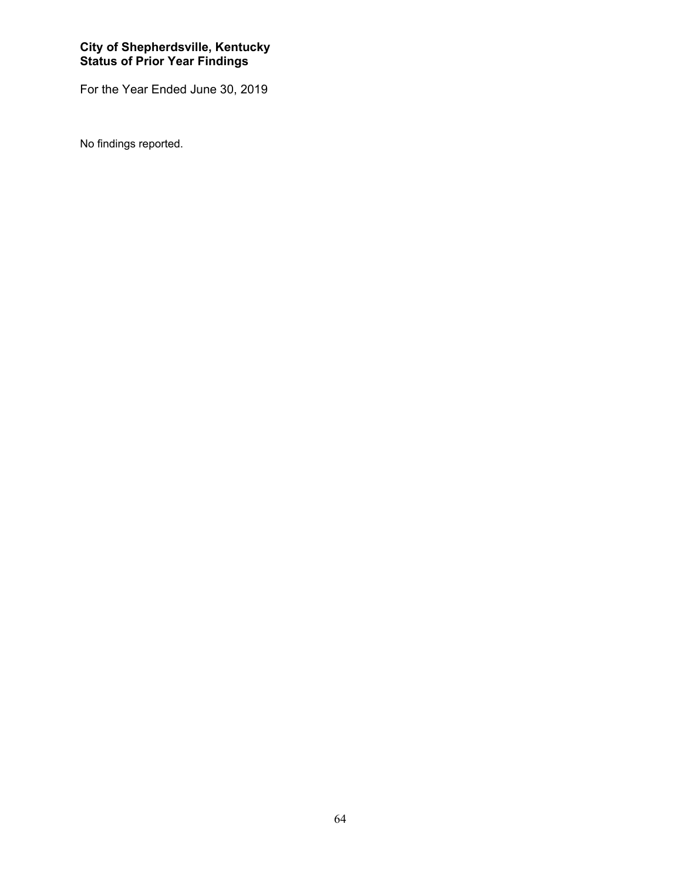**City of Shepherdsville, Kentucky**
**Status of Prior Year Findings**

For the Year Ended June 30, 2019

No findings reported.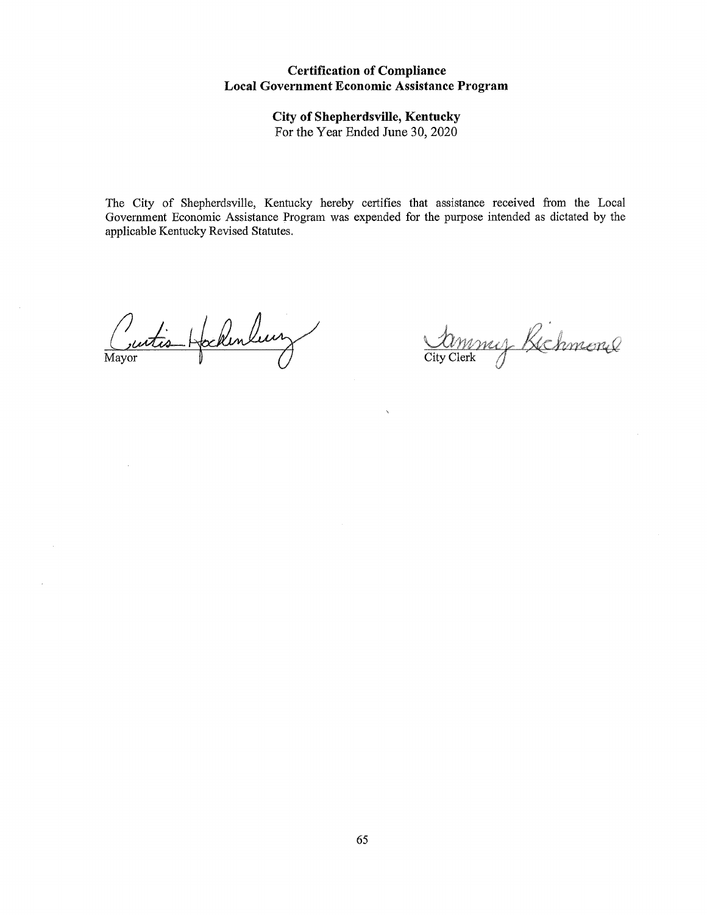**Certification of Compliance**
**Local Government Economic Assistance Program**

**City of Shepherdsville, Kentucky**
For the Year Ended June 30, 2020

The City of Shepherdsville, Kentucky hereby certifies that assistance received from the Local Government Economic Assistance Program was expended for the purpose intended as dictated by the applicable Kentucky Revised Statutes.

Mayor

City Clerk